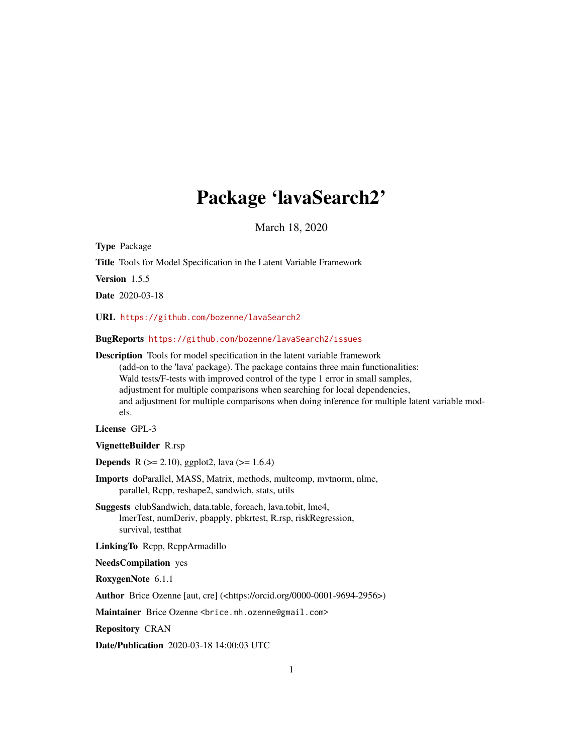# Package 'lavaSearch2'

March 18, 2020

**Type** Package

**Title** Tools for Model Specification in the Latent Variable Framework

**Version** 1.5.5

**Date** 2020-03-18

**URL** https://github.com/bozenne/lavaSearch2

**BugReports** https://github.com/bozenne/lavaSearch2/issues

**Description** Tools for model specification in the latent variable framework (add-on to the 'lava' package). The package contains three main functionalities: Wald tests/F-tests with improved control of the type 1 error in small samples, adjustment for multiple comparisons when searching for local dependencies, and adjustment for multiple comparisons when doing inference for multiple latent variable models.

**License** GPL-3

**VignetteBuilder** R.rsp

**Depends** R (>= 2.10), ggplot2, lava (>= 1.6.4)

**Imports** doParallel, MASS, Matrix, methods, multcomp, mvtnorm, nlme, parallel, Rcpp, reshape2, sandwich, stats, utils

**Suggests** clubSandwich, data.table, foreach, lava.tobit, lme4, lmerTest, numDeriv, pbapply, pbkrtest, R.rsp, riskRegression, survival, testthat

**LinkingTo** Rcpp, RcppArmadillo

**NeedsCompilation** yes

**RoxygenNote** 6.1.1

**Author** Brice Ozenne [aut, cre] (<https://orcid.org/0000-0001-9694-2956>)

**Maintainer** Brice Ozenne <brice.mh.ozenne@gmail.com>

**Repository** CRAN

**Date/Publication** 2020-03-18 14:00:03 UTC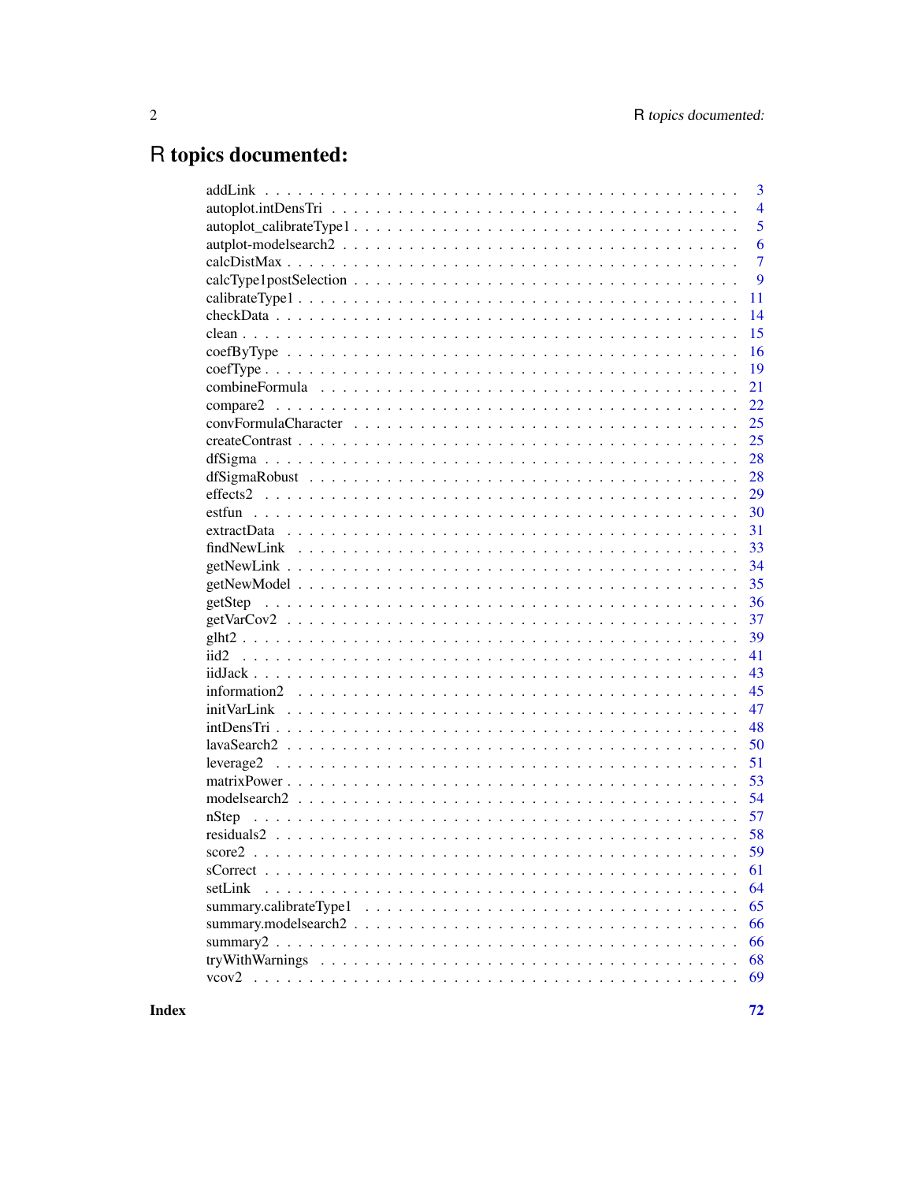# R topics documented:

| | |
|---|---|
| addLink | 3 |
| autoplot.intDensTri | 4 |
| autoplot_calibrateType1 | 5 |
| autplot-modelsearch2 | 6 |
| calcDistMax | 7 |
| calcType1postSelection | 9 |
| calibrateType1 | 11 |
| checkData | 14 |
| clean | 15 |
| coefByType | 16 |
| coefType | 19 |
| combineFormula | 21 |
| compare2 | 22 |
| convFormulaCharacter | 25 |
| createContrast | 25 |
| dfSigma | 28 |
| dfSigmaRobust | 28 |
| effects2 | 29 |
| estfun | 30 |
| extractData | 31 |
| findNewLink | 33 |
| getNewLink | 34 |
| getNewModel | 35 |
| getStep | 36 |
| getVarCov2 | 37 |
| glht2 | 39 |
| iid2 | 41 |
| iidJack | 43 |
| information2 | 45 |
| initVarLink | 47 |
| intDensTri | 48 |
| lavaSearch2 | 50 |
| leverage2 | 51 |
| matrixPower | 53 |
| modelsearch2 | 54 |
| nStep | 57 |
| residuals2 | 58 |
| score2 | 59 |
| sCorrect | 61 |
| setLink | 64 |
| summary.calibrateType1 | 65 |
| summary.modelsearch2 | 66 |
| summary2 | 66 |
| tryWithWarnings | 68 |
| vcov2 | 69 |

**Index** **72**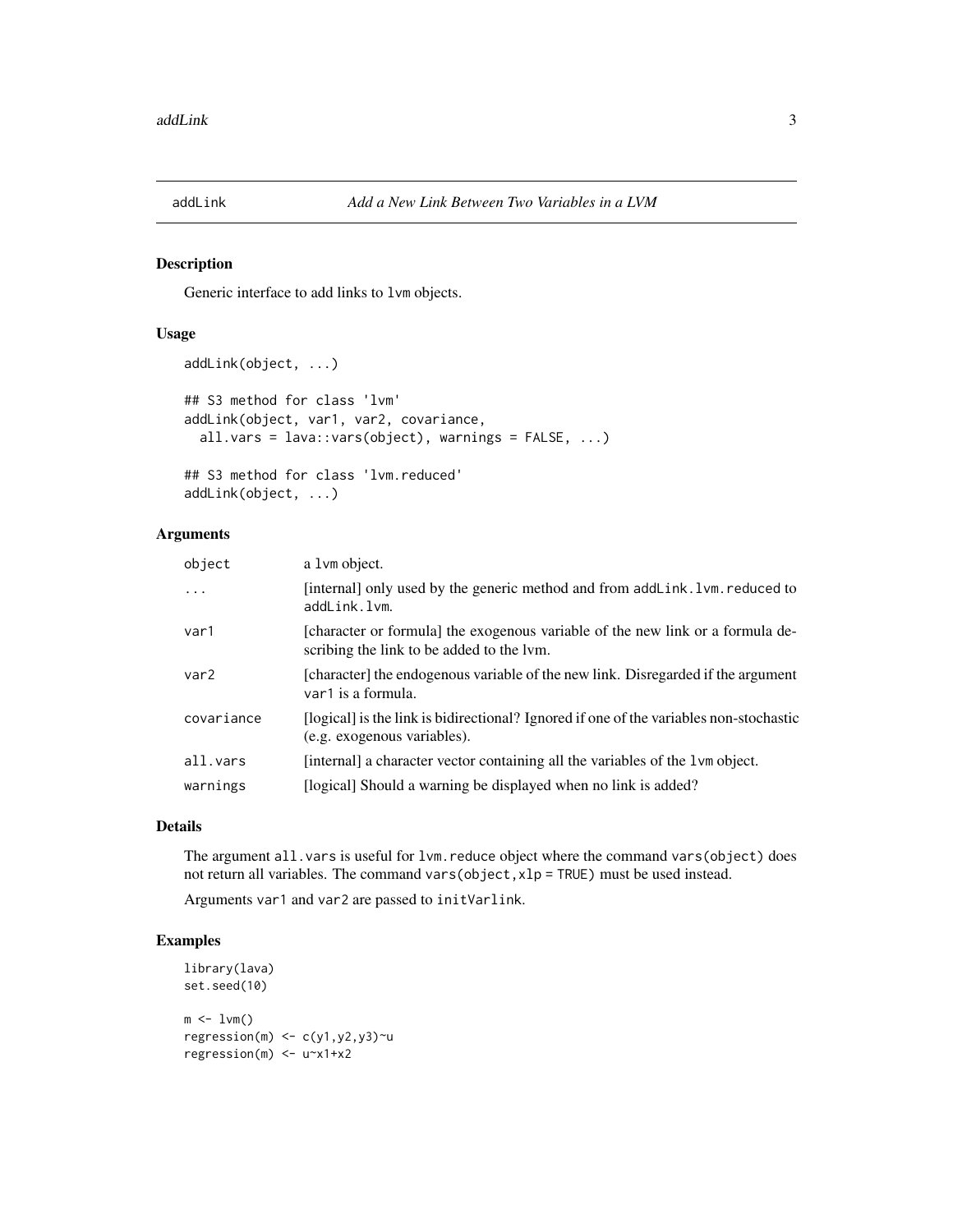## addLink — *Add a New Link Between Two Variables in a LVM*

### Description

Generic interface to add links to `lvm` objects.

### Usage

```
addLink(object, ...)

## S3 method for class 'lvm'
addLink(object, var1, var2, covariance,
  all.vars = lava::vars(object), warnings = FALSE, ...)

## S3 method for class 'lvm.reduced'
addLink(object, ...)
```

### Arguments

| | |
|---|---|
| `object` | a `lvm` object. |
| `...` | [internal] only used by the generic method and from `addLink.lvm.reduced` to `addLink.lvm`. |
| `var1` | [character or formula] the exogenous variable of the new link or a formula describing the link to be added to the lvm. |
| `var2` | [character] the endogenous variable of the new link. Disregarded if the argument `var1` is a formula. |
| `covariance` | [logical] is the link is bidirectional? Ignored if one of the variables non-stochastic (e.g. exogenous variables). |
| `all.vars` | [internal] a character vector containing all the variables of the `lvm` object. |
| `warnings` | [logical] Should a warning be displayed when no link is added? |

### Details

The argument `all.vars` is useful for `lvm.reduce` object where the command `vars(object)` does not return all variables. The command `vars(object,xlp = TRUE)` must be used instead.

Arguments `var1` and `var2` are passed to `initVarlink`.

### Examples

```
library(lava)
set.seed(10)

m <- lvm()
regression(m) <- c(y1,y2,y3)~u
regression(m) <- u~x1+x2
```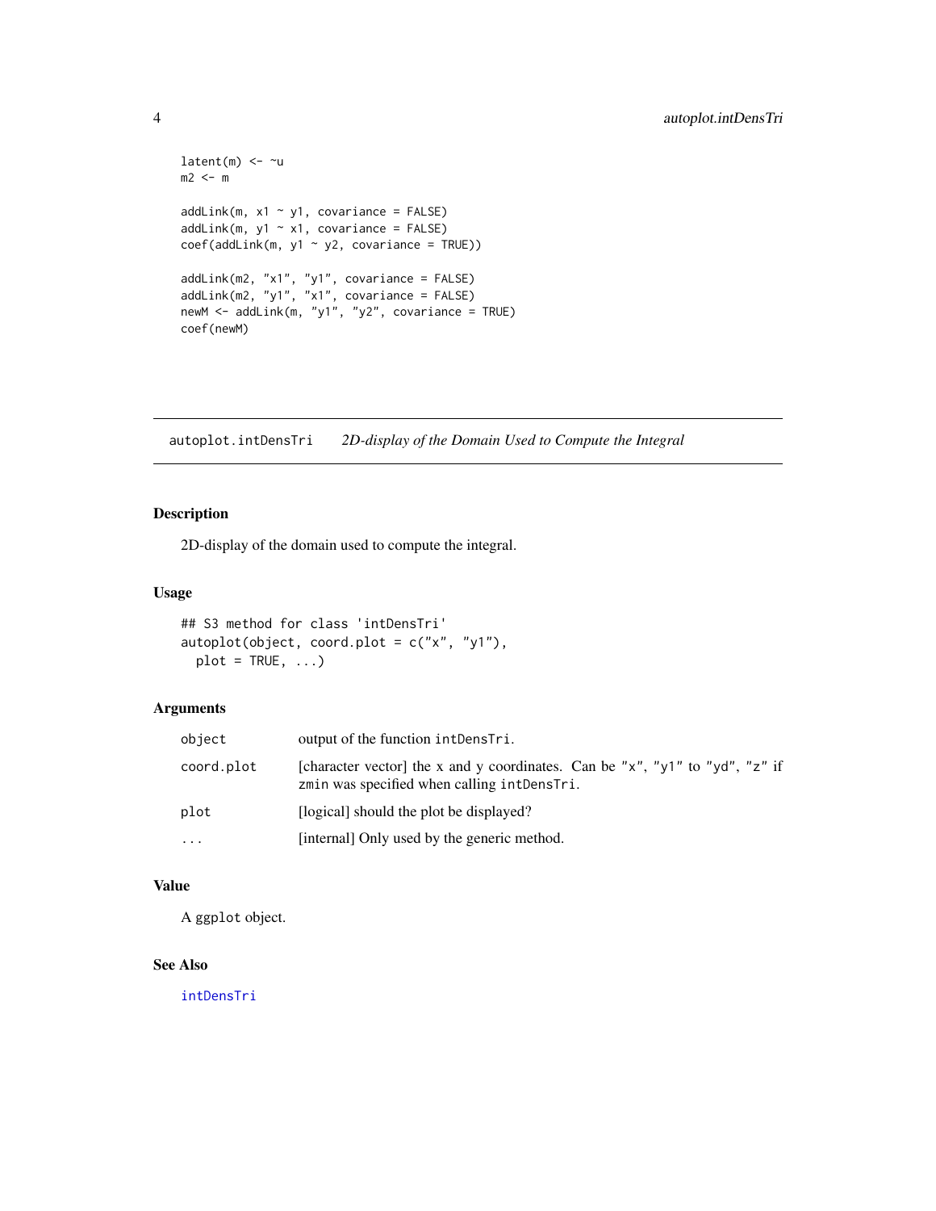```
latent(m) <- ~u
m2 <- m

addLink(m, x1 ~ y1, covariance = FALSE)
addLink(m, y1 ~ x1, covariance = FALSE)
coef(addLink(m, y1 ~ y2, covariance = TRUE))

addLink(m2, "x1", "y1", covariance = FALSE)
addLink(m2, "y1", "x1", covariance = FALSE)
newM <- addLink(m, "y1", "y2", covariance = TRUE)
coef(newM)
```

---

## autoplot.intDensTri — *2D-display of the Domain Used to Compute the Integral*

### Description

2D-display of the domain used to compute the integral.

### Usage

```
## S3 method for class 'intDensTri'
autoplot(object, coord.plot = c("x", "y1"),
  plot = TRUE, ...)
```

### Arguments

| | |
|---|---|
| `object` | output of the function `intDensTri`. |
| `coord.plot` | [character vector] the x and y coordinates. Can be "x", "y1" to "yd", "z" if `zmin` was specified when calling `intDensTri`. |
| `plot` | [logical] should the plot be displayed? |
| `...` | [internal] Only used by the generic method. |

### Value

A `ggplot` object.

### See Also

`intDensTri`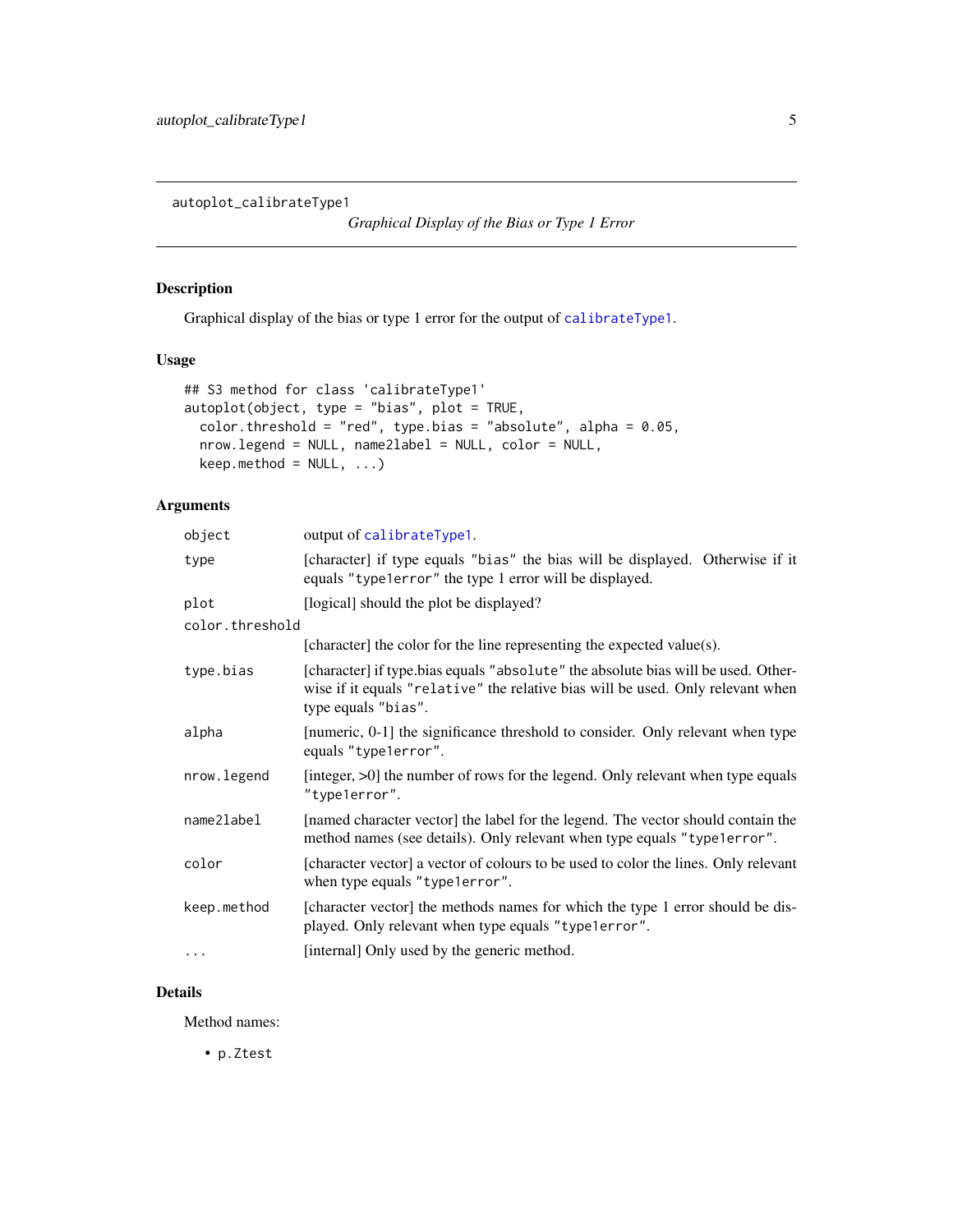autoplot_calibrateType1 &nbsp;&nbsp;&nbsp;&nbsp; *Graphical Display of the Bias or Type 1 Error*

## Description

Graphical display of the bias or type 1 error for the output of `calibrateType1`.

## Usage

```
## S3 method for class 'calibrateType1'
autoplot(object, type = "bias", plot = TRUE,
  color.threshold = "red", type.bias = "absolute", alpha = 0.05,
  nrow.legend = NULL, name2label = NULL, color = NULL,
  keep.method = NULL, ...)
```

## Arguments

| | |
|---|---|
| `object` | output of `calibrateType1`. |
| `type` | [character] if type equals `"bias"` the bias will be displayed. Otherwise if it equals `"type1error"` the type 1 error will be displayed. |
| `plot` | [logical] should the plot be displayed? |
| `color.threshold` | [character] the color for the line representing the expected value(s). |
| `type.bias` | [character] if type.bias equals `"absolute"` the absolute bias will be used. Otherwise if it equals `"relative"` the relative bias will be used. Only relevant when type equals `"bias"`. |
| `alpha` | [numeric, 0-1] the significance threshold to consider. Only relevant when type equals `"type1error"`. |
| `nrow.legend` | [integer, >0] the number of rows for the legend. Only relevant when type equals `"type1error"`. |
| `name2label` | [named character vector] the label for the legend. The vector should contain the method names (see details). Only relevant when type equals `"type1error"`. |
| `color` | [character vector] a vector of colours to be used to color the lines. Only relevant when type equals `"type1error"`. |
| `keep.method` | [character vector] the methods names for which the type 1 error should be displayed. Only relevant when type equals `"type1error"`. |
| `...` | [internal] Only used by the generic method. |

## Details

Method names:

- `p.Ztest`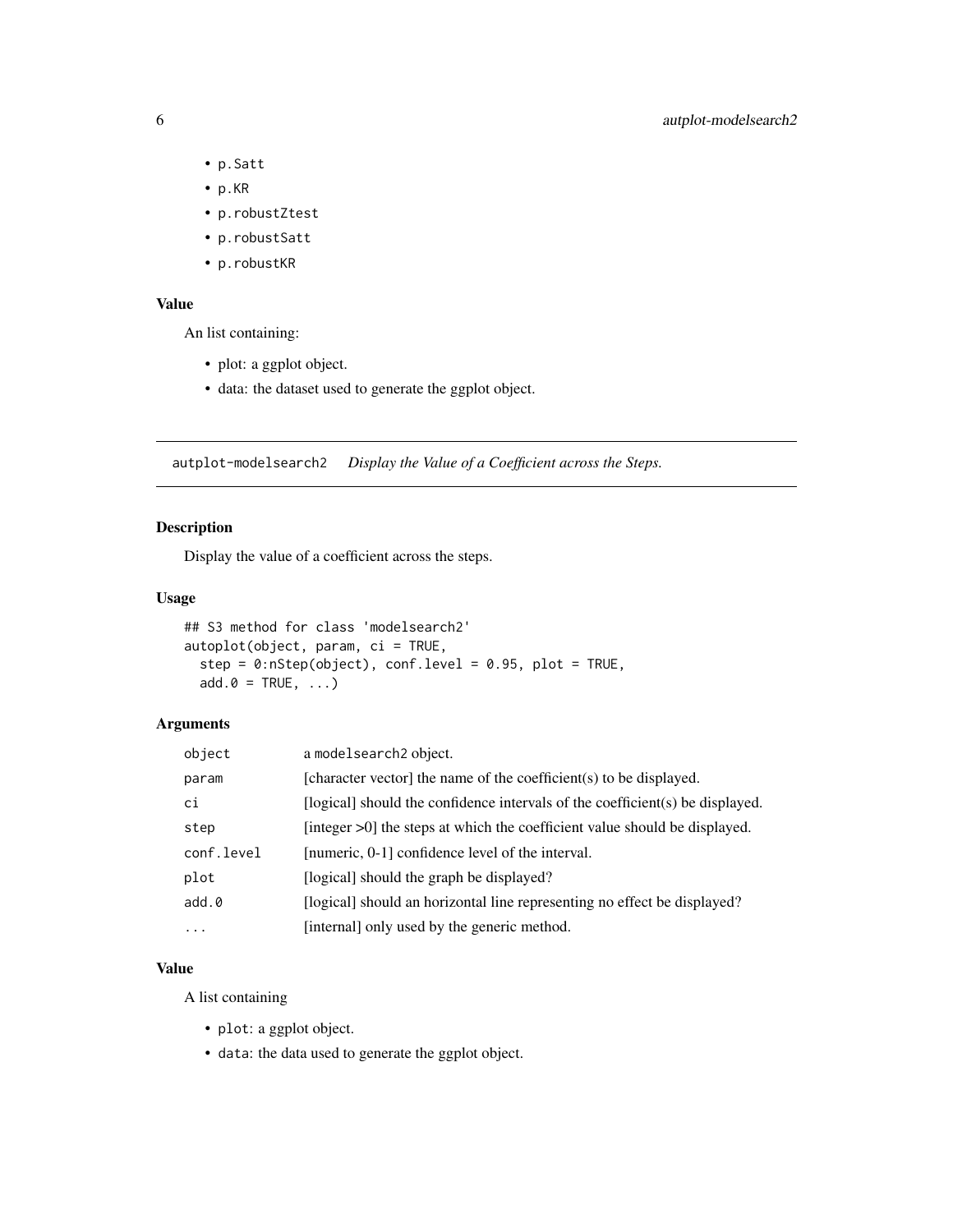- p.Satt
- p.KR
- p.robustZtest
- p.robustSatt
- p.robustKR

### Value

An list containing:

- plot: a ggplot object.
- data: the dataset used to generate the ggplot object.

---

## autplot-modelsearch2 *Display the Value of a Coefficient across the Steps.*

### Description

Display the value of a coefficient across the steps.

### Usage

```
## S3 method for class 'modelsearch2'
autoplot(object, param, ci = TRUE,
  step = 0:nStep(object), conf.level = 0.95, plot = TRUE,
  add.0 = TRUE, ...)
```

### Arguments

| | |
|---|---|
| object | a modelsearch2 object. |
| param | [character vector] the name of the coefficient(s) to be displayed. |
| ci | [logical] should the confidence intervals of the coefficient(s) be displayed. |
| step | [integer >0] the steps at which the coefficient value should be displayed. |
| conf.level | [numeric, 0-1] confidence level of the interval. |
| plot | [logical] should the graph be displayed? |
| add.0 | [logical] should an horizontal line representing no effect be displayed? |
| ... | [internal] only used by the generic method. |

### Value

A list containing

- `plot`: a ggplot object.
- `data`: the data used to generate the ggplot object.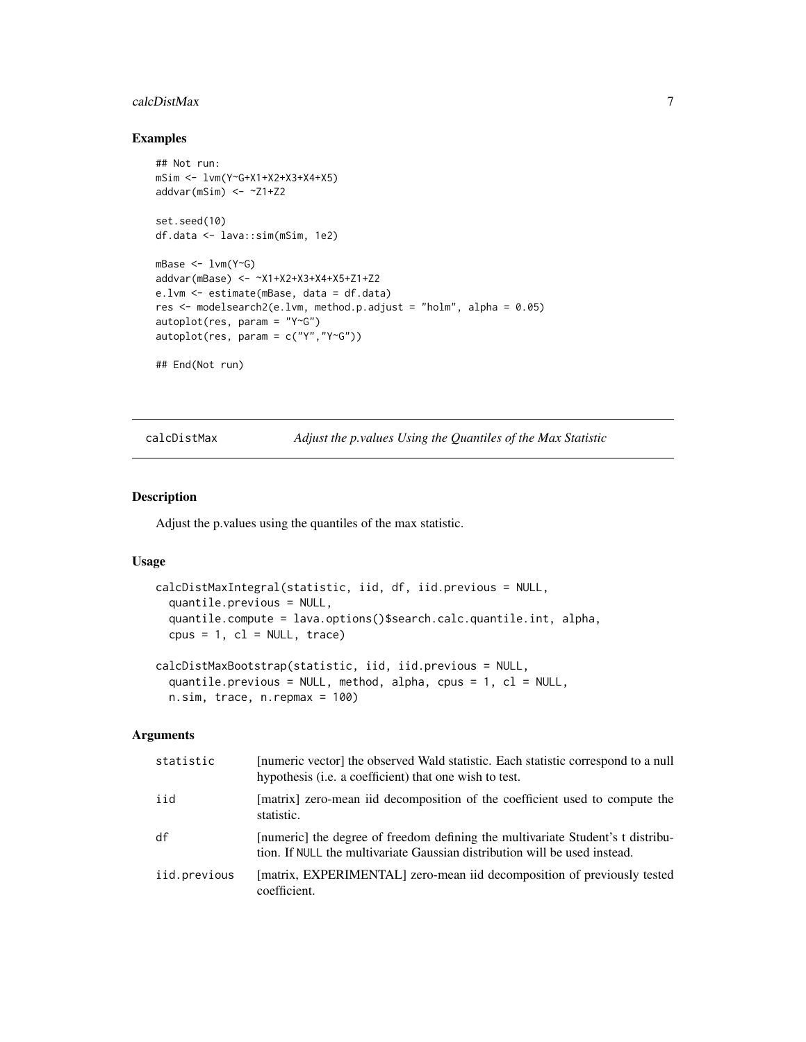### Examples

```
## Not run:
mSim <- lvm(Y~G+X1+X2+X3+X4+X5)
addvar(mSim) <- ~Z1+Z2

set.seed(10)
df.data <- lava::sim(mSim, 1e2)

mBase <- lvm(Y~G)
addvar(mBase) <- ~X1+X2+X3+X4+X5+Z1+Z2
e.lvm <- estimate(mBase, data = df.data)
res <- modelsearch2(e.lvm, method.p.adjust = "holm", alpha = 0.05)
autoplot(res, param = "Y~G")
autoplot(res, param = c("Y","Y~G"))

## End(Not run)
```

---

## calcDistMax — *Adjust the p.values Using the Quantiles of the Max Statistic*

### Description

Adjust the p.values using the quantiles of the max statistic.

### Usage

```
calcDistMaxIntegral(statistic, iid, df, iid.previous = NULL,
  quantile.previous = NULL,
  quantile.compute = lava.options()$search.calc.quantile.int, alpha,
  cpus = 1, cl = NULL, trace)

calcDistMaxBootstrap(statistic, iid, iid.previous = NULL,
  quantile.previous = NULL, method, alpha, cpus = 1, cl = NULL,
  n.sim, trace, n.repmax = 100)
```

### Arguments

| | |
|---|---|
| `statistic` | [numeric vector] the observed Wald statistic. Each statistic correspond to a null hypothesis (i.e. a coefficient) that one wish to test. |
| `iid` | [matrix] zero-mean iid decomposition of the coefficient used to compute the statistic. |
| `df` | [numeric] the degree of freedom defining the multivariate Student's t distribution. If `NULL` the multivariate Gaussian distribution will be used instead. |
| `iid.previous` | [matrix, EXPERIMENTAL] zero-mean iid decomposition of previously tested coefficient. |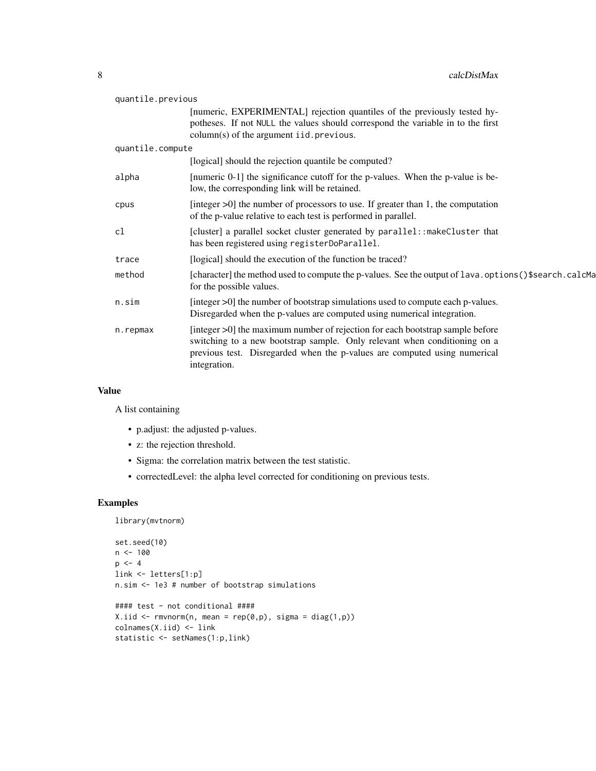| | |
|---|---|
| quantile.previous | [numeric, EXPERIMENTAL] rejection quantiles of the previously tested hypotheses. If not NULL the values should correspond the variable in to the first column(s) of the argument iid.previous. |
| quantile.compute | [logical] should the rejection quantile be computed? |
| alpha | [numeric 0-1] the significance cutoff for the p-values. When the p-value is below, the corresponding link will be retained. |
| cpus | [integer >0] the number of processors to use. If greater than 1, the computation of the p-value relative to each test is performed in parallel. |
| cl | [cluster] a parallel socket cluster generated by parallel::makeCluster that has been registered using registerDoParallel. |
| trace | [logical] should the execution of the function be traced? |
| method | [character] the method used to compute the p-values. See the output of lava.options()$search.calcMa for the possible values. |
| n.sim | [integer >0] the number of bootstrap simulations used to compute each p-values. Disregarded when the p-values are computed using numerical integration. |
| n.repmax | [integer >0] the maximum number of rejection for each bootstrap sample before switching to a new bootstrap sample. Only relevant when conditioning on a previous test. Disregarded when the p-values are computed using numerical integration. |

## Value

A list containing

- p.adjust: the adjusted p-values.
- z: the rejection threshold.
- Sigma: the correlation matrix between the test statistic.
- correctedLevel: the alpha level corrected for conditioning on previous tests.

## Examples

```
library(mvtnorm)

set.seed(10)
n <- 100
p <- 4
link <- letters[1:p]
n.sim <- 1e3 # number of bootstrap simulations

#### test - not conditional ####
X.iid <- rmvnorm(n, mean = rep(0,p), sigma = diag(1,p))
colnames(X.iid) <- link
statistic <- setNames(1:p,link)
```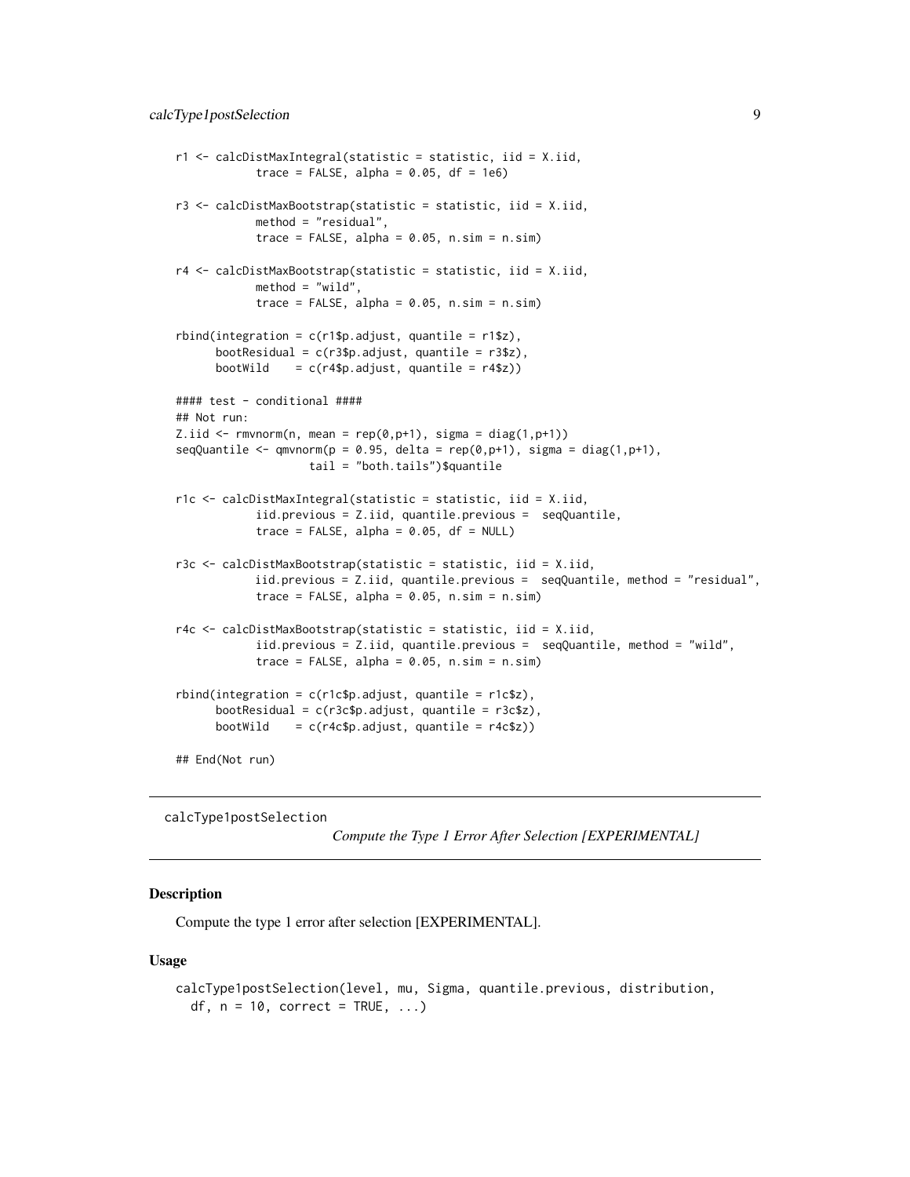```
r1 <- calcDistMaxIntegral(statistic = statistic, iid = X.iid,
            trace = FALSE, alpha = 0.05, df = 1e6)

r3 <- calcDistMaxBootstrap(statistic = statistic, iid = X.iid,
            method = "residual",
            trace = FALSE, alpha = 0.05, n.sim = n.sim)

r4 <- calcDistMaxBootstrap(statistic = statistic, iid = X.iid,
            method = "wild",
            trace = FALSE, alpha = 0.05, n.sim = n.sim)

rbind(integration = c(r1$p.adjust, quantile = r1$z),
      bootResidual = c(r3$p.adjust, quantile = r3$z),
      bootWild    = c(r4$p.adjust, quantile = r4$z))

#### test - conditional ####
## Not run:
Z.iid <- rmvnorm(n, mean = rep(0,p+1), sigma = diag(1,p+1))
seqQuantile <- qmvnorm(p = 0.95, delta = rep(0,p+1), sigma = diag(1,p+1),
                    tail = "both.tails")$quantile

r1c <- calcDistMaxIntegral(statistic = statistic, iid = X.iid,
            iid.previous = Z.iid, quantile.previous =  seqQuantile,
            trace = FALSE, alpha = 0.05, df = NULL)

r3c <- calcDistMaxBootstrap(statistic = statistic, iid = X.iid,
            iid.previous = Z.iid, quantile.previous =  seqQuantile, method = "residual",
            trace = FALSE, alpha = 0.05, n.sim = n.sim)

r4c <- calcDistMaxBootstrap(statistic = statistic, iid = X.iid,
            iid.previous = Z.iid, quantile.previous =  seqQuantile, method = "wild",
            trace = FALSE, alpha = 0.05, n.sim = n.sim)

rbind(integration = c(r1c$p.adjust, quantile = r1c$z),
      bootResidual = c(r3c$p.adjust, quantile = r3c$z),
      bootWild    = c(r4c$p.adjust, quantile = r4c$z))

## End(Not run)
```

---

`calcType1postSelection` *Compute the Type 1 Error After Selection [EXPERIMENTAL]*

---

## Description

Compute the type 1 error after selection [EXPERIMENTAL].

## Usage

```
calcType1postSelection(level, mu, Sigma, quantile.previous, distribution,
  df, n = 10, correct = TRUE, ...)
```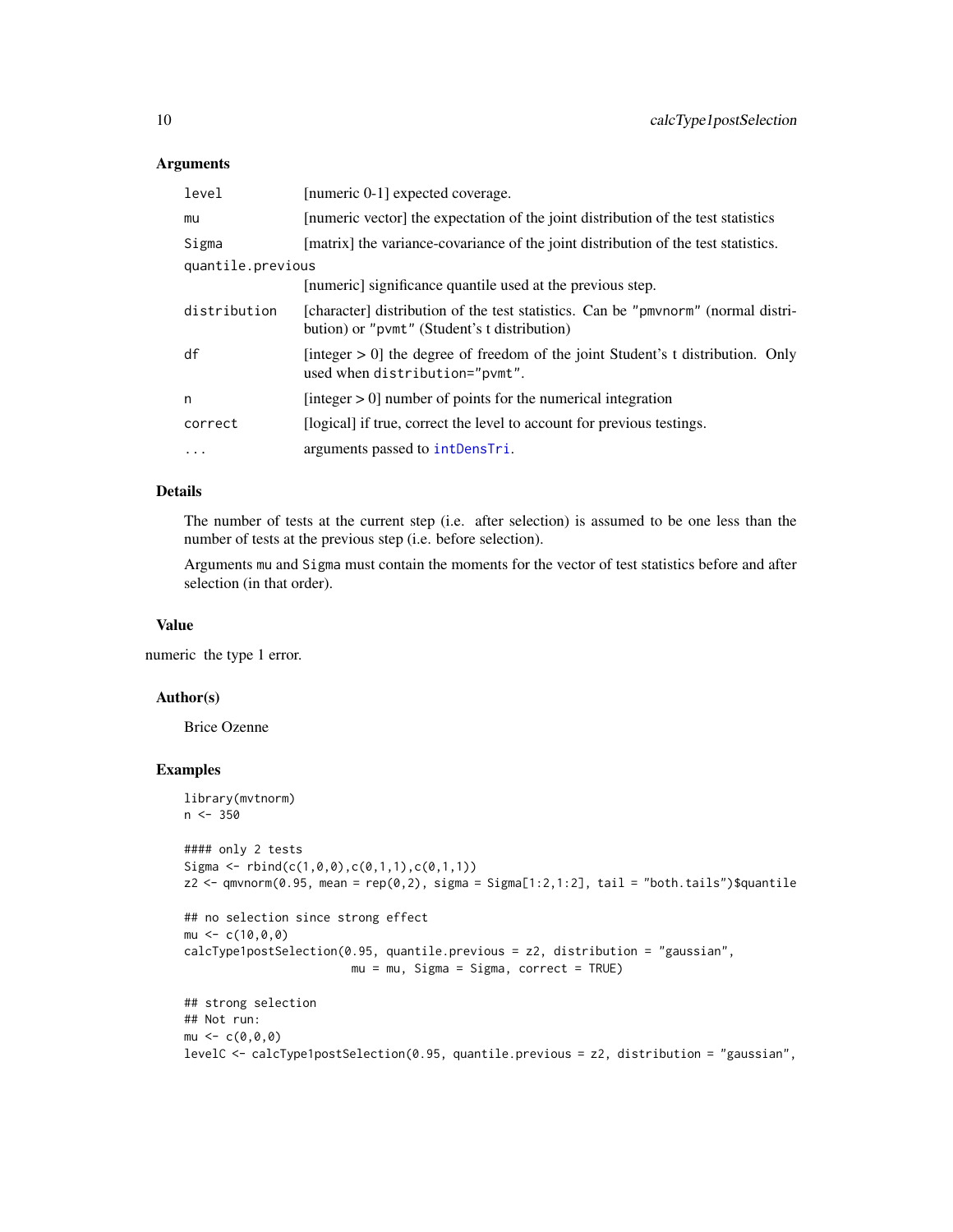### Arguments

| | |
|---|---|
| `level` | [numeric 0-1] expected coverage. |
| `mu` | [numeric vector] the expectation of the joint distribution of the test statistics |
| `Sigma` | [matrix] the variance-covariance of the joint distribution of the test statistics. |
| `quantile.previous` | [numeric] significance quantile used at the previous step. |
| `distribution` | [character] distribution of the test statistics. Can be "pmvnorm" (normal distribution) or "pvmt" (Student's t distribution) |
| `df` | [integer > 0] the degree of freedom of the joint Student's t distribution. Only used when `distribution="pvmt"`. |
| `n` | [integer > 0] number of points for the numerical integration |
| `correct` | [logical] if true, correct the level to account for previous testings. |
| `...` | arguments passed to `intDensTri`. |

### Details

The number of tests at the current step (i.e. after selection) is assumed to be one less than the number of tests at the previous step (i.e. before selection).

Arguments `mu` and `Sigma` must contain the moments for the vector of test statistics before and after selection (in that order).

### Value

numeric the type 1 error.

### Author(s)

Brice Ozenne

### Examples

```
library(mvtnorm)
n <- 350

#### only 2 tests
Sigma <- rbind(c(1,0,0),c(0,1,1),c(0,1,1))
z2 <- qmvnorm(0.95, mean = rep(0,2), sigma = Sigma[1:2,1:2], tail = "both.tails")$quantile

## no selection since strong effect
mu <- c(10,0,0)
calcType1postSelection(0.95, quantile.previous = z2, distribution = "gaussian",
                       mu = mu, Sigma = Sigma, correct = TRUE)

## strong selection
## Not run:
mu <- c(0,0,0)
levelC <- calcType1postSelection(0.95, quantile.previous = z2, distribution = "gaussian",
```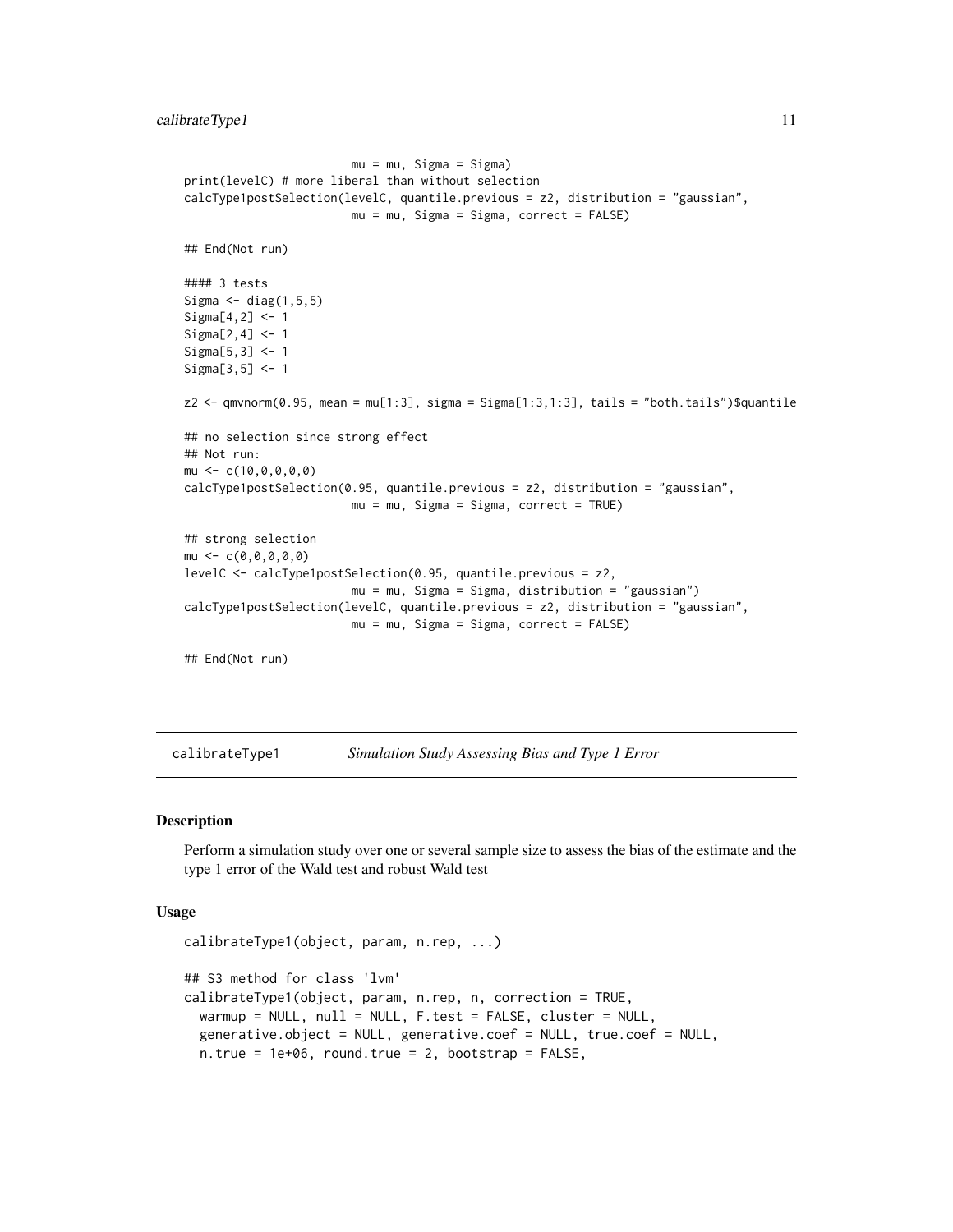```
                        mu = mu, Sigma = Sigma)
print(levelC) # more liberal than without selection
calcType1postSelection(levelC, quantile.previous = z2, distribution = "gaussian",
                        mu = mu, Sigma = Sigma, correct = FALSE)

## End(Not run)

#### 3 tests
Sigma <- diag(1,5,5)
Sigma[4,2] <- 1
Sigma[2,4] <- 1
Sigma[5,3] <- 1
Sigma[3,5] <- 1

z2 <- qmvnorm(0.95, mean = mu[1:3], sigma = Sigma[1:3,1:3], tails = "both.tails")$quantile

## no selection since strong effect
## Not run:
mu <- c(10,0,0,0,0)
calcType1postSelection(0.95, quantile.previous = z2, distribution = "gaussian",
                        mu = mu, Sigma = Sigma, correct = TRUE)

## strong selection
mu <- c(0,0,0,0,0)
levelC <- calcType1postSelection(0.95, quantile.previous = z2,
                        mu = mu, Sigma = Sigma, distribution = "gaussian")
calcType1postSelection(levelC, quantile.previous = z2, distribution = "gaussian",
                        mu = mu, Sigma = Sigma, correct = FALSE)

## End(Not run)
```

## calibrateType1 — *Simulation Study Assessing Bias and Type 1 Error*

### Description

Perform a simulation study over one or several sample size to assess the bias of the estimate and the type 1 error of the Wald test and robust Wald test

### Usage

```
calibrateType1(object, param, n.rep, ...)

## S3 method for class 'lvm'
calibrateType1(object, param, n.rep, n, correction = TRUE,
  warmup = NULL, null = NULL, F.test = FALSE, cluster = NULL,
  generative.object = NULL, generative.coef = NULL, true.coef = NULL,
  n.true = 1e+06, round.true = 2, bootstrap = FALSE,
```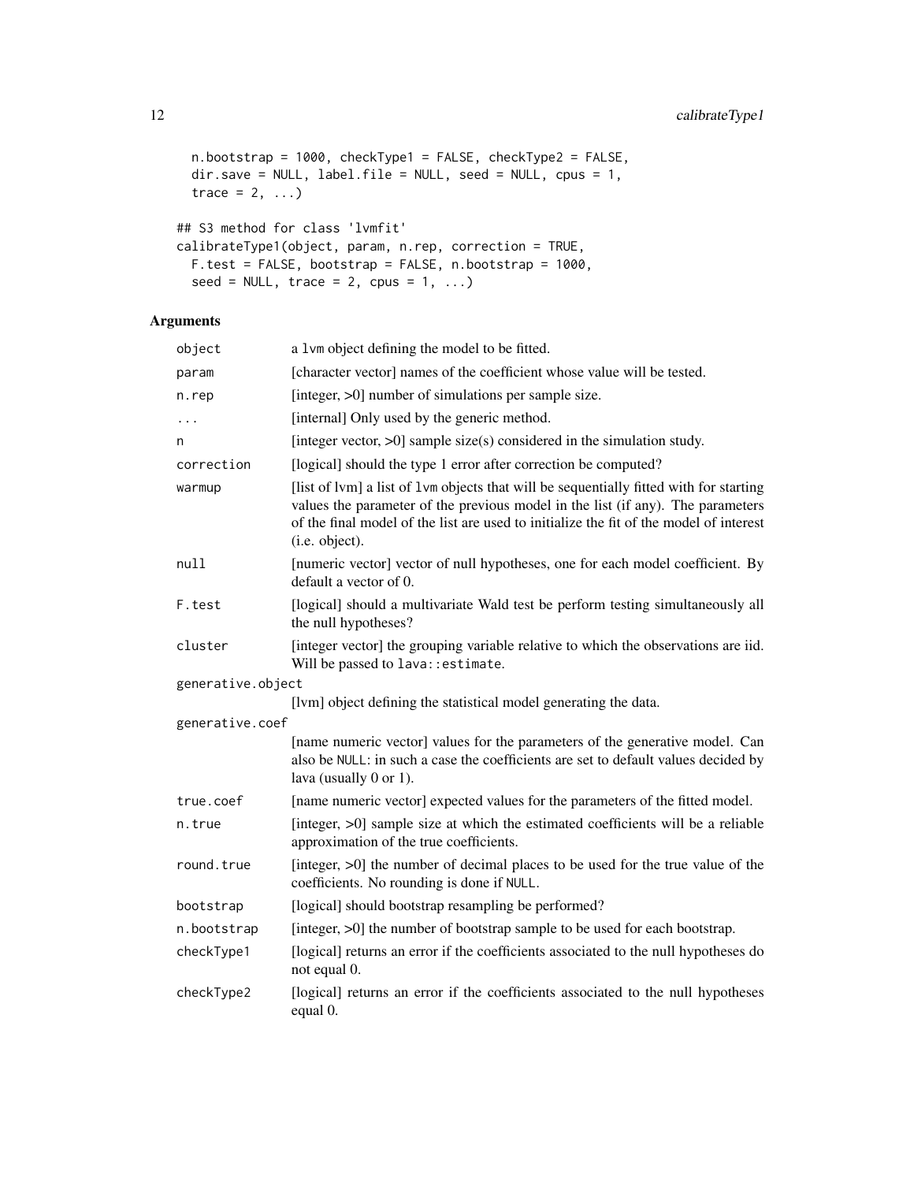```
  n.bootstrap = 1000, checkType1 = FALSE, checkType2 = FALSE,
  dir.save = NULL, label.file = NULL, seed = NULL, cpus = 1,
  trace = 2, ...)

## S3 method for class 'lvmfit'
calibrateType1(object, param, n.rep, correction = TRUE,
  F.test = FALSE, bootstrap = FALSE, n.bootstrap = 1000,
  seed = NULL, trace = 2, cpus = 1, ...)
```

### Arguments

| | |
|---|---|
| `object` | a `lvm` object defining the model to be fitted. |
| `param` | [character vector] names of the coefficient whose value will be tested. |
| `n.rep` | [integer, >0] number of simulations per sample size. |
| `...` | [internal] Only used by the generic method. |
| `n` | [integer vector, >0] sample size(s) considered in the simulation study. |
| `correction` | [logical] should the type 1 error after correction be computed? |
| `warmup` | [list of lvm] a list of `lvm` objects that will be sequentially fitted with for starting values the parameter of the previous model in the list (if any). The parameters of the final model of the list are used to initialize the fit of the model of interest (i.e. object). |
| `null` | [numeric vector] vector of null hypotheses, one for each model coefficient. By default a vector of 0. |
| `F.test` | [logical] should a multivariate Wald test be perform testing simultaneously all the null hypotheses? |
| `cluster` | [integer vector] the grouping variable relative to which the observations are iid. Will be passed to `lava::estimate`. |
| `generative.object` | [lvm] object defining the statistical model generating the data. |
| `generative.coef` | [name numeric vector] values for the parameters of the generative model. Can also be `NULL`: in such a case the coefficients are set to default values decided by lava (usually 0 or 1). |
| `true.coef` | [name numeric vector] expected values for the parameters of the fitted model. |
| `n.true` | [integer, >0] sample size at which the estimated coefficients will be a reliable approximation of the true coefficients. |
| `round.true` | [integer, >0] the number of decimal places to be used for the true value of the coefficients. No rounding is done if `NULL`. |
| `bootstrap` | [logical] should bootstrap resampling be performed? |
| `n.bootstrap` | [integer, >0] the number of bootstrap sample to be used for each bootstrap. |
| `checkType1` | [logical] returns an error if the coefficients associated to the null hypotheses do not equal 0. |
| `checkType2` | [logical] returns an error if the coefficients associated to the null hypotheses equal 0. |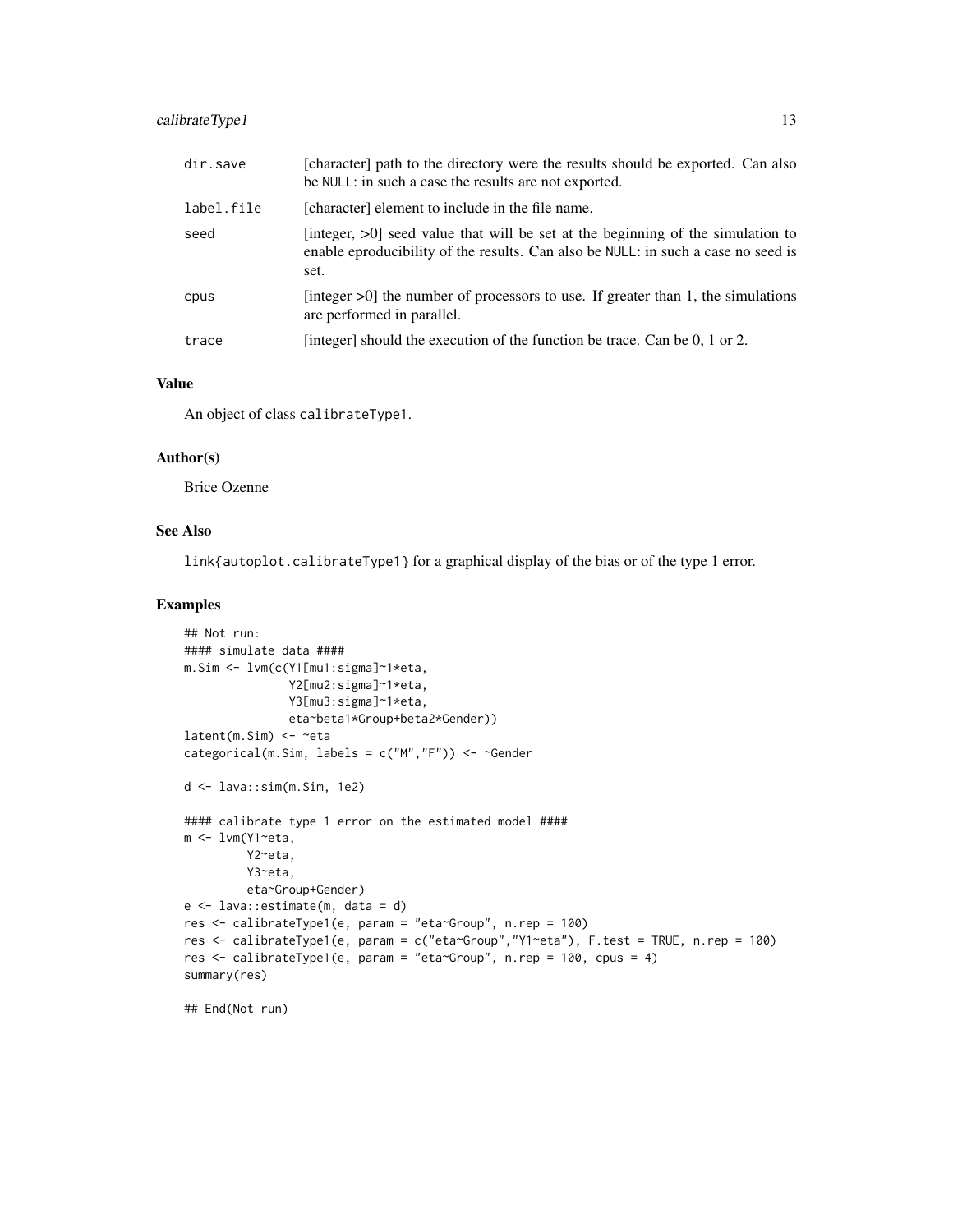| | |
|---|---|
| dir.save | [character] path to the directory were the results should be exported. Can also be NULL: in such a case the results are not exported. |
| label.file | [character] element to include in the file name. |
| seed | [integer, >0] seed value that will be set at the beginning of the simulation to enable eproducibility of the results. Can also be NULL: in such a case no seed is set. |
| cpus | [integer >0] the number of processors to use. If greater than 1, the simulations are performed in parallel. |
| trace | [integer] should the execution of the function be trace. Can be 0, 1 or 2. |

### Value

An object of class calibrateType1.

### Author(s)

Brice Ozenne

### See Also

link{autoplot.calibrateType1} for a graphical display of the bias or of the type 1 error.

### Examples

```
## Not run:
#### simulate data ####
m.Sim <- lvm(c(Y1[mu1:sigma]~1*eta,
               Y2[mu2:sigma]~1*eta,
               Y3[mu3:sigma]~1*eta,
               eta~beta1*Group+beta2*Gender))
latent(m.Sim) <- ~eta
categorical(m.Sim, labels = c("M","F")) <- ~Gender

d <- lava::sim(m.Sim, 1e2)

#### calibrate type 1 error on the estimated model ####
m <- lvm(Y1~eta,
         Y2~eta,
         Y3~eta,
         eta~Group+Gender)
e <- lava::estimate(m, data = d)
res <- calibrateType1(e, param = "eta~Group", n.rep = 100)
res <- calibrateType1(e, param = c("eta~Group","Y1~eta"), F.test = TRUE, n.rep = 100)
res <- calibrateType1(e, param = "eta~Group", n.rep = 100, cpus = 4)
summary(res)

## End(Not run)
```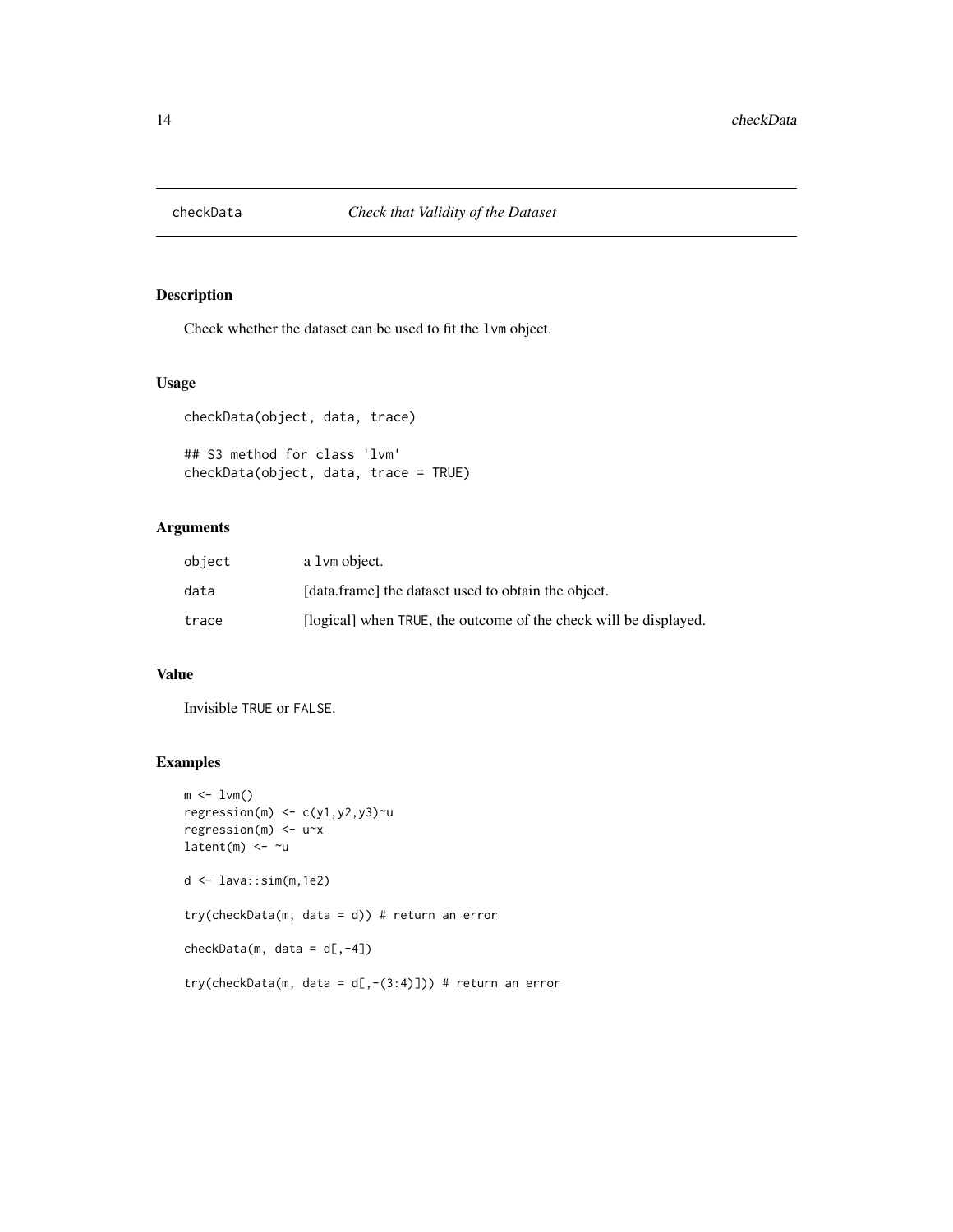# checkData *Check that Validity of the Dataset*

## Description

Check whether the dataset can be used to fit the `lvm` object.

## Usage

```
checkData(object, data, trace)

## S3 method for class 'lvm'
checkData(object, data, trace = TRUE)
```

## Arguments

| | |
|---|---|
| `object` | a `lvm` object. |
| `data` | [data.frame] the dataset used to obtain the object. |
| `trace` | [logical] when `TRUE`, the outcome of the check will be displayed. |

## Value

Invisible `TRUE` or `FALSE`.

## Examples

```
m <- lvm()
regression(m) <- c(y1,y2,y3)~u
regression(m) <- u~x
latent(m) <- ~u

d <- lava::sim(m,1e2)

try(checkData(m, data = d)) # return an error

checkData(m, data = d[,-4])

try(checkData(m, data = d[,-(3:4)])) # return an error
```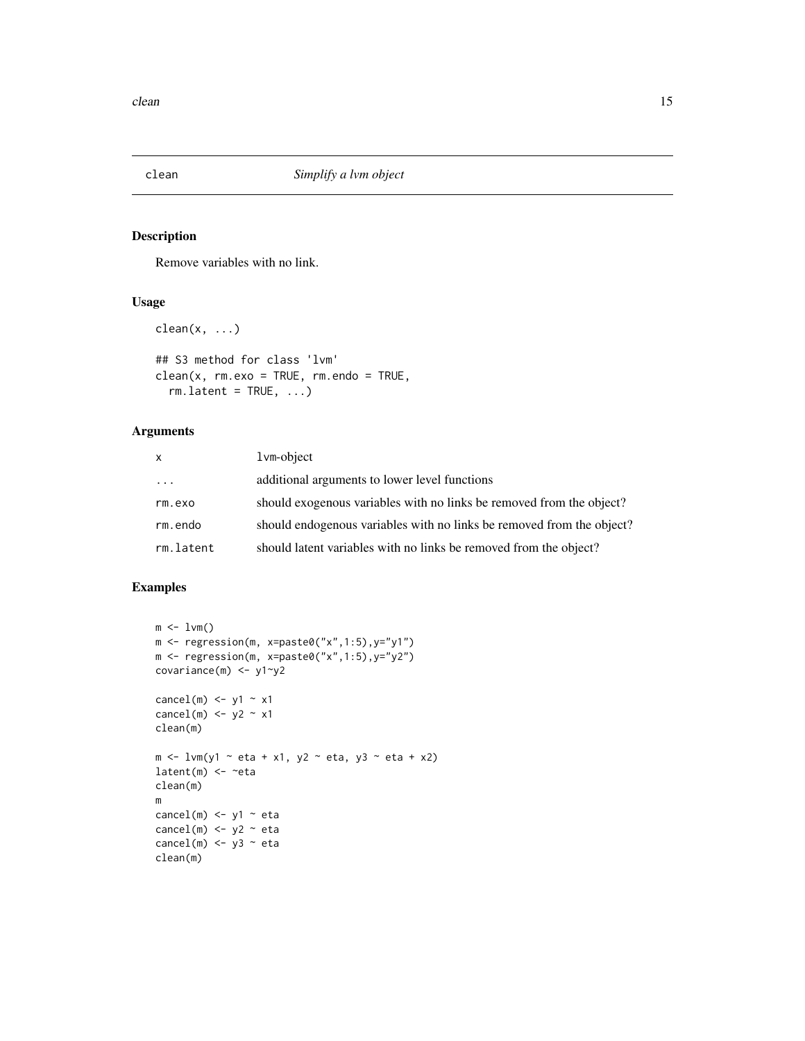# clean — *Simplify a lvm object*

## Description

Remove variables with no link.

## Usage

```
clean(x, ...)

## S3 method for class 'lvm'
clean(x, rm.exo = TRUE, rm.endo = TRUE,
  rm.latent = TRUE, ...)
```

## Arguments

| | |
|---|---|
| x | lvm-object |
| ... | additional arguments to lower level functions |
| rm.exo | should exogenous variables with no links be removed from the object? |
| rm.endo | should endogenous variables with no links be removed from the object? |
| rm.latent | should latent variables with no links be removed from the object? |

## Examples

```
m <- lvm()
m <- regression(m, x=paste0("x",1:5),y="y1")
m <- regression(m, x=paste0("x",1:5),y="y2")
covariance(m) <- y1~y2

cancel(m) <- y1 ~ x1
cancel(m) <- y2 ~ x1
clean(m)

m <- lvm(y1 ~ eta + x1, y2 ~ eta, y3 ~ eta + x2)
latent(m) <- ~eta
clean(m)
m
cancel(m) <- y1 ~ eta
cancel(m) <- y2 ~ eta
cancel(m) <- y3 ~ eta
clean(m)
```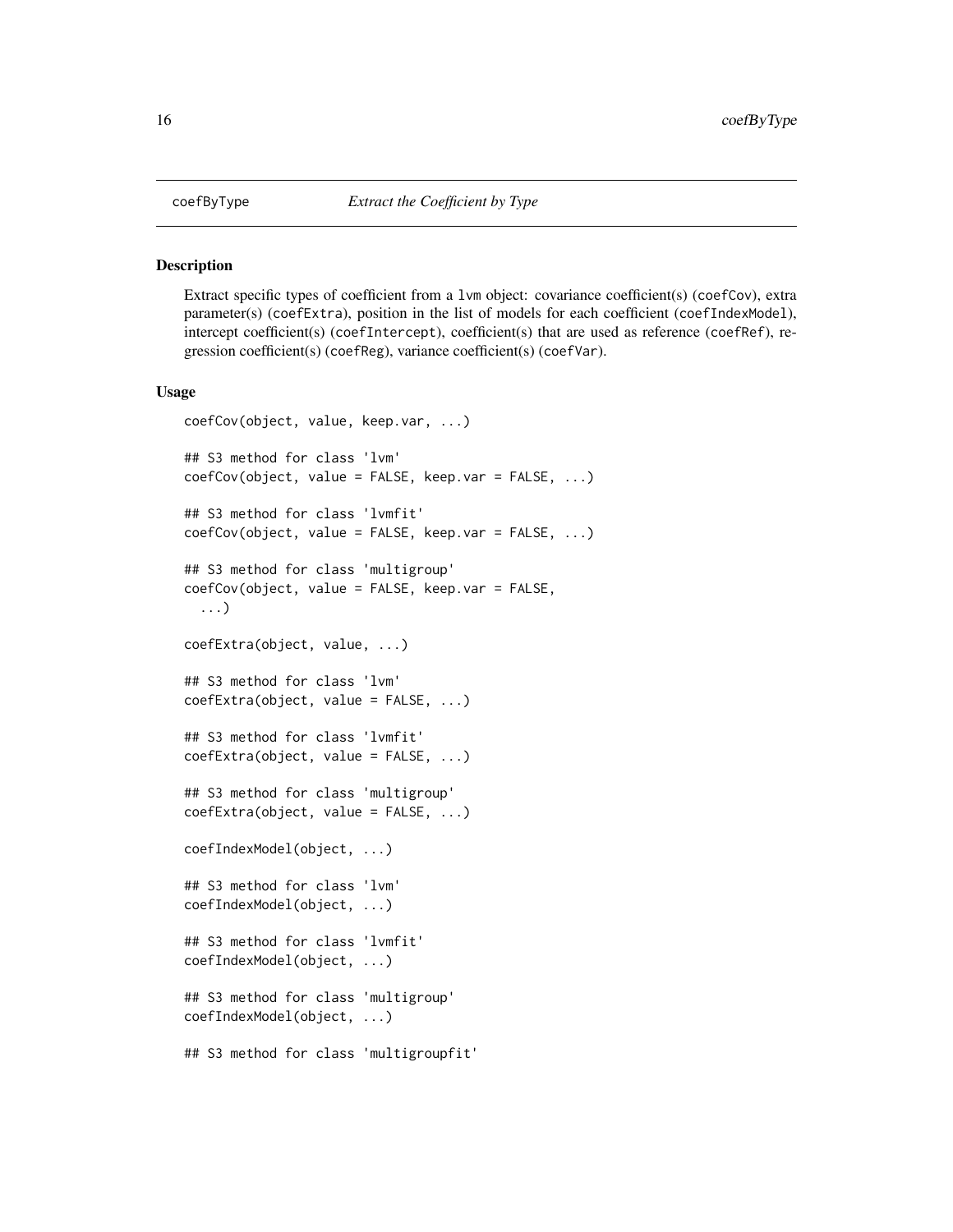# coefByType — *Extract the Coefficient by Type*

## Description

Extract specific types of coefficient from a lvm object: covariance coefficient(s) (coefCov), extra parameter(s) (coefExtra), position in the list of models for each coefficient (coefIndexModel), intercept coefficient(s) (coefIntercept), coefficient(s) that are used as reference (coefRef), regression coefficient(s) (coefReg), variance coefficient(s) (coefVar).

## Usage

```
coefCov(object, value, keep.var, ...)

## S3 method for class 'lvm'
coefCov(object, value = FALSE, keep.var = FALSE, ...)

## S3 method for class 'lvmfit'
coefCov(object, value = FALSE, keep.var = FALSE, ...)

## S3 method for class 'multigroup'
coefCov(object, value = FALSE, keep.var = FALSE,
  ...)

coefExtra(object, value, ...)

## S3 method for class 'lvm'
coefExtra(object, value = FALSE, ...)

## S3 method for class 'lvmfit'
coefExtra(object, value = FALSE, ...)

## S3 method for class 'multigroup'
coefExtra(object, value = FALSE, ...)

coefIndexModel(object, ...)

## S3 method for class 'lvm'
coefIndexModel(object, ...)

## S3 method for class 'lvmfit'
coefIndexModel(object, ...)

## S3 method for class 'multigroup'
coefIndexModel(object, ...)

## S3 method for class 'multigroupfit'
```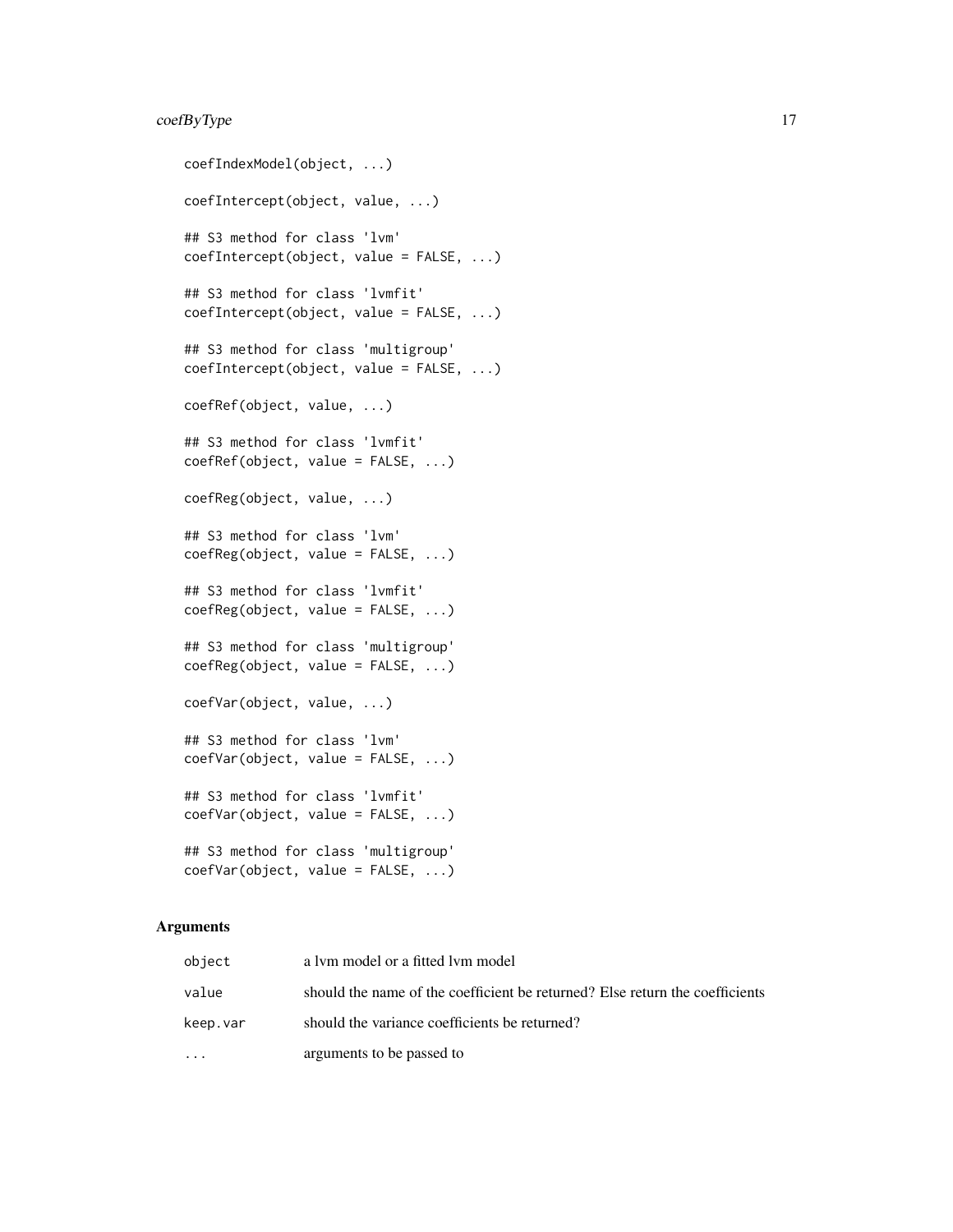```
coefIndexModel(object, ...)

coefIntercept(object, value, ...)

## S3 method for class 'lvm'
coefIntercept(object, value = FALSE, ...)

## S3 method for class 'lvmfit'
coefIntercept(object, value = FALSE, ...)

## S3 method for class 'multigroup'
coefIntercept(object, value = FALSE, ...)

coefRef(object, value, ...)

## S3 method for class 'lvmfit'
coefRef(object, value = FALSE, ...)

coefReg(object, value, ...)

## S3 method for class 'lvm'
coefReg(object, value = FALSE, ...)

## S3 method for class 'lvmfit'
coefReg(object, value = FALSE, ...)

## S3 method for class 'multigroup'
coefReg(object, value = FALSE, ...)

coefVar(object, value, ...)

## S3 method for class 'lvm'
coefVar(object, value = FALSE, ...)

## S3 method for class 'lvmfit'
coefVar(object, value = FALSE, ...)

## S3 method for class 'multigroup'
coefVar(object, value = FALSE, ...)
```

## Arguments

| | |
|---|---|
| `object` | a lvm model or a fitted lvm model |
| `value` | should the name of the coefficient be returned? Else return the coefficients |
| `keep.var` | should the variance coefficients be returned? |
| `...` | arguments to be passed to |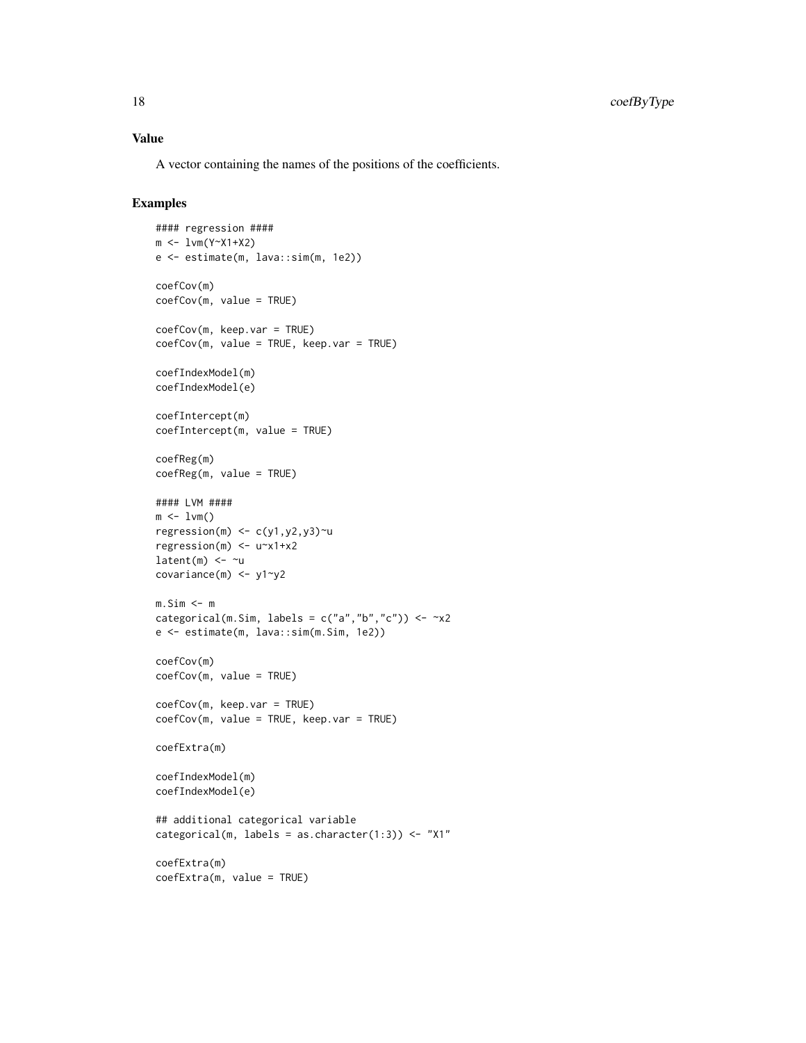## Value

A vector containing the names of the positions of the coefficients.

## Examples

```
#### regression ####
m <- lvm(Y~X1+X2)
e <- estimate(m, lava::sim(m, 1e2))

coefCov(m)
coefCov(m, value = TRUE)

coefCov(m, keep.var = TRUE)
coefCov(m, value = TRUE, keep.var = TRUE)

coefIndexModel(m)
coefIndexModel(e)

coefIntercept(m)
coefIntercept(m, value = TRUE)

coefReg(m)
coefReg(m, value = TRUE)

#### LVM ####
m <- lvm()
regression(m) <- c(y1,y2,y3)~u
regression(m) <- u~x1+x2
latent(m) <- ~u
covariance(m) <- y1~y2

m.Sim <- m
categorical(m.Sim, labels = c("a","b","c")) <- ~x2
e <- estimate(m, lava::sim(m.Sim, 1e2))

coefCov(m)
coefCov(m, value = TRUE)

coefCov(m, keep.var = TRUE)
coefCov(m, value = TRUE, keep.var = TRUE)

coefExtra(m)

coefIndexModel(m)
coefIndexModel(e)

## additional categorical variable
categorical(m, labels = as.character(1:3)) <- "X1"

coefExtra(m)
coefExtra(m, value = TRUE)
```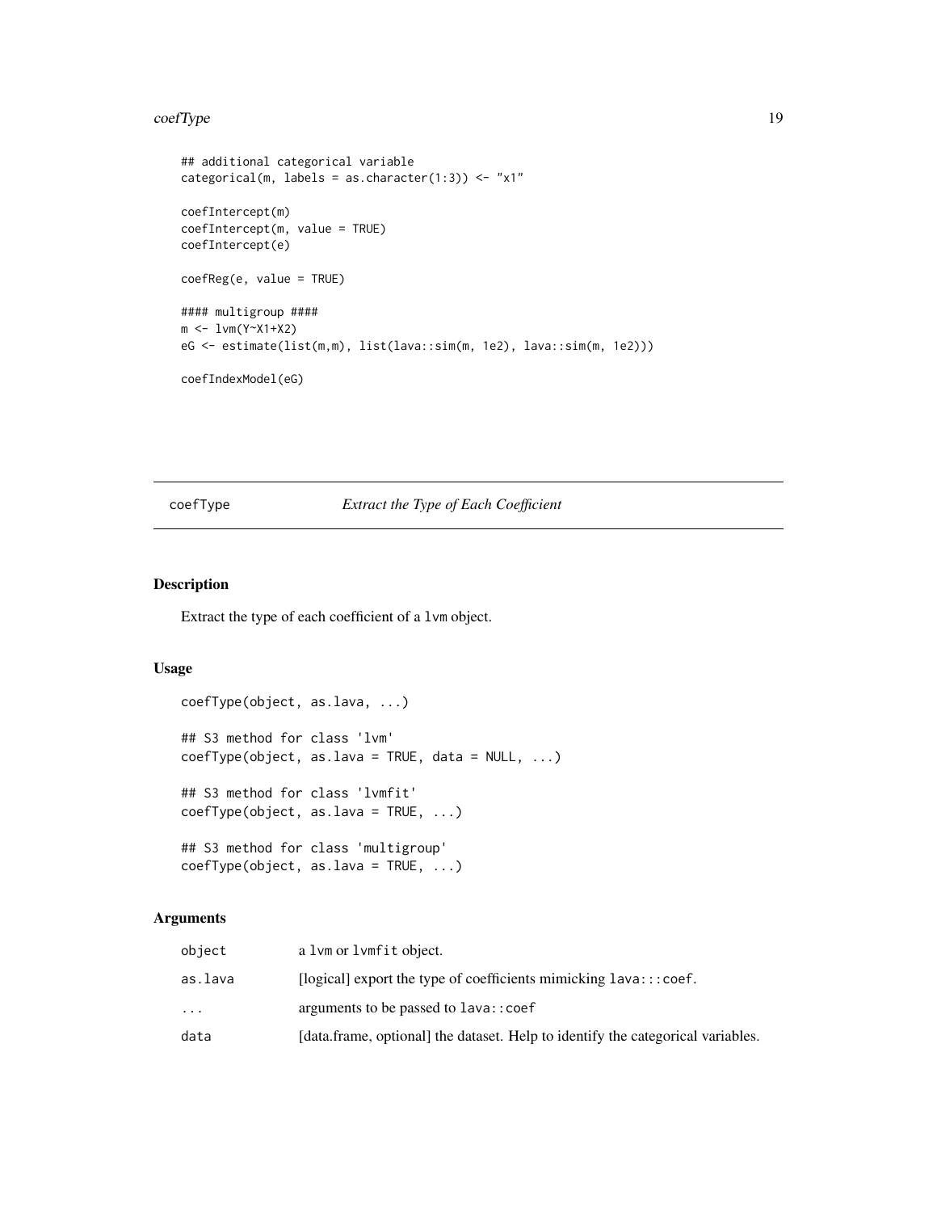```
## additional categorical variable
categorical(m, labels = as.character(1:3)) <- "x1"

coefIntercept(m)
coefIntercept(m, value = TRUE)
coefIntercept(e)

coefReg(e, value = TRUE)

#### multigroup ####
m <- lvm(Y~X1+X2)
eG <- estimate(list(m,m), list(lava::sim(m, 1e2), lava::sim(m, 1e2)))

coefIndexModel(eG)
```

## coefType — *Extract the Type of Each Coefficient*

### Description

Extract the type of each coefficient of a lvm object.

### Usage

```
coefType(object, as.lava, ...)

## S3 method for class 'lvm'
coefType(object, as.lava = TRUE, data = NULL, ...)

## S3 method for class 'lvmfit'
coefType(object, as.lava = TRUE, ...)

## S3 method for class 'multigroup'
coefType(object, as.lava = TRUE, ...)
```

### Arguments

| | |
|---|---|
| object | a lvm or lvmfit object. |
| as.lava | [logical] export the type of coefficients mimicking lava:::coef. |
| ... | arguments to be passed to lava::coef |
| data | [data.frame, optional] the dataset. Help to identify the categorical variables. |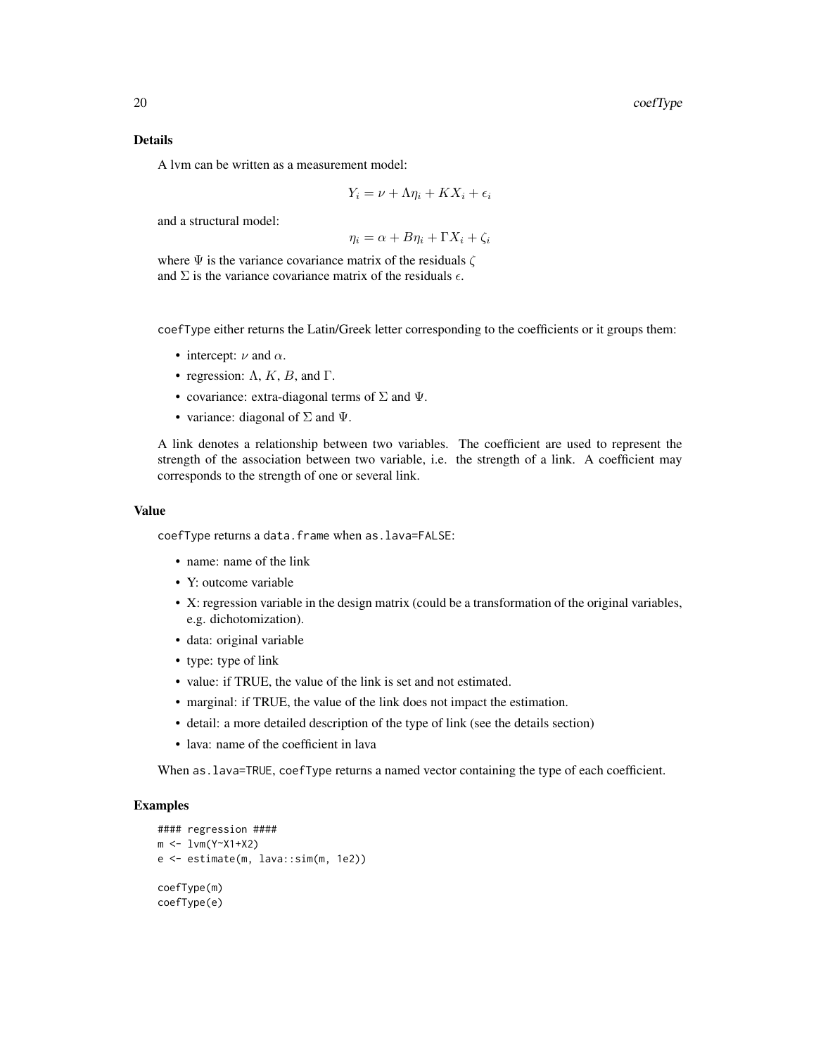### Details

A lvm can be written as a measurement model:

$$Y_i = \nu + \Lambda\eta_i + KX_i + \epsilon_i$$

and a structural model:

$$\eta_i = \alpha + B\eta_i + \Gamma X_i + \zeta_i$$

where $\Psi$ is the variance covariance matrix of the residuals $\zeta$
and $\Sigma$ is the variance covariance matrix of the residuals $\epsilon$.

coefType either returns the Latin/Greek letter corresponding to the coefficients or it groups them:

- intercept: $\nu$ and $\alpha$.
- regression: $\Lambda$, $K$, $B$, and $\Gamma$.
- covariance: extra-diagonal terms of $\Sigma$ and $\Psi$.
- variance: diagonal of $\Sigma$ and $\Psi$.

A link denotes a relationship between two variables. The coefficient are used to represent the strength of the association between two variable, i.e. the strength of a link. A coefficient may corresponds to the strength of one or several link.

### Value

coefType returns a data.frame when as.lava=FALSE:

- name: name of the link
- Y: outcome variable
- X: regression variable in the design matrix (could be a transformation of the original variables, e.g. dichotomization).
- data: original variable
- type: type of link
- value: if TRUE, the value of the link is set and not estimated.
- marginal: if TRUE, the value of the link does not impact the estimation.
- detail: a more detailed description of the type of link (see the details section)
- lava: name of the coefficient in lava

When as.lava=TRUE, coefType returns a named vector containing the type of each coefficient.

### Examples

```
#### regression ####
m <- lvm(Y~X1+X2)
e <- estimate(m, lava::sim(m, 1e2))

coefType(m)
coefType(e)
```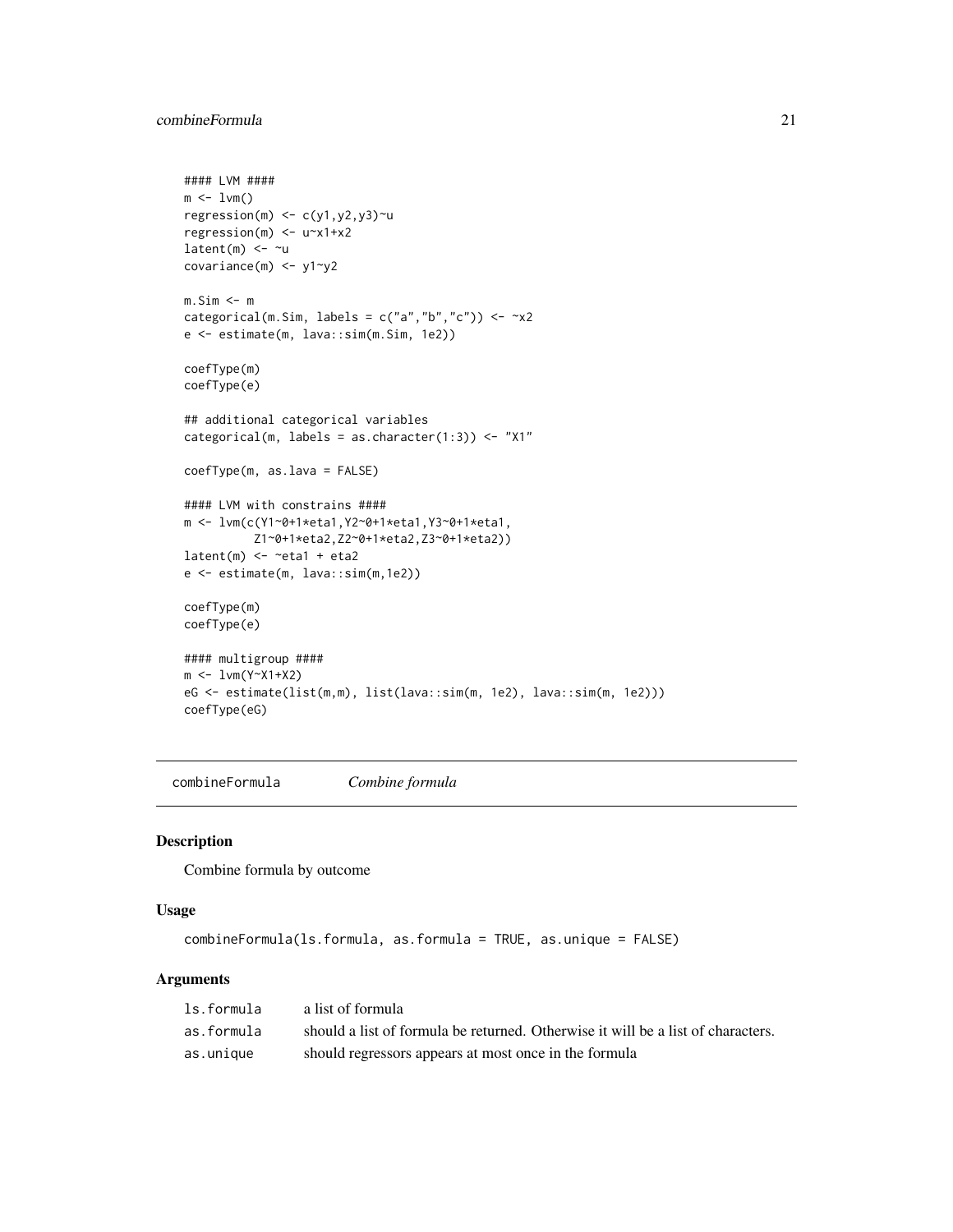```
#### LVM ####
m <- lvm()
regression(m) <- c(y1,y2,y3)~u
regression(m) <- u~x1+x2
latent(m) <- ~u
covariance(m) <- y1~y2

m.Sim <- m
categorical(m.Sim, labels = c("a","b","c")) <- ~x2
e <- estimate(m, lava::sim(m.Sim, 1e2))

coefType(m)
coefType(e)

## additional categorical variables
categorical(m, labels = as.character(1:3)) <- "X1"

coefType(m, as.lava = FALSE)

#### LVM with constrains ####
m <- lvm(c(Y1~0+1*eta1,Y2~0+1*eta1,Y3~0+1*eta1,
          Z1~0+1*eta2,Z2~0+1*eta2,Z3~0+1*eta2))
latent(m) <- ~eta1 + eta2
e <- estimate(m, lava::sim(m,1e2))

coefType(m)
coefType(e)

#### multigroup ####
m <- lvm(Y~X1+X2)
eG <- estimate(list(m,m), list(lava::sim(m, 1e2), lava::sim(m, 1e2)))
coefType(eG)
```

## combineFormula *Combine formula*

### Description

Combine formula by outcome

### Usage

```
combineFormula(ls.formula, as.formula = TRUE, as.unique = FALSE)
```

### Arguments

| | |
|---|---|
| ls.formula | a list of formula |
| as.formula | should a list of formula be returned. Otherwise it will be a list of characters. |
| as.unique | should regressors appears at most once in the formula |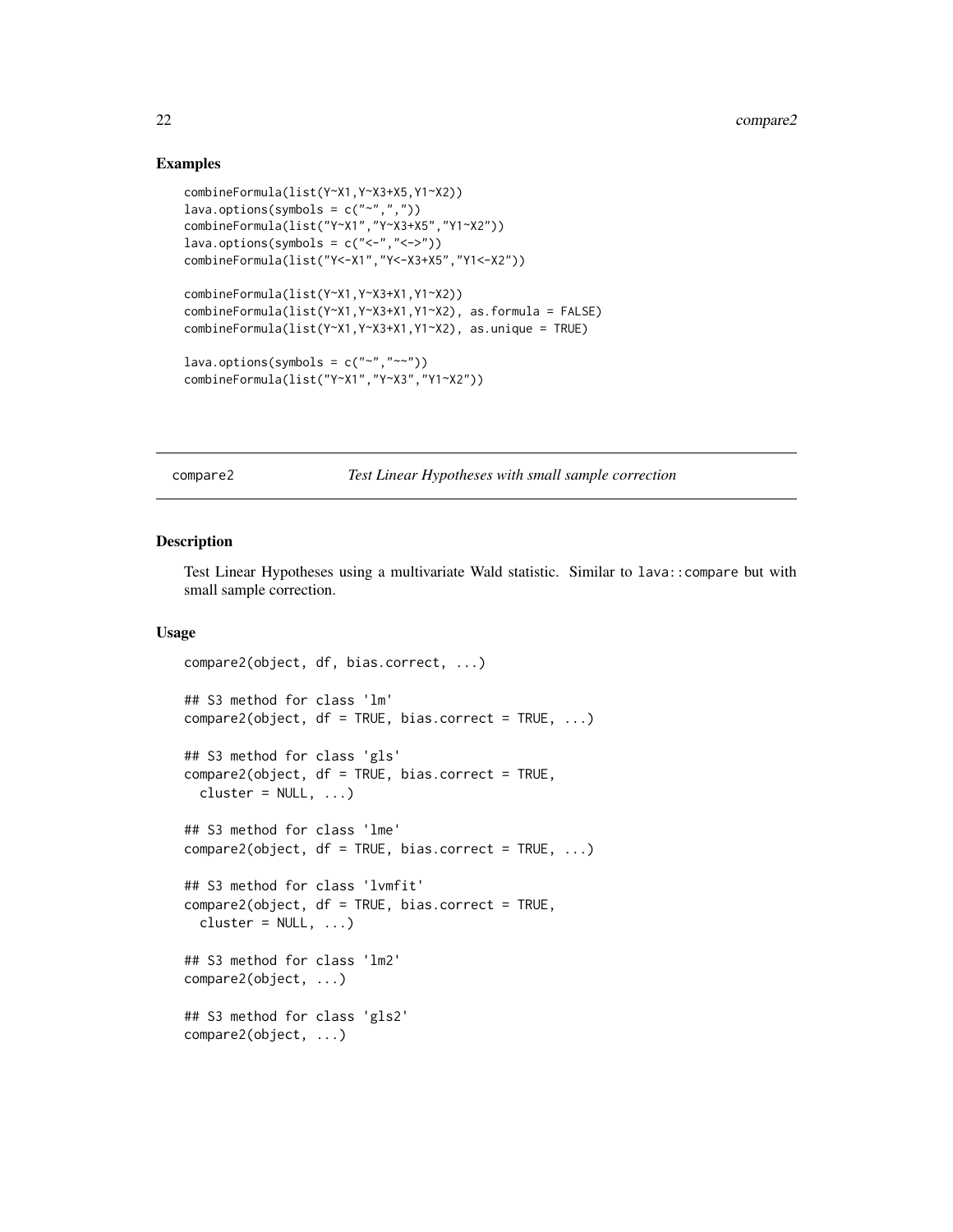### Examples

```
combineFormula(list(Y~X1,Y~X3+X5,Y1~X2))
lava.options(symbols = c("~",","))
combineFormula(list("Y~X1","Y~X3+X5","Y1~X2"))
lava.options(symbols = c("<-","<->"))
combineFormula(list("Y<-X1","Y<-X3+X5","Y1<-X2"))

combineFormula(list(Y~X1,Y~X3+X1,Y1~X2))
combineFormula(list(Y~X1,Y~X3+X1,Y1~X2), as.formula = FALSE)
combineFormula(list(Y~X1,Y~X3+X1,Y1~X2), as.unique = TRUE)

lava.options(symbols = c("~","~~"))
combineFormula(list("Y~X1","Y~X3","Y1~X2"))
```

---

## compare2 — *Test Linear Hypotheses with small sample correction*

### Description

Test Linear Hypotheses using a multivariate Wald statistic. Similar to `lava::compare` but with small sample correction.

### Usage

```
compare2(object, df, bias.correct, ...)

## S3 method for class 'lm'
compare2(object, df = TRUE, bias.correct = TRUE, ...)

## S3 method for class 'gls'
compare2(object, df = TRUE, bias.correct = TRUE,
  cluster = NULL, ...)

## S3 method for class 'lme'
compare2(object, df = TRUE, bias.correct = TRUE, ...)

## S3 method for class 'lvmfit'
compare2(object, df = TRUE, bias.correct = TRUE,
  cluster = NULL, ...)

## S3 method for class 'lm2'
compare2(object, ...)

## S3 method for class 'gls2'
compare2(object, ...)
```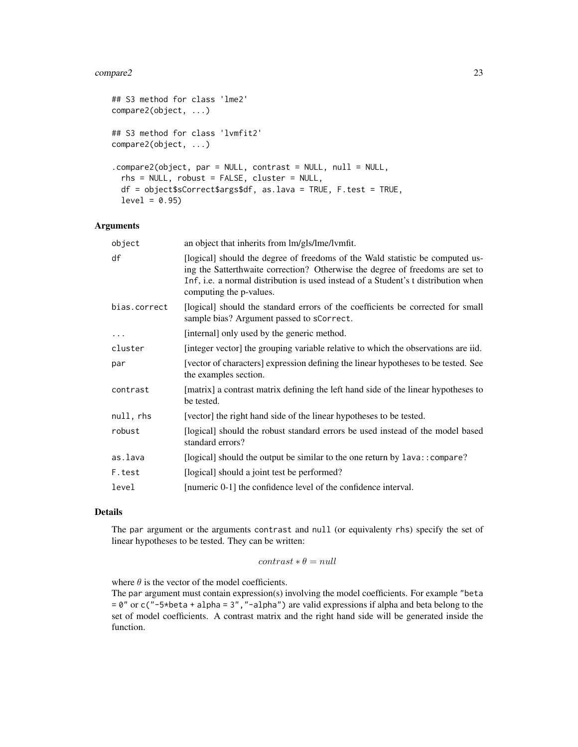```
## S3 method for class 'lme2'
compare2(object, ...)

## S3 method for class 'lvmfit2'
compare2(object, ...)

.compare2(object, par = NULL, contrast = NULL, null = NULL,
  rhs = NULL, robust = FALSE, cluster = NULL,
  df = object$sCorrect$args$df, as.lava = TRUE, F.test = TRUE,
  level = 0.95)
```

### Arguments

| | |
|---|---|
| `object` | an object that inherits from lm/gls/lme/lvmfit. |
| `df` | [logical] should the degree of freedoms of the Wald statistic be computed using the Satterthwaite correction? Otherwise the degree of freedoms are set to `Inf`, i.e. a normal distribution is used instead of a Student's t distribution when computing the p-values. |
| `bias.correct` | [logical] should the standard errors of the coefficients be corrected for small sample bias? Argument passed to `sCorrect`. |
| `...` | [internal] only used by the generic method. |
| `cluster` | [integer vector] the grouping variable relative to which the observations are iid. |
| `par` | [vector of characters] expression defining the linear hypotheses to be tested. See the examples section. |
| `contrast` | [matrix] a contrast matrix defining the left hand side of the linear hypotheses to be tested. |
| `null, rhs` | [vector] the right hand side of the linear hypotheses to be tested. |
| `robust` | [logical] should the robust standard errors be used instead of the model based standard errors? |
| `as.lava` | [logical] should the output be similar to the one return by `lava::compare`? |
| `F.test` | [logical] should a joint test be performed? |
| `level` | [numeric 0-1] the confidence level of the confidence interval. |

### Details

The `par` argument or the arguments `contrast` and `null` (or equivalenty `rhs`) specify the set of linear hypotheses to be tested. They can be written:

$$contrast * \theta = null$$

where $\theta$ is the vector of the model coefficients.
The `par` argument must contain expression(s) involving the model coefficients. For example `"beta = 0"` or `c("-5*beta + alpha = 3","-alpha")` are valid expressions if alpha and beta belong to the set of model coefficients. A contrast matrix and the right hand side will be generated inside the function.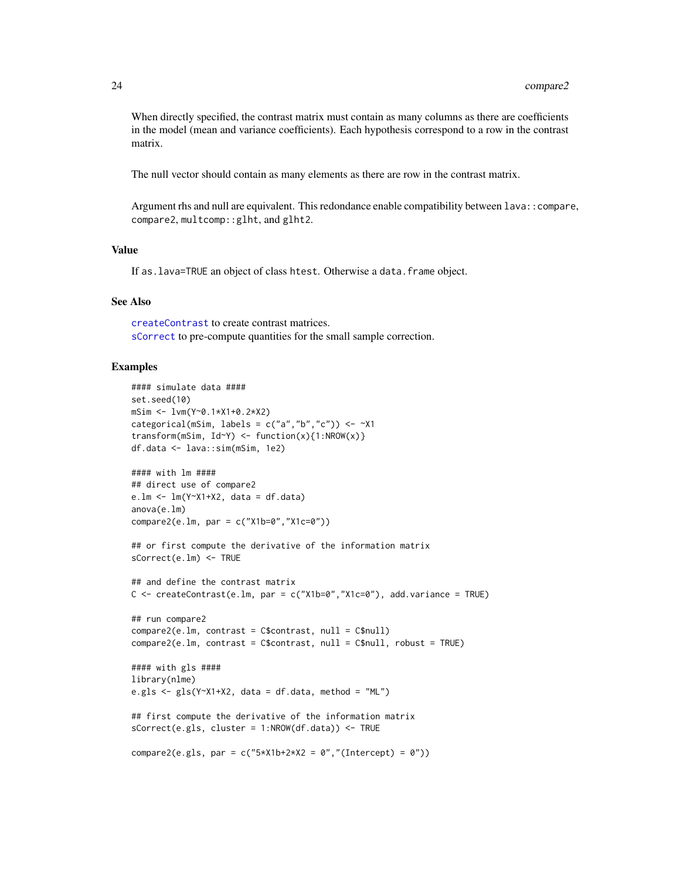When directly specified, the contrast matrix must contain as many columns as there are coefficients in the model (mean and variance coefficients). Each hypothesis correspond to a row in the contrast matrix.

The null vector should contain as many elements as there are row in the contrast matrix.

Argument rhs and null are equivalent. This redondance enable compatibility between `lava::compare`, `compare2`, `multcomp::glht`, and `glht2`.

### Value

If `as.lava=TRUE` an object of class `htest`. Otherwise a `data.frame` object.

### See Also

`createContrast` to create contrast matrices.
`sCorrect` to pre-compute quantities for the small sample correction.

### Examples

```
#### simulate data ####
set.seed(10)
mSim <- lvm(Y~0.1*X1+0.2*X2)
categorical(mSim, labels = c("a","b","c")) <- ~X1
transform(mSim, Id~Y) <- function(x){1:NROW(x)}
df.data <- lava::sim(mSim, 1e2)

#### with lm ####
## direct use of compare2
e.lm <- lm(Y~X1+X2, data = df.data)
anova(e.lm)
compare2(e.lm, par = c("X1b=0","X1c=0"))

## or first compute the derivative of the information matrix
sCorrect(e.lm) <- TRUE

## and define the contrast matrix
C <- createContrast(e.lm, par = c("X1b=0","X1c=0"), add.variance = TRUE)

## run compare2
compare2(e.lm, contrast = C$contrast, null = C$null)
compare2(e.lm, contrast = C$contrast, null = C$null, robust = TRUE)

#### with gls ####
library(nlme)
e.gls <- gls(Y~X1+X2, data = df.data, method = "ML")

## first compute the derivative of the information matrix
sCorrect(e.gls, cluster = 1:NROW(df.data)) <- TRUE

compare2(e.gls, par = c("5*X1b+2*X2 = 0","(Intercept) = 0"))
```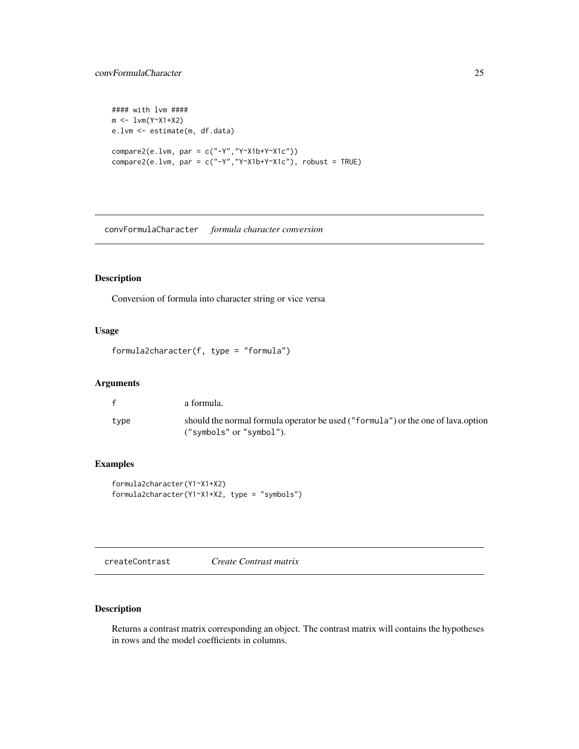```
#### with lvm ####
m <- lvm(Y~X1+X2)
e.lvm <- estimate(m, df.data)

compare2(e.lvm, par = c("-Y","Y~X1b+Y~X1c"))
compare2(e.lvm, par = c("-Y","Y~X1b+Y~X1c"), robust = TRUE)
```

## convFormulaCharacter *formula character conversion*

### Description

Conversion of formula into character string or vice versa

### Usage

```
formula2character(f, type = "formula")
```

### Arguments

| | |
|---|---|
| f | a formula. |
| type | should the normal formula operator be used ("formula") or the one of lava.option ("symbols" or "symbol"). |

### Examples

```
formula2character(Y1~X1+X2)
formula2character(Y1~X1+X2, type = "symbols")
```

## createContrast *Create Contrast matrix*

### Description

Returns a contrast matrix corresponding an object. The contrast matrix will contains the hypotheses in rows and the model coefficients in columns.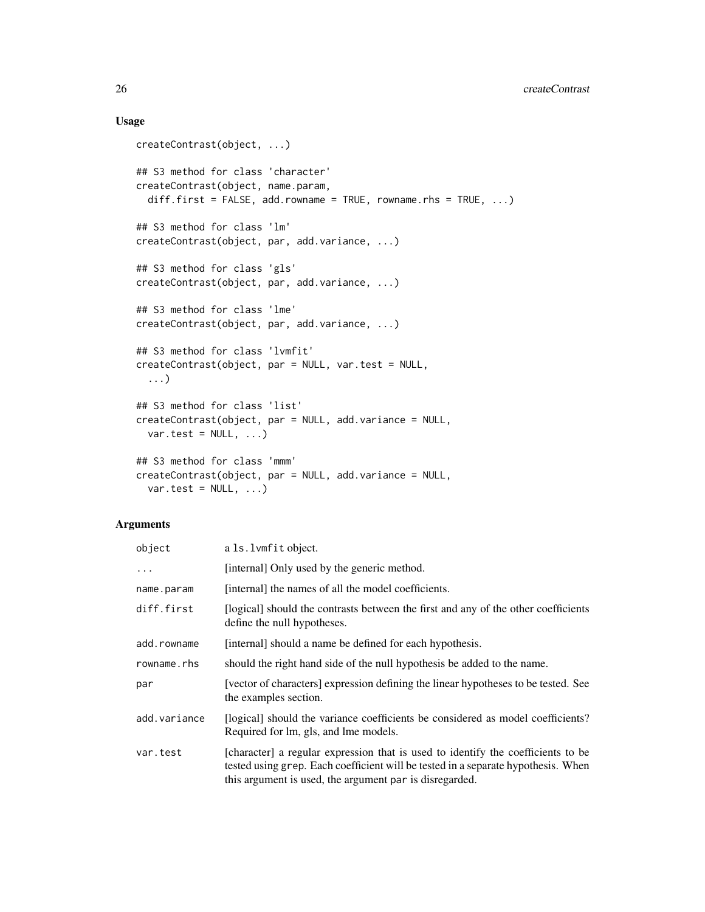## Usage

```
createContrast(object, ...)

## S3 method for class 'character'
createContrast(object, name.param,
  diff.first = FALSE, add.rowname = TRUE, rowname.rhs = TRUE, ...)

## S3 method for class 'lm'
createContrast(object, par, add.variance, ...)

## S3 method for class 'gls'
createContrast(object, par, add.variance, ...)

## S3 method for class 'lme'
createContrast(object, par, add.variance, ...)

## S3 method for class 'lvmfit'
createContrast(object, par = NULL, var.test = NULL,
  ...)

## S3 method for class 'list'
createContrast(object, par = NULL, add.variance = NULL,
  var.test = NULL, ...)

## S3 method for class 'mmm'
createContrast(object, par = NULL, add.variance = NULL,
  var.test = NULL, ...)
```

## Arguments

| | |
|---|---|
| `object` | a `ls.lvmfit` object. |
| `...` | [internal] Only used by the generic method. |
| `name.param` | [internal] the names of all the model coefficients. |
| `diff.first` | [logical] should the contrasts between the first and any of the other coefficients define the null hypotheses. |
| `add.rowname` | [internal] should a name be defined for each hypothesis. |
| `rowname.rhs` | should the right hand side of the null hypothesis be added to the name. |
| `par` | [vector of characters] expression defining the linear hypotheses to be tested. See the examples section. |
| `add.variance` | [logical] should the variance coefficients be considered as model coefficients? Required for lm, gls, and lme models. |
| `var.test` | [character] a regular expression that is used to identify the coefficients to be tested using `grep`. Each coefficient will be tested in a separate hypothesis. When this argument is used, the argument `par` is disregarded. |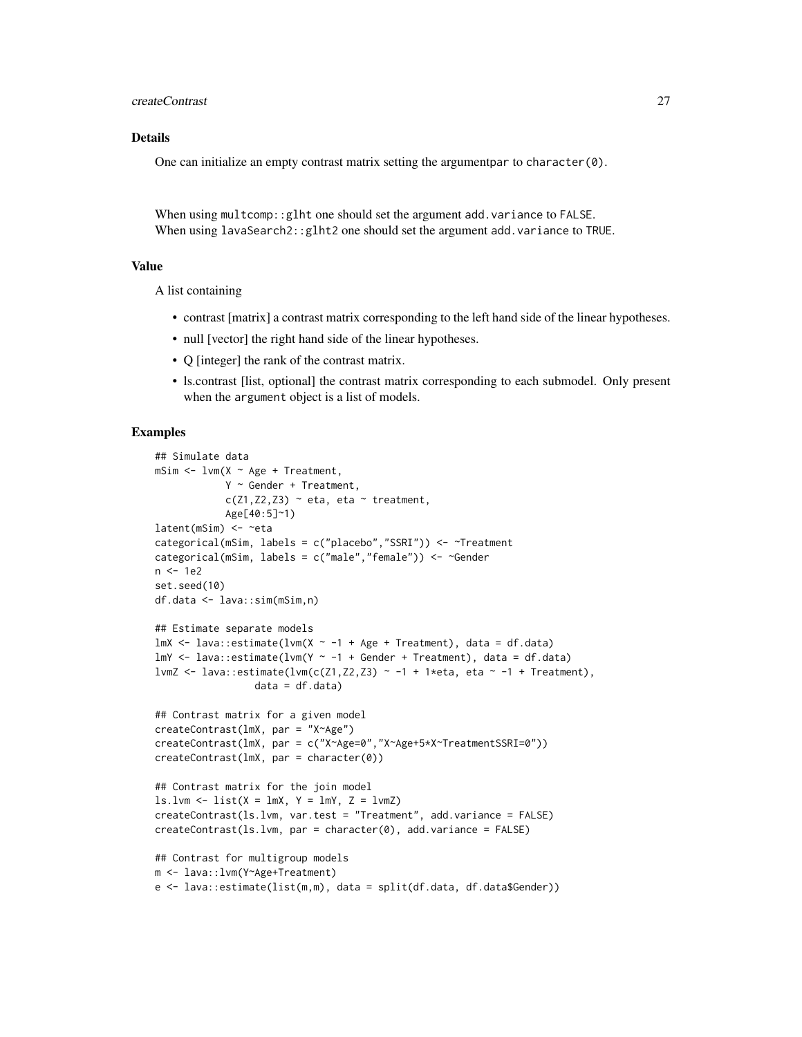## Details

One can initialize an empty contrast matrix setting the argumentpar to `character(0)`.

When using `multcomp::glht` one should set the argument `add.variance` to `FALSE`.
When using `lavaSearch2::glht2` one should set the argument `add.variance` to `TRUE`.

## Value

A list containing

- contrast [matrix] a contrast matrix corresponding to the left hand side of the linear hypotheses.
- null [vector] the right hand side of the linear hypotheses.
- Q [integer] the rank of the contrast matrix.
- ls.contrast [list, optional] the contrast matrix corresponding to each submodel. Only present when the `argument` object is a list of models.

## Examples

```
## Simulate data
mSim <- lvm(X ~ Age + Treatment,
            Y ~ Gender + Treatment,
            c(Z1,Z2,Z3) ~ eta, eta ~ treatment,
            Age[40:5]~1)
latent(mSim) <- ~eta
categorical(mSim, labels = c("placebo","SSRI")) <- ~Treatment
categorical(mSim, labels = c("male","female")) <- ~Gender
n <- 1e2
set.seed(10)
df.data <- lava::sim(mSim,n)

## Estimate separate models
lmX <- lava::estimate(lvm(X ~ -1 + Age + Treatment), data = df.data)
lmY <- lava::estimate(lvm(Y ~ -1 + Gender + Treatment), data = df.data)
lvmZ <- lava::estimate(lvm(c(Z1,Z2,Z3) ~ -1 + 1*eta, eta ~ -1 + Treatment),
                 data = df.data)

## Contrast matrix for a given model
createContrast(lmX, par = "X~Age")
createContrast(lmX, par = c("X~Age=0","X~Age+5*X~TreatmentSSRI=0"))
createContrast(lmX, par = character(0))

## Contrast matrix for the join model
ls.lvm <- list(X = lmX, Y = lmY, Z = lvmZ)
createContrast(ls.lvm, var.test = "Treatment", add.variance = FALSE)
createContrast(ls.lvm, par = character(0), add.variance = FALSE)

## Contrast for multigroup models
m <- lava::lvm(Y~Age+Treatment)
e <- lava::estimate(list(m,m), data = split(df.data, df.data$Gender))
```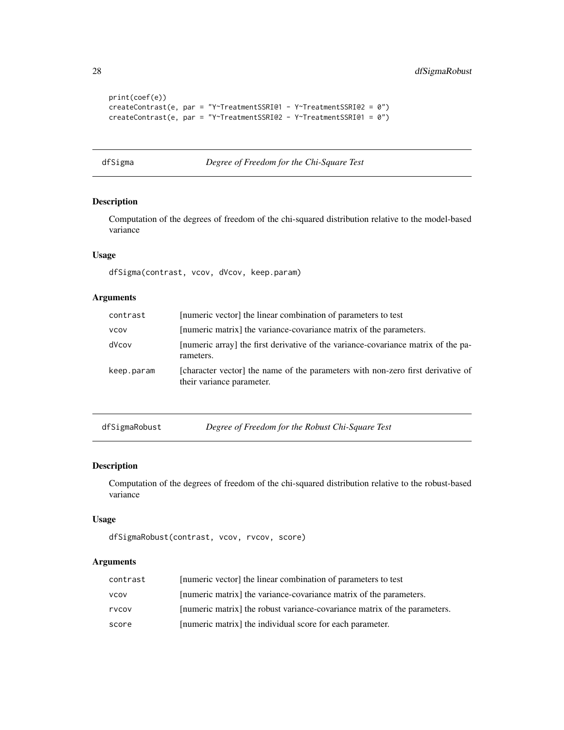```
print(coef(e))
createContrast(e, par = "Y~TreatmentSSRI@1 - Y~TreatmentSSRI@2 = 0")
createContrast(e, par = "Y~TreatmentSSRI@2 - Y~TreatmentSSRI@1 = 0")
```

## dfSigma — *Degree of Freedom for the Chi-Square Test*

### Description

Computation of the degrees of freedom of the chi-squared distribution relative to the model-based variance

### Usage

```
dfSigma(contrast, vcov, dVcov, keep.param)
```

### Arguments

| | |
|---|---|
| `contrast` | [numeric vector] the linear combination of parameters to test |
| `vcov` | [numeric matrix] the variance-covariance matrix of the parameters. |
| `dVcov` | [numeric array] the first derivative of the variance-covariance matrix of the parameters. |
| `keep.param` | [character vector] the name of the parameters with non-zero first derivative of their variance parameter. |

## dfSigmaRobust — *Degree of Freedom for the Robust Chi-Square Test*

### Description

Computation of the degrees of freedom of the chi-squared distribution relative to the robust-based variance

### Usage

```
dfSigmaRobust(contrast, vcov, rvcov, score)
```

### Arguments

| | |
|---|---|
| `contrast` | [numeric vector] the linear combination of parameters to test |
| `vcov` | [numeric matrix] the variance-covariance matrix of the parameters. |
| `rvcov` | [numeric matrix] the robust variance-covariance matrix of the parameters. |
| `score` | [numeric matrix] the individual score for each parameter. |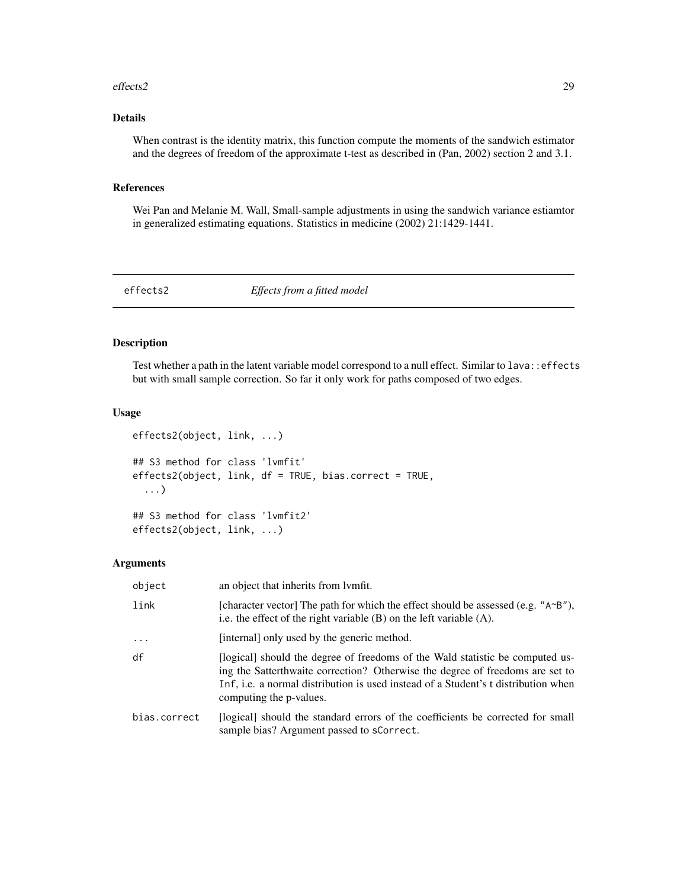## Details

When contrast is the identity matrix, this function compute the moments of the sandwich estimator and the degrees of freedom of the approximate t-test as described in (Pan, 2002) section 2 and 3.1.

## References

Wei Pan and Melanie M. Wall, Small-sample adjustments in using the sandwich variance estiamtor in generalized estimating equations. Statistics in medicine (2002) 21:1429-1441.

---

# effects2 *Effects from a fitted model*

## Description

Test whether a path in the latent variable model correspond to a null effect. Similar to `lava::effects` but with small sample correction. So far it only work for paths composed of two edges.

## Usage

```
effects2(object, link, ...)

## S3 method for class 'lvmfit'
effects2(object, link, df = TRUE, bias.correct = TRUE,
  ...)

## S3 method for class 'lvmfit2'
effects2(object, link, ...)
```

## Arguments

| | |
|---|---|
| `object` | an object that inherits from lvmfit. |
| `link` | [character vector] The path for which the effect should be assessed (e.g. `"A~B"`), i.e. the effect of the right variable (B) on the left variable (A). |
| `...` | [internal] only used by the generic method. |
| `df` | [logical] should the degree of freedoms of the Wald statistic be computed using the Satterthwaite correction? Otherwise the degree of freedoms are set to `Inf`, i.e. a normal distribution is used instead of a Student's t distribution when computing the p-values. |
| `bias.correct` | [logical] should the standard errors of the coefficients be corrected for small sample bias? Argument passed to `sCorrect`. |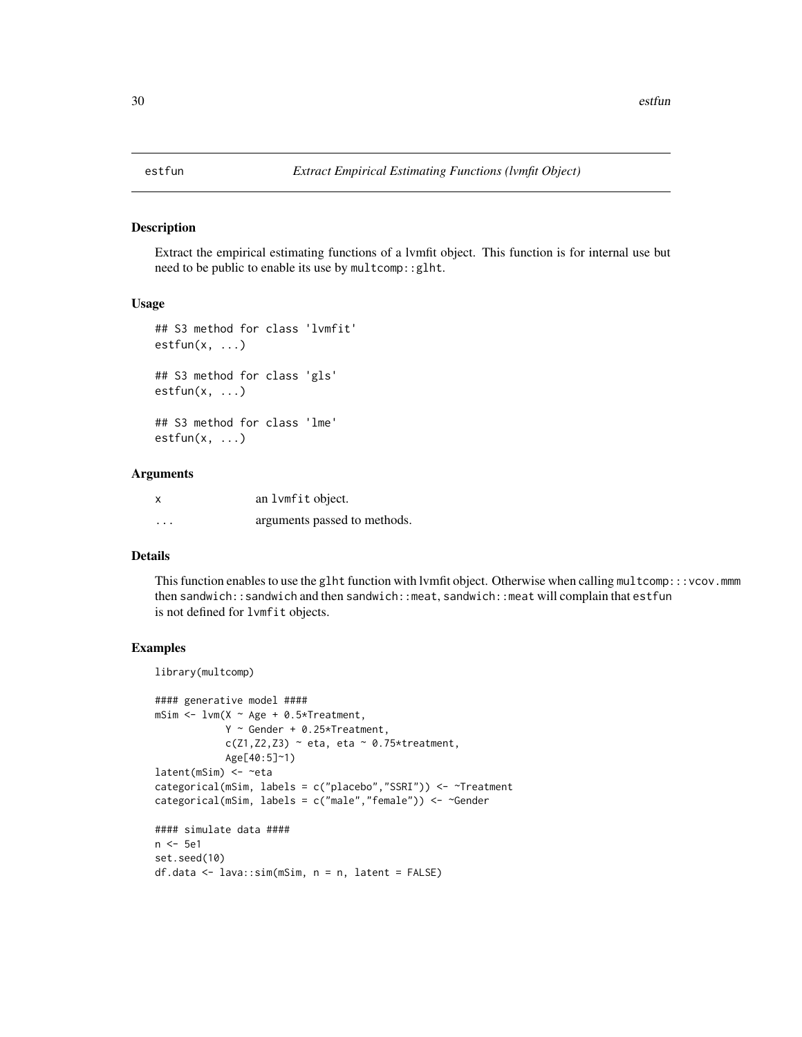# estfun — *Extract Empirical Estimating Functions (lvmfit Object)*

## Description

Extract the empirical estimating functions of a lvmfit object. This function is for internal use but need to be public to enable its use by `multcomp::glht`.

## Usage

```
## S3 method for class 'lvmfit'
estfun(x, ...)

## S3 method for class 'gls'
estfun(x, ...)

## S3 method for class 'lme'
estfun(x, ...)
```

## Arguments

| | |
|---|---|
| `x` | an `lvmfit` object. |
| `...` | arguments passed to methods. |

## Details

This function enables to use the `glht` function with lvmfit object. Otherwise when calling `multcomp:::vcov.mmm` then `sandwich::sandwich` and then `sandwich::meat`, `sandwich::meat` will complain that `estfun` is not defined for `lvmfit` objects.

## Examples

```
library(multcomp)

#### generative model ####
mSim <- lvm(X ~ Age + 0.5*Treatment,
            Y ~ Gender + 0.25*Treatment,
            c(Z1,Z2,Z3) ~ eta, eta ~ 0.75*treatment,
            Age[40:5]~1)
latent(mSim) <- ~eta
categorical(mSim, labels = c("placebo","SSRI")) <- ~Treatment
categorical(mSim, labels = c("male","female")) <- ~Gender

#### simulate data ####
n <- 5e1
set.seed(10)
df.data <- lava::sim(mSim, n = n, latent = FALSE)
```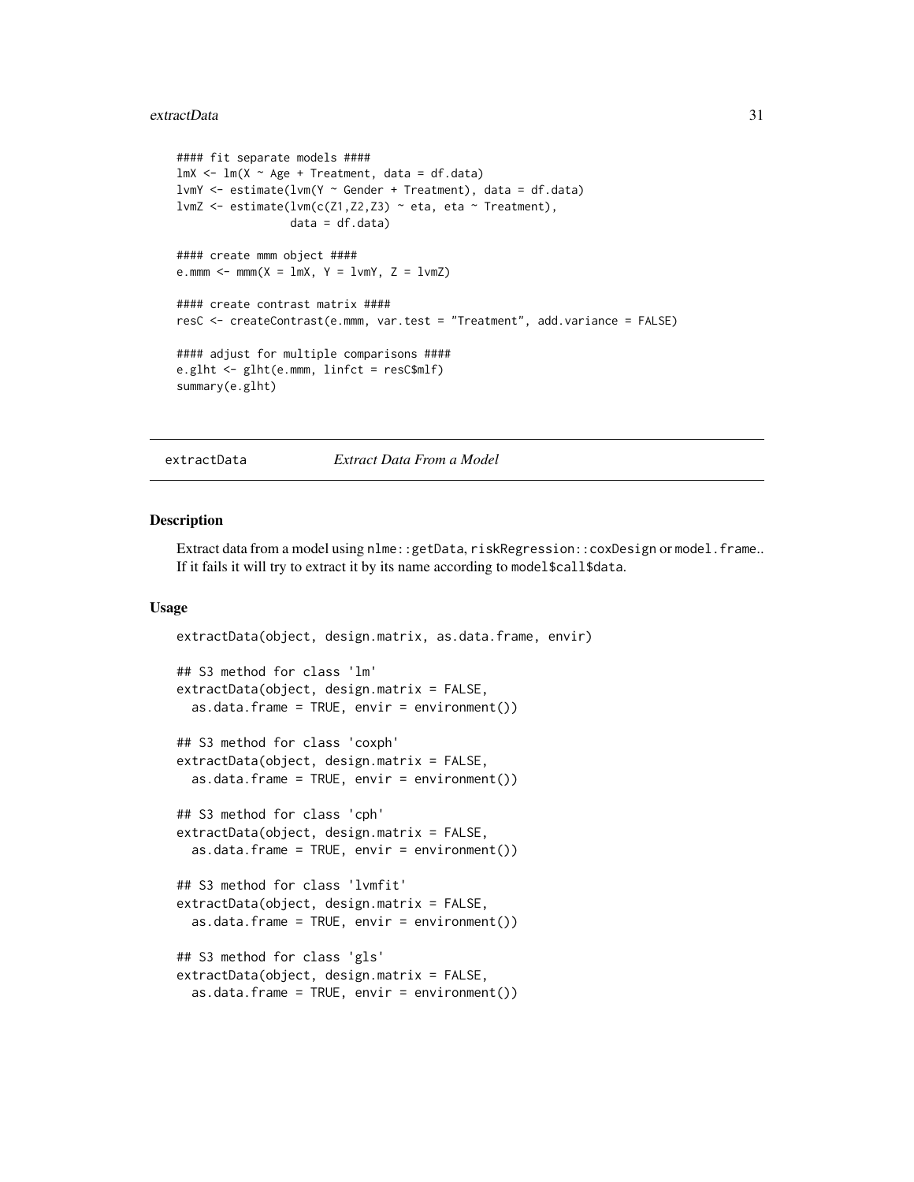```
#### fit separate models ####
lmX <- lm(X ~ Age + Treatment, data = df.data)
lvmY <- estimate(lvm(Y ~ Gender + Treatment), data = df.data)
lvmZ <- estimate(lvm(c(Z1,Z2,Z3) ~ eta, eta ~ Treatment),
                 data = df.data)

#### create mmm object ####
e.mmm <- mmm(X = lmX, Y = lvmY, Z = lvmZ)

#### create contrast matrix ####
resC <- createContrast(e.mmm, var.test = "Treatment", add.variance = FALSE)

#### adjust for multiple comparisons ####
e.glht <- glht(e.mmm, linfct = resC$mlf)
summary(e.glht)
```

## extractData — *Extract Data From a Model*

### Description

Extract data from a model using `nlme::getData`, `riskRegression::coxDesign` or `model.frame`.. If it fails it will try to extract it by its name according to `model$call$data`.

### Usage

```
extractData(object, design.matrix, as.data.frame, envir)

## S3 method for class 'lm'
extractData(object, design.matrix = FALSE,
  as.data.frame = TRUE, envir = environment())

## S3 method for class 'coxph'
extractData(object, design.matrix = FALSE,
  as.data.frame = TRUE, envir = environment())

## S3 method for class 'cph'
extractData(object, design.matrix = FALSE,
  as.data.frame = TRUE, envir = environment())

## S3 method for class 'lvmfit'
extractData(object, design.matrix = FALSE,
  as.data.frame = TRUE, envir = environment())

## S3 method for class 'gls'
extractData(object, design.matrix = FALSE,
  as.data.frame = TRUE, envir = environment())
```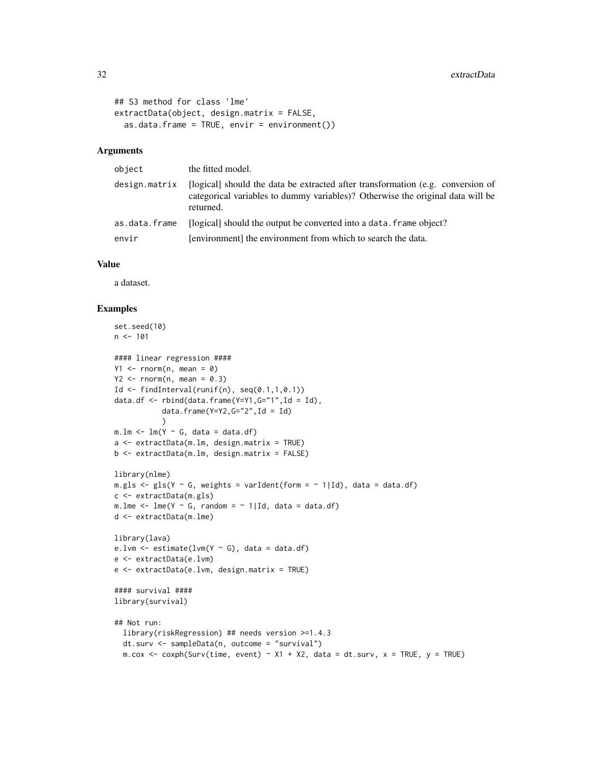```
## S3 method for class 'lme'
extractData(object, design.matrix = FALSE,
  as.data.frame = TRUE, envir = environment())
```

## Arguments

| | |
|---|---|
| object | the fitted model. |
| design.matrix | [logical] should the data be extracted after transformation (e.g. conversion of categorical variables to dummy variables)? Otherwise the original data will be returned. |
| as.data.frame | [logical] should the output be converted into a data.frame object? |
| envir | [environment] the environment from which to search the data. |

## Value

a dataset.

## Examples

```
set.seed(10)
n <- 101

#### linear regression ####
Y1 <- rnorm(n, mean = 0)
Y2 <- rnorm(n, mean = 0.3)
Id <- findInterval(runif(n), seq(0.1,1,0.1))
data.df <- rbind(data.frame(Y=Y1,G="1",Id = Id),
           data.frame(Y=Y2,G="2",Id = Id)
           )
m.lm <- lm(Y ~ G, data = data.df)
a <- extractData(m.lm, design.matrix = TRUE)
b <- extractData(m.lm, design.matrix = FALSE)

library(nlme)
m.gls <- gls(Y ~ G, weights = varIdent(form = ~ 1|Id), data = data.df)
c <- extractData(m.gls)
m.lme <- lme(Y ~ G, random = ~ 1|Id, data = data.df)
d <- extractData(m.lme)

library(lava)
e.lvm <- estimate(lvm(Y ~ G), data = data.df)
e <- extractData(e.lvm)
e <- extractData(e.lvm, design.matrix = TRUE)

#### survival ####
library(survival)

## Not run:
  library(riskRegression) ## needs version >=1.4.3
  dt.surv <- sampleData(n, outcome = "survival")
  m.cox <- coxph(Surv(time, event) ~ X1 + X2, data = dt.surv, x = TRUE, y = TRUE)
```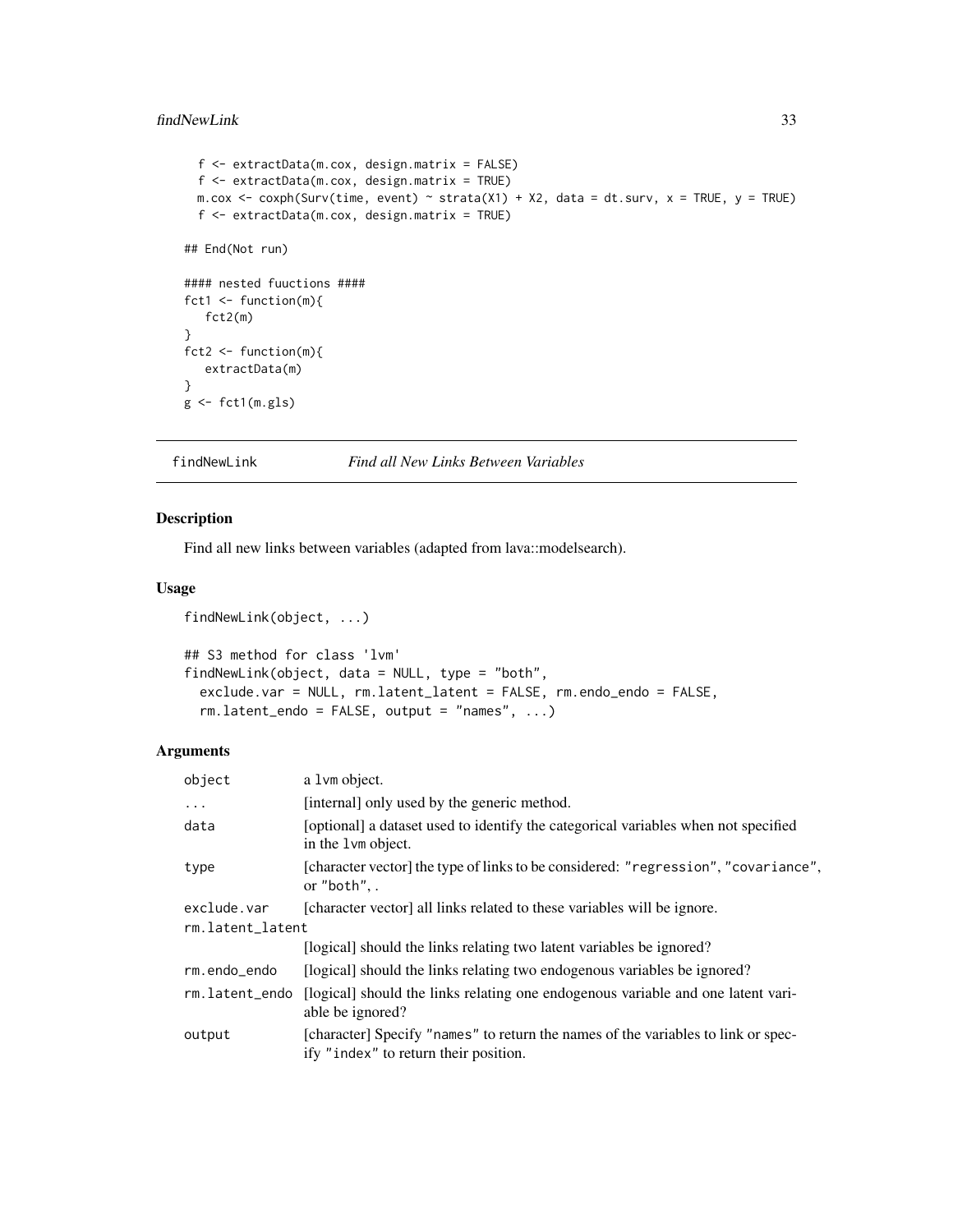```
  f <- extractData(m.cox, design.matrix = FALSE)
  f <- extractData(m.cox, design.matrix = TRUE)
  m.cox <- coxph(Surv(time, event) ~ strata(X1) + X2, data = dt.surv, x = TRUE, y = TRUE)
  f <- extractData(m.cox, design.matrix = TRUE)

## End(Not run)

#### nested fuuctions ####
fct1 <- function(m){
   fct2(m)
}
fct2 <- function(m){
   extractData(m)
}
g <- fct1(m.gls)
```

## findNewLink — *Find all New Links Between Variables*

### Description

Find all new links between variables (adapted from lava::modelsearch).

### Usage

```
findNewLink(object, ...)

## S3 method for class 'lvm'
findNewLink(object, data = NULL, type = "both",
  exclude.var = NULL, rm.latent_latent = FALSE, rm.endo_endo = FALSE,
  rm.latent_endo = FALSE, output = "names", ...)
```

### Arguments

| | |
|---|---|
| `object` | a `lvm` object. |
| `...` | [internal] only used by the generic method. |
| `data` | [optional] a dataset used to identify the categorical variables when not specified in the `lvm` object. |
| `type` | [character vector] the type of links to be considered: `"regression"`, `"covariance"`, or `"both"`, . |
| `exclude.var` | [character vector] all links related to these variables will be ignore. |
| `rm.latent_latent` | [logical] should the links relating two latent variables be ignored? |
| `rm.endo_endo` | [logical] should the links relating two endogenous variables be ignored? |
| `rm.latent_endo` | [logical] should the links relating one endogenous variable and one latent variable be ignored? |
| `output` | [character] Specify `"names"` to return the names of the variables to link or specify `"index"` to return their position. |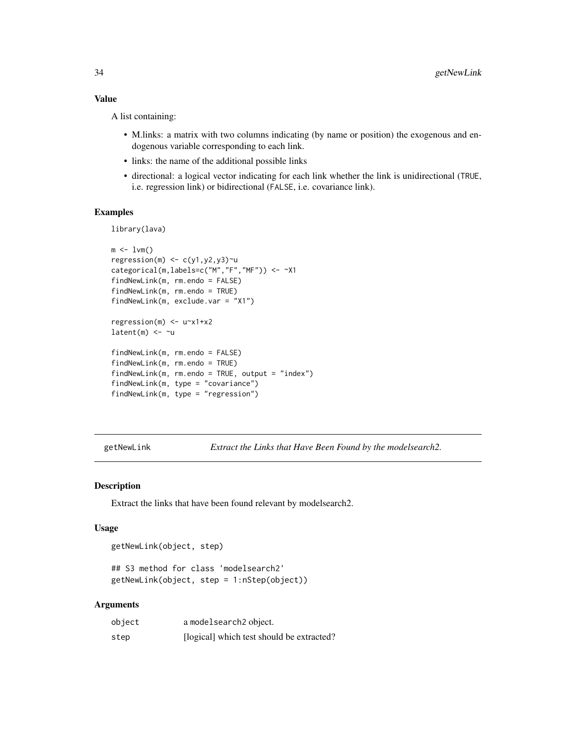### Value

A list containing:

- M.links: a matrix with two columns indicating (by name or position) the exogenous and endogenous variable corresponding to each link.
- links: the name of the additional possible links
- directional: a logical vector indicating for each link whether the link is unidirectional (TRUE, i.e. regression link) or bidirectional (FALSE, i.e. covariance link).

### Examples

```
library(lava)

m <- lvm()
regression(m) <- c(y1,y2,y3)~u
categorical(m,labels=c("M","F","MF")) <- ~X1
findNewLink(m, rm.endo = FALSE)
findNewLink(m, rm.endo = TRUE)
findNewLink(m, exclude.var = "X1")

regression(m) <- u~x1+x2
latent(m) <- ~u

findNewLink(m, rm.endo = FALSE)
findNewLink(m, rm.endo = TRUE)
findNewLink(m, rm.endo = TRUE, output = "index")
findNewLink(m, type = "covariance")
findNewLink(m, type = "regression")
```

---

## getNewLink — *Extract the Links that Have Been Found by the modelsearch2.*

### Description

Extract the links that have been found relevant by modelsearch2.

### Usage

```
getNewLink(object, step)

## S3 method for class 'modelsearch2'
getNewLink(object, step = 1:nStep(object))
```

### Arguments

| | |
|---|---|
| object | a modelsearch2 object. |
| step | [logical] which test should be extracted? |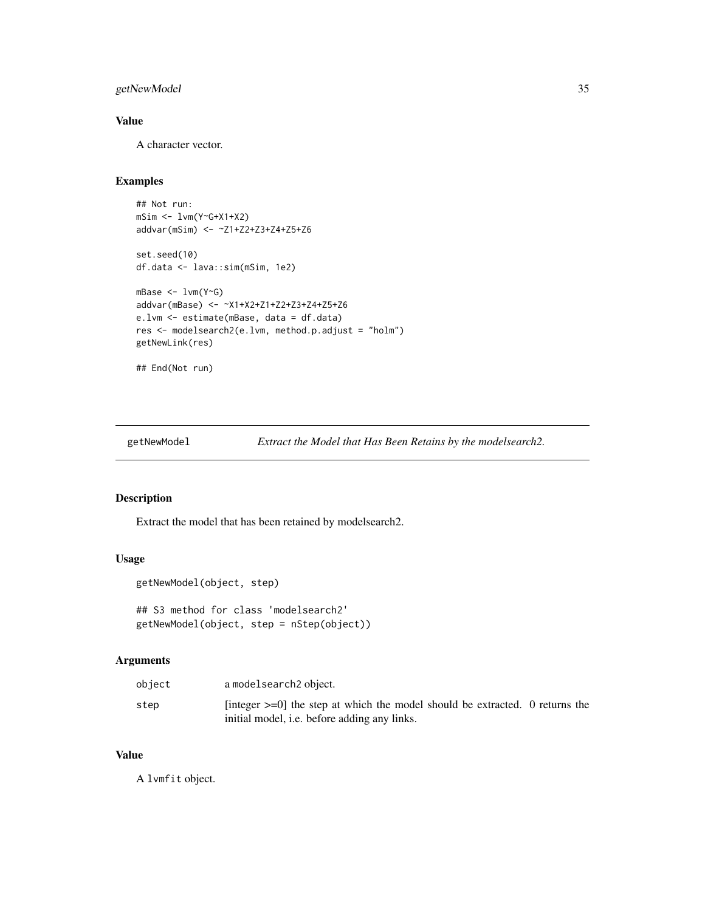## Value

A character vector.

## Examples

```
## Not run:
mSim <- lvm(Y~G+X1+X2)
addvar(mSim) <- ~Z1+Z2+Z3+Z4+Z5+Z6

set.seed(10)
df.data <- lava::sim(mSim, 1e2)

mBase <- lvm(Y~G)
addvar(mBase) <- ~X1+X2+Z1+Z2+Z3+Z4+Z5+Z6
e.lvm <- estimate(mBase, data = df.data)
res <- modelsearch2(e.lvm, method.p.adjust = "holm")
getNewLink(res)

## End(Not run)
```

---

# getNewModel — *Extract the Model that Has Been Retains by the modelsearch2.*

## Description

Extract the model that has been retained by modelsearch2.

## Usage

```
getNewModel(object, step)

## S3 method for class 'modelsearch2'
getNewModel(object, step = nStep(object))
```

## Arguments

| | |
|---|---|
| object | a modelsearch2 object. |
| step | [integer >=0] the step at which the model should be extracted. 0 returns the initial model, i.e. before adding any links. |

## Value

A lvmfit object.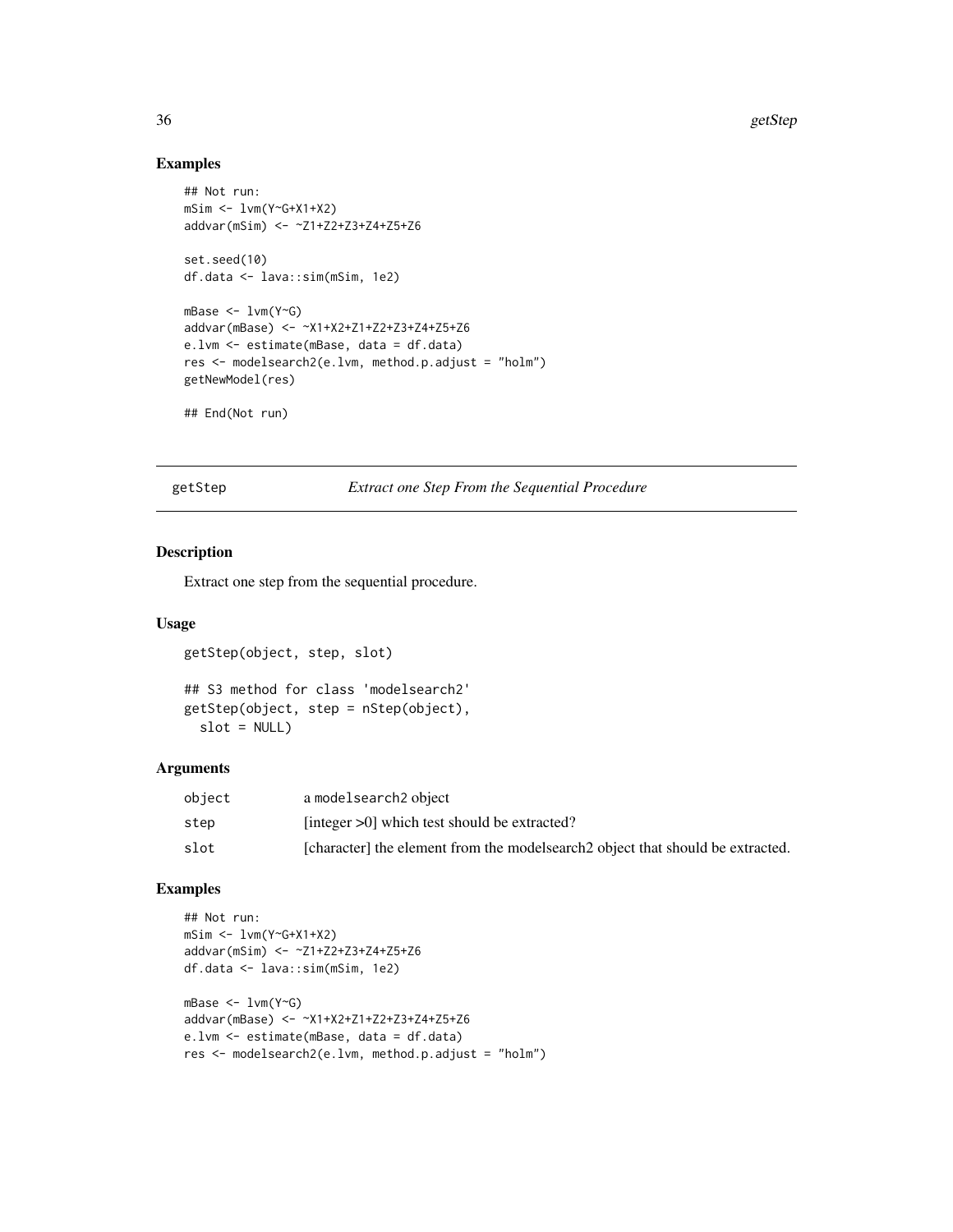## Examples

```
## Not run:
mSim <- lvm(Y~G+X1+X2)
addvar(mSim) <- ~Z1+Z2+Z3+Z4+Z5+Z6

set.seed(10)
df.data <- lava::sim(mSim, 1e2)

mBase <- lvm(Y~G)
addvar(mBase) <- ~X1+X2+Z1+Z2+Z3+Z4+Z5+Z6
e.lvm <- estimate(mBase, data = df.data)
res <- modelsearch2(e.lvm, method.p.adjust = "holm")
getNewModel(res)

## End(Not run)
```

---

# getStep — *Extract one Step From the Sequential Procedure*

## Description

Extract one step from the sequential procedure.

## Usage

```
getStep(object, step, slot)

## S3 method for class 'modelsearch2'
getStep(object, step = nStep(object),
  slot = NULL)
```

## Arguments

| | |
|---|---|
| object | a modelsearch2 object |
| step | [integer >0] which test should be extracted? |
| slot | [character] the element from the modelsearch2 object that should be extracted. |

## Examples

```
## Not run:
mSim <- lvm(Y~G+X1+X2)
addvar(mSim) <- ~Z1+Z2+Z3+Z4+Z5+Z6
df.data <- lava::sim(mSim, 1e2)

mBase <- lvm(Y~G)
addvar(mBase) <- ~X1+X2+Z1+Z2+Z3+Z4+Z5+Z6
e.lvm <- estimate(mBase, data = df.data)
res <- modelsearch2(e.lvm, method.p.adjust = "holm")
```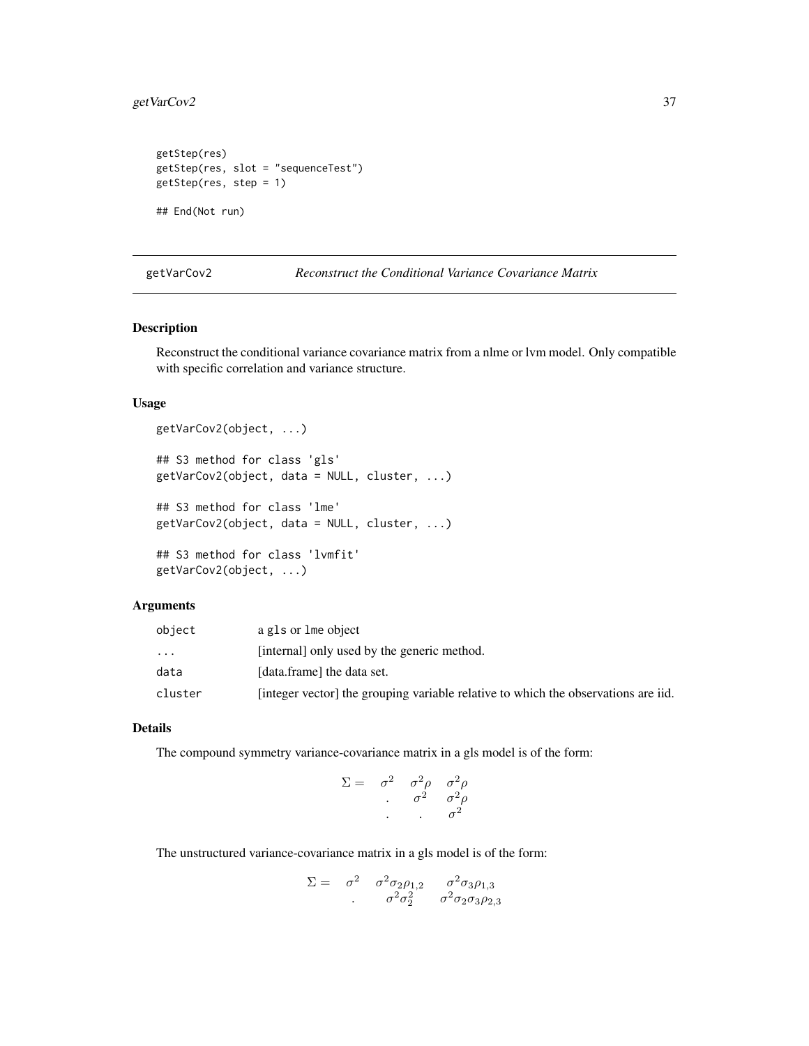```
getStep(res)
getStep(res, slot = "sequenceTest")
getStep(res, step = 1)

## End(Not run)
```

---

getVarCov2 *Reconstruct the Conditional Variance Covariance Matrix*

---

## Description

Reconstruct the conditional variance covariance matrix from a nlme or lvm model. Only compatible with specific correlation and variance structure.

## Usage

```
getVarCov2(object, ...)

## S3 method for class 'gls'
getVarCov2(object, data = NULL, cluster, ...)

## S3 method for class 'lme'
getVarCov2(object, data = NULL, cluster, ...)

## S3 method for class 'lvmfit'
getVarCov2(object, ...)
```

## Arguments

| | |
|---|---|
| `object` | a `gls` or `lme` object |
| `...` | [internal] only used by the generic method. |
| `data` | [data.frame] the data set. |
| `cluster` | [integer vector] the grouping variable relative to which the observations are iid. |

## Details

The compound symmetry variance-covariance matrix in a gls model is of the form:

$$\Sigma = \begin{array}{ccc} \sigma^2 & \sigma^2\rho & \sigma^2\rho \\ . & \sigma^2 & \sigma^2\rho \\ . & . & \sigma^2 \end{array}$$

The unstructured variance-covariance matrix in a gls model is of the form:

$$\Sigma = \begin{array}{ccc} \sigma^2 & \sigma^2\sigma_2\rho_{1,2} & \sigma^2\sigma_3\rho_{1,3} \\ . & \sigma^2\sigma_2^2 & \sigma^2\sigma_2\sigma_3\rho_{2,3} \end{array}$$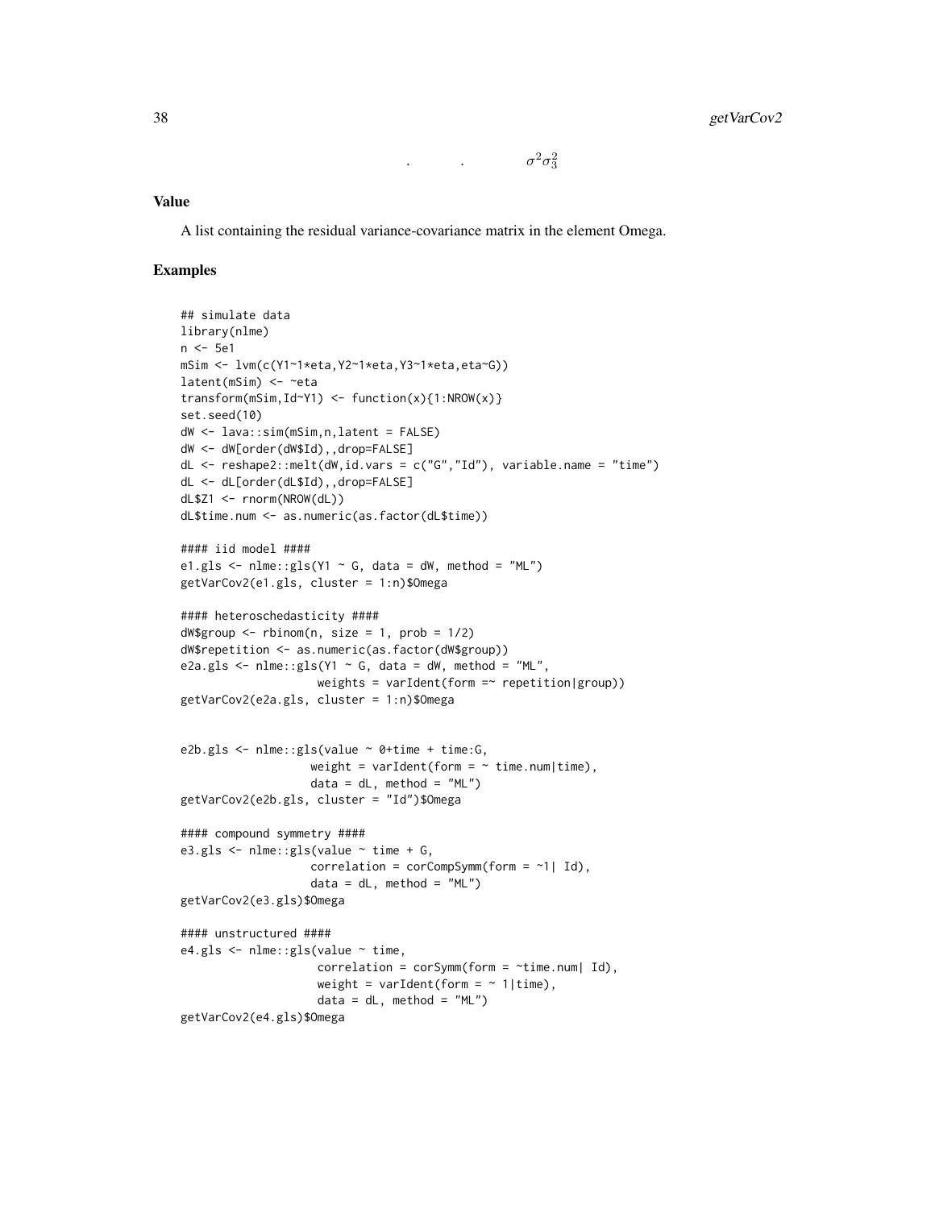.   .   $\sigma^2\sigma_3^2$

## Value

A list containing the residual variance-covariance matrix in the element Omega.

## Examples

```
## simulate data
library(nlme)
n <- 5e1
mSim <- lvm(c(Y1~1*eta,Y2~1*eta,Y3~1*eta,eta~G))
latent(mSim) <- ~eta
transform(mSim,Id~Y1) <- function(x){1:NROW(x)}
set.seed(10)
dW <- lava::sim(mSim,n,latent = FALSE)
dW <- dW[order(dW$Id),,drop=FALSE]
dL <- reshape2::melt(dW,id.vars = c("G","Id"), variable.name = "time")
dL <- dL[order(dL$Id),,drop=FALSE]
dL$Z1 <- rnorm(NROW(dL))
dL$time.num <- as.numeric(as.factor(dL$time))

#### iid model ####
e1.gls <- nlme::gls(Y1 ~ G, data = dW, method = "ML")
getVarCov2(e1.gls, cluster = 1:n)$Omega

#### heteroschedasticity ####
dW$group <- rbinom(n, size = 1, prob = 1/2)
dW$repetition <- as.numeric(as.factor(dW$group))
e2a.gls <- nlme::gls(Y1 ~ G, data = dW, method = "ML",
                     weights = varIdent(form =~ repetition|group))
getVarCov2(e2a.gls, cluster = 1:n)$Omega


e2b.gls <- nlme::gls(value ~ 0+time + time:G,
                    weight = varIdent(form = ~ time.num|time),
                    data = dL, method = "ML")
getVarCov2(e2b.gls, cluster = "Id")$Omega

#### compound symmetry ####
e3.gls <- nlme::gls(value ~ time + G,
                    correlation = corCompSymm(form = ~1| Id),
                    data = dL, method = "ML")
getVarCov2(e3.gls)$Omega

#### unstructured ####
e4.gls <- nlme::gls(value ~ time,
                     correlation = corSymm(form = ~time.num| Id),
                     weight = varIdent(form = ~ 1|time),
                     data = dL, method = "ML")
getVarCov2(e4.gls)$Omega
```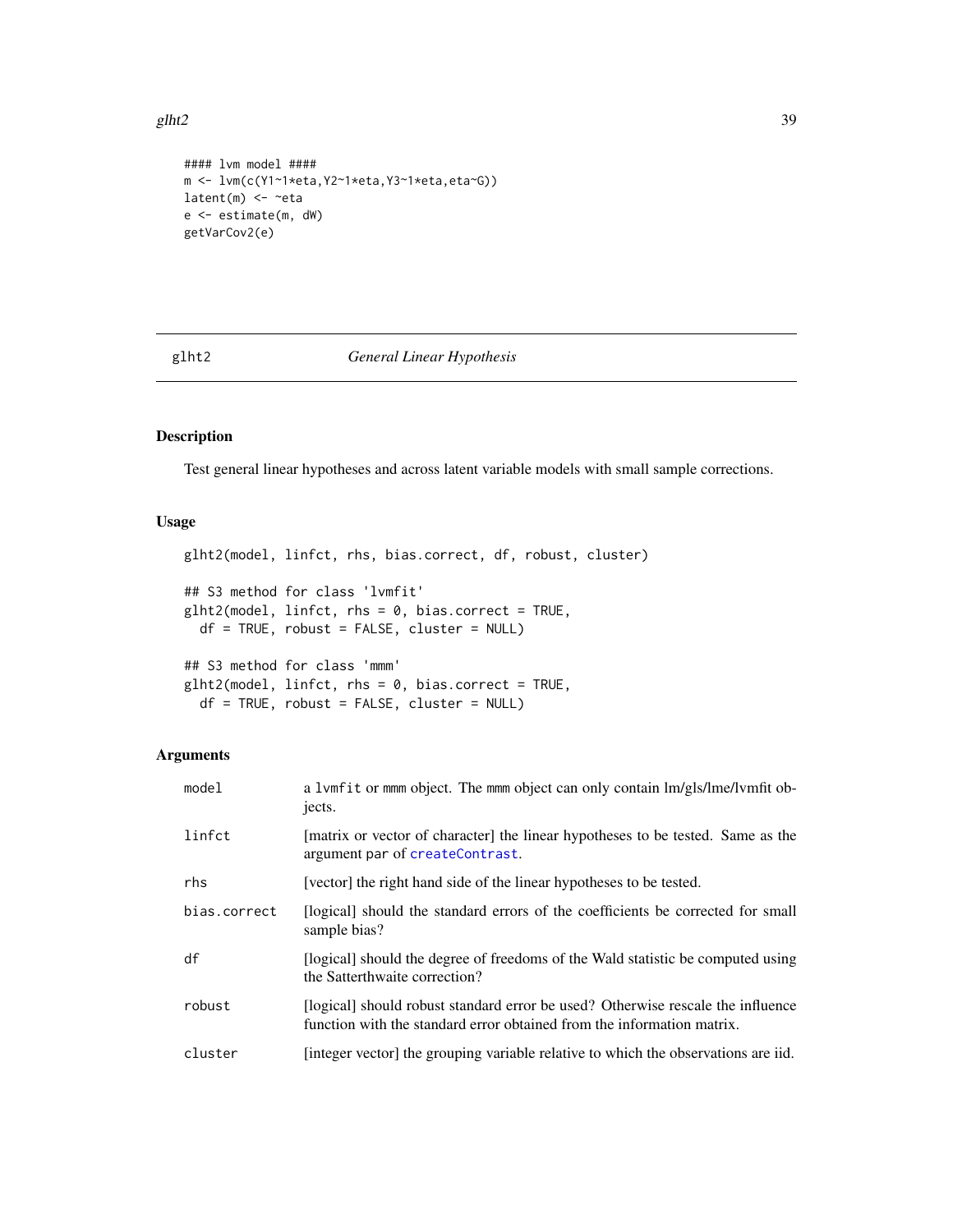```
#### lvm model ####
m <- lvm(c(Y1~1*eta,Y2~1*eta,Y3~1*eta,eta~G))
latent(m) <- ~eta
e <- estimate(m, dW)
getVarCov2(e)
```

## glht2 — *General Linear Hypothesis*

### Description

Test general linear hypotheses and across latent variable models with small sample corrections.

### Usage

```
glht2(model, linfct, rhs, bias.correct, df, robust, cluster)

## S3 method for class 'lvmfit'
glht2(model, linfct, rhs = 0, bias.correct = TRUE,
  df = TRUE, robust = FALSE, cluster = NULL)

## S3 method for class 'mmm'
glht2(model, linfct, rhs = 0, bias.correct = TRUE,
  df = TRUE, robust = FALSE, cluster = NULL)
```

### Arguments

| | |
|---|---|
| `model` | a `lvmfit` or `mmm` object. The `mmm` object can only contain lm/gls/lme/lvmfit objects. |
| `linfct` | [matrix or vector of character] the linear hypotheses to be tested. Same as the argument par of `createContrast`. |
| `rhs` | [vector] the right hand side of the linear hypotheses to be tested. |
| `bias.correct` | [logical] should the standard errors of the coefficients be corrected for small sample bias? |
| `df` | [logical] should the degree of freedoms of the Wald statistic be computed using the Satterthwaite correction? |
| `robust` | [logical] should robust standard error be used? Otherwise rescale the influence function with the standard error obtained from the information matrix. |
| `cluster` | [integer vector] the grouping variable relative to which the observations are iid. |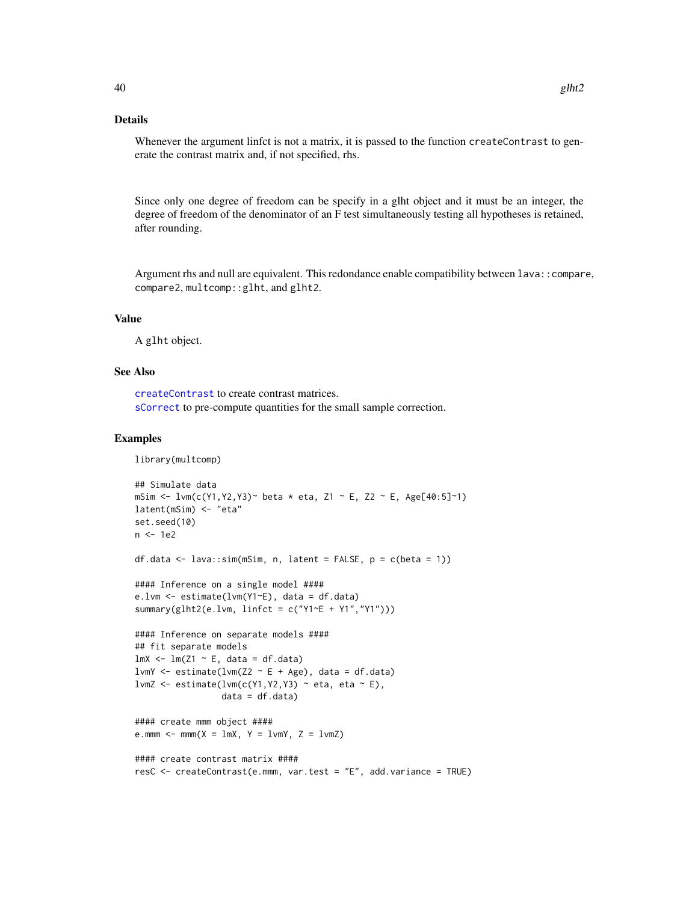## Details

Whenever the argument linfct is not a matrix, it is passed to the function `createContrast` to generate the contrast matrix and, if not specified, rhs.

Since only one degree of freedom can be specify in a glht object and it must be an integer, the degree of freedom of the denominator of an F test simultaneously testing all hypotheses is retained, after rounding.

Argument rhs and null are equivalent. This redondance enable compatibility between `lava::compare`, `compare2`, `multcomp::glht`, and `glht2`.

## Value

A `glht` object.

## See Also

`createContrast` to create contrast matrices.
`sCorrect` to pre-compute quantities for the small sample correction.

## Examples

```
library(multcomp)

## Simulate data
mSim <- lvm(c(Y1,Y2,Y3)~ beta * eta, Z1 ~ E, Z2 ~ E, Age[40:5]~1)
latent(mSim) <- "eta"
set.seed(10)
n <- 1e2

df.data <- lava::sim(mSim, n, latent = FALSE, p = c(beta = 1))

#### Inference on a single model ####
e.lvm <- estimate(lvm(Y1~E), data = df.data)
summary(glht2(e.lvm, linfct = c("Y1~E + Y1","Y1")))

#### Inference on separate models ####
## fit separate models
lmX <- lm(Z1 ~ E, data = df.data)
lvmY <- estimate(lvm(Z2 ~ E + Age), data = df.data)
lvmZ <- estimate(lvm(c(Y1,Y2,Y3) ~ eta, eta ~ E),
                 data = df.data)

#### create mmm object ####
e.mmm <- mmm(X = lmX, Y = lvmY, Z = lvmZ)

#### create contrast matrix ####
resC <- createContrast(e.mmm, var.test = "E", add.variance = TRUE)
```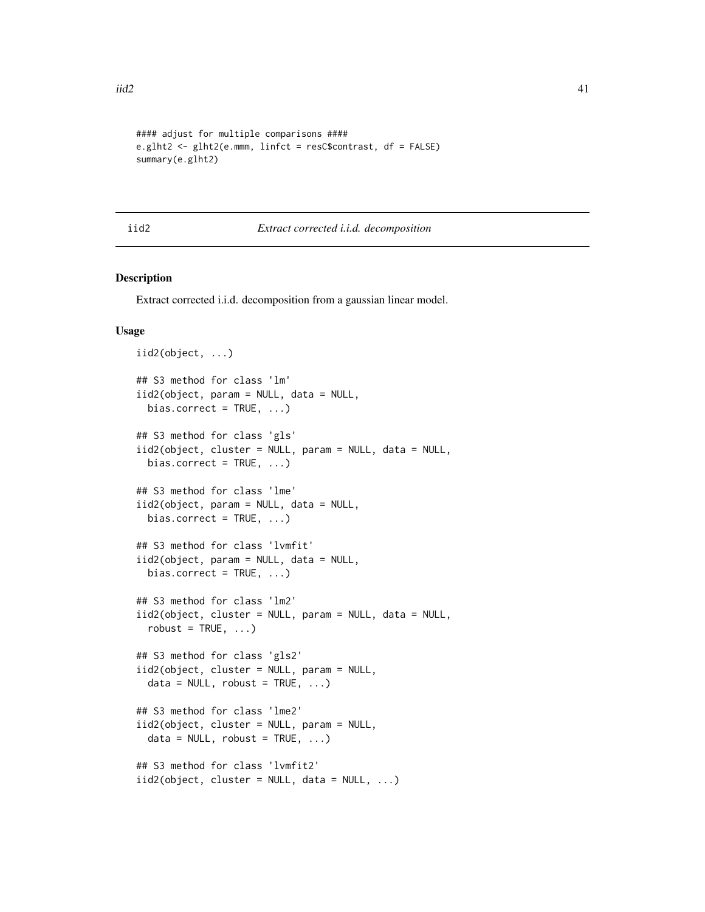```
#### adjust for multiple comparisons ####
e.glht2 <- glht2(e.mmm, linfct = resC$contrast, df = FALSE)
summary(e.glht2)
```

## iid2 — *Extract corrected i.i.d. decomposition*

### Description

Extract corrected i.i.d. decomposition from a gaussian linear model.

### Usage

```
iid2(object, ...)

## S3 method for class 'lm'
iid2(object, param = NULL, data = NULL,
  bias.correct = TRUE, ...)

## S3 method for class 'gls'
iid2(object, cluster = NULL, param = NULL, data = NULL,
  bias.correct = TRUE, ...)

## S3 method for class 'lme'
iid2(object, param = NULL, data = NULL,
  bias.correct = TRUE, ...)

## S3 method for class 'lvmfit'
iid2(object, param = NULL, data = NULL,
  bias.correct = TRUE, ...)

## S3 method for class 'lm2'
iid2(object, cluster = NULL, param = NULL, data = NULL,
  robust = TRUE, ...)

## S3 method for class 'gls2'
iid2(object, cluster = NULL, param = NULL,
  data = NULL, robust = TRUE, ...)

## S3 method for class 'lme2'
iid2(object, cluster = NULL, param = NULL,
  data = NULL, robust = TRUE, ...)

## S3 method for class 'lvmfit2'
iid2(object, cluster = NULL, data = NULL, ...)
```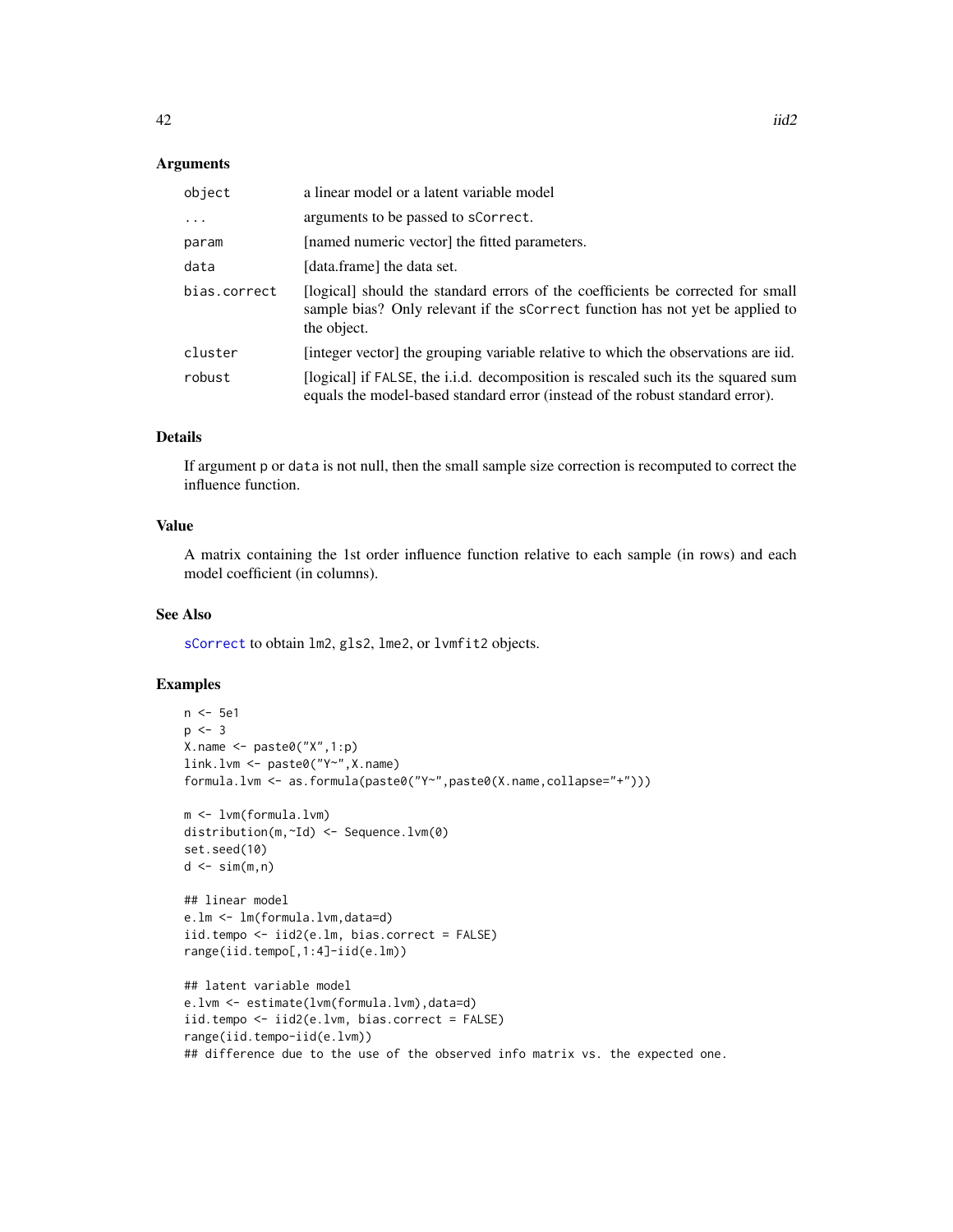## Arguments

| | |
|---|---|
| object | a linear model or a latent variable model |
| ... | arguments to be passed to sCorrect. |
| param | [named numeric vector] the fitted parameters. |
| data | [data.frame] the data set. |
| bias.correct | [logical] should the standard errors of the coefficients be corrected for small sample bias? Only relevant if the sCorrect function has not yet be applied to the object. |
| cluster | [integer vector] the grouping variable relative to which the observations are iid. |
| robust | [logical] if FALSE, the i.i.d. decomposition is rescaled such its the squared sum equals the model-based standard error (instead of the robust standard error). |

## Details

If argument p or data is not null, then the small sample size correction is recomputed to correct the influence function.

## Value

A matrix containing the 1st order influence function relative to each sample (in rows) and each model coefficient (in columns).

## See Also

sCorrect to obtain lm2, gls2, lme2, or lvmfit2 objects.

## Examples

```
n <- 5e1
p <- 3
X.name <- paste0("X",1:p)
link.lvm <- paste0("Y~",X.name)
formula.lvm <- as.formula(paste0("Y~",paste0(X.name,collapse="+")))

m <- lvm(formula.lvm)
distribution(m,~Id) <- Sequence.lvm(0)
set.seed(10)
d <- sim(m,n)

## linear model
e.lm <- lm(formula.lvm,data=d)
iid.tempo <- iid2(e.lm, bias.correct = FALSE)
range(iid.tempo[,1:4]-iid(e.lm))

## latent variable model
e.lvm <- estimate(lvm(formula.lvm),data=d)
iid.tempo <- iid2(e.lvm, bias.correct = FALSE)
range(iid.tempo-iid(e.lvm))
## difference due to the use of the observed info matrix vs. the expected one.
```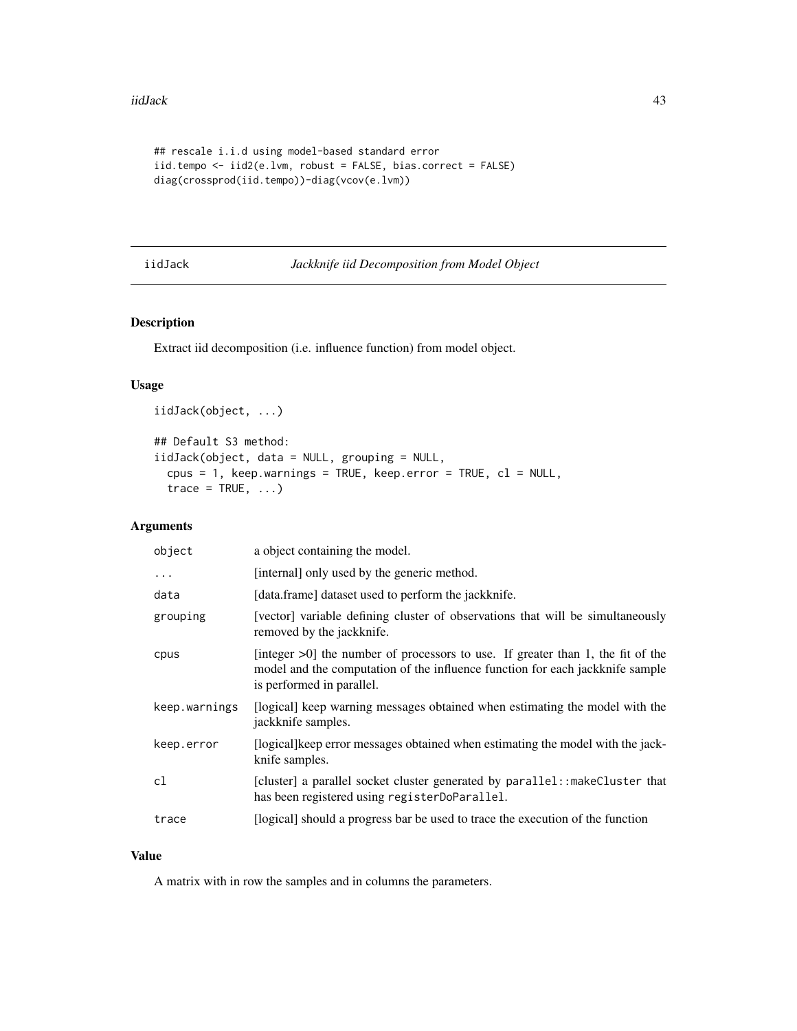```
## rescale i.i.d using model-based standard error
iid.tempo <- iid2(e.lvm, robust = FALSE, bias.correct = FALSE)
diag(crossprod(iid.tempo))-diag(vcov(e.lvm))
```

## iidJack — *Jackknife iid Decomposition from Model Object*

### Description

Extract iid decomposition (i.e. influence function) from model object.

### Usage

```
iidJack(object, ...)

## Default S3 method:
iidJack(object, data = NULL, grouping = NULL,
  cpus = 1, keep.warnings = TRUE, keep.error = TRUE, cl = NULL,
  trace = TRUE, ...)
```

### Arguments

| Argument | Description |
|---|---|
| `object` | a object containing the model. |
| `...` | [internal] only used by the generic method. |
| `data` | [data.frame] dataset used to perform the jackknife. |
| `grouping` | [vector] variable defining cluster of observations that will be simultaneously removed by the jackknife. |
| `cpus` | [integer >0] the number of processors to use. If greater than 1, the fit of the model and the computation of the influence function for each jackknife sample is performed in parallel. |
| `keep.warnings` | [logical] keep warning messages obtained when estimating the model with the jackknife samples. |
| `keep.error` | [logical]keep error messages obtained when estimating the model with the jackknife samples. |
| `cl` | [cluster] a parallel socket cluster generated by `parallel::makeCluster` that has been registered using `registerDoParallel`. |
| `trace` | [logical] should a progress bar be used to trace the execution of the function |

### Value

A matrix with in row the samples and in columns the parameters.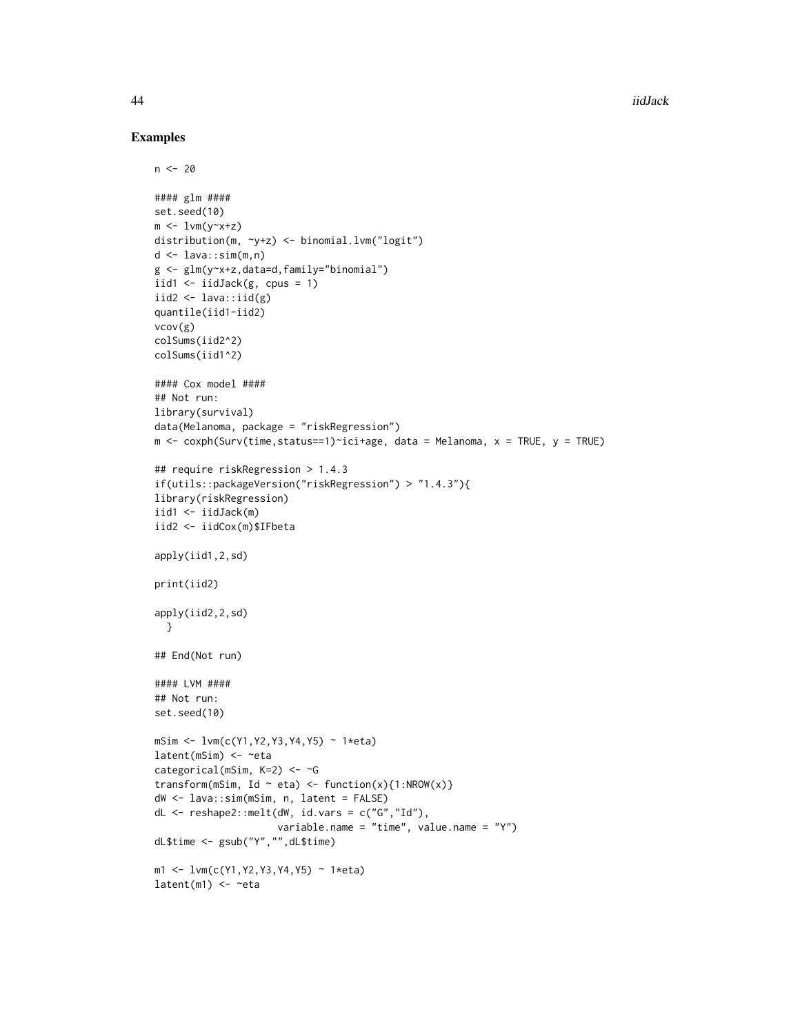## Examples

```
n <- 20

#### glm ####
set.seed(10)
m <- lvm(y~x+z)
distribution(m, ~y+z) <- binomial.lvm("logit")
d <- lava::sim(m,n)
g <- glm(y~x+z,data=d,family="binomial")
iid1 <- iidJack(g, cpus = 1)
iid2 <- lava::iid(g)
quantile(iid1-iid2)
vcov(g)
colSums(iid2^2)
colSums(iid1^2)

#### Cox model ####
## Not run:
library(survival)
data(Melanoma, package = "riskRegression")
m <- coxph(Surv(time,status==1)~ici+age, data = Melanoma, x = TRUE, y = TRUE)

## require riskRegression > 1.4.3
if(utils::packageVersion("riskRegression") > "1.4.3"){
library(riskRegression)
iid1 <- iidJack(m)
iid2 <- iidCox(m)$IFbeta

apply(iid1,2,sd)

print(iid2)

apply(iid2,2,sd)
  }

## End(Not run)

#### LVM ####
## Not run:
set.seed(10)

mSim <- lvm(c(Y1,Y2,Y3,Y4,Y5) ~ 1*eta)
latent(mSim) <- ~eta
categorical(mSim, K=2) <- ~G
transform(mSim, Id ~ eta) <- function(x){1:NROW(x)}
dW <- lava::sim(mSim, n, latent = FALSE)
dL <- reshape2::melt(dW, id.vars = c("G","Id"),
                     variable.name = "time", value.name = "Y")
dL$time <- gsub("Y","",dL$time)

m1 <- lvm(c(Y1,Y2,Y3,Y4,Y5) ~ 1*eta)
latent(m1) <- ~eta
```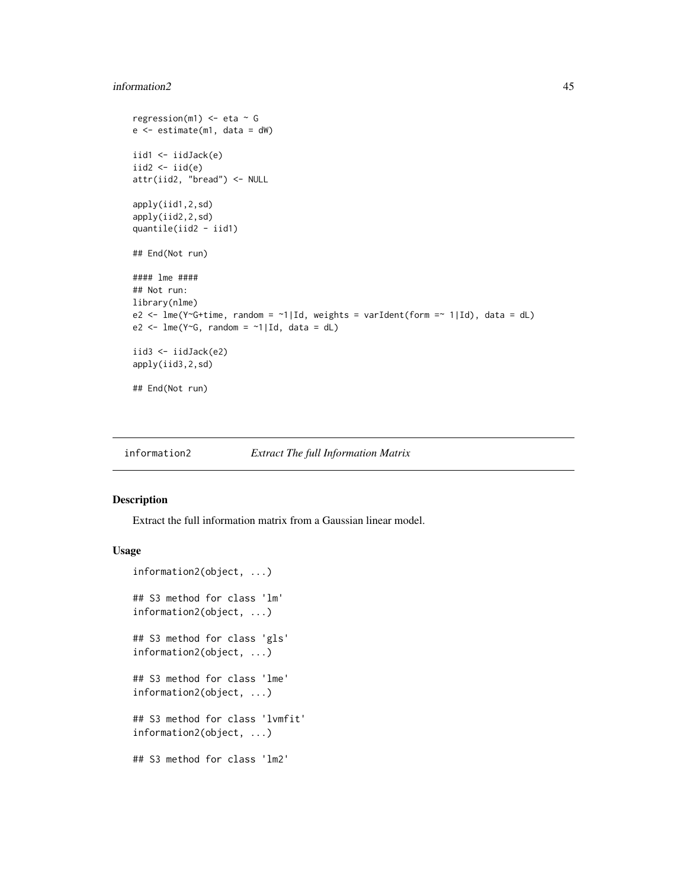```
regression(m1) <- eta ~ G
e <- estimate(m1, data = dW)

iid1 <- iidJack(e)
iid2 <- iid(e)
attr(iid2, "bread") <- NULL

apply(iid1,2,sd)
apply(iid2,2,sd)
quantile(iid2 - iid1)

## End(Not run)

#### lme ####
## Not run:
library(nlme)
e2 <- lme(Y~G+time, random = ~1|Id, weights = varIdent(form =~ 1|Id), data = dL)
e2 <- lme(Y~G, random = ~1|Id, data = dL)

iid3 <- iidJack(e2)
apply(iid3,2,sd)

## End(Not run)
```

---

information2 *Extract The full Information Matrix*

---

## Description

Extract the full information matrix from a Gaussian linear model.

## Usage

```
information2(object, ...)

## S3 method for class 'lm'
information2(object, ...)

## S3 method for class 'gls'
information2(object, ...)

## S3 method for class 'lme'
information2(object, ...)

## S3 method for class 'lvmfit'
information2(object, ...)

## S3 method for class 'lm2'
```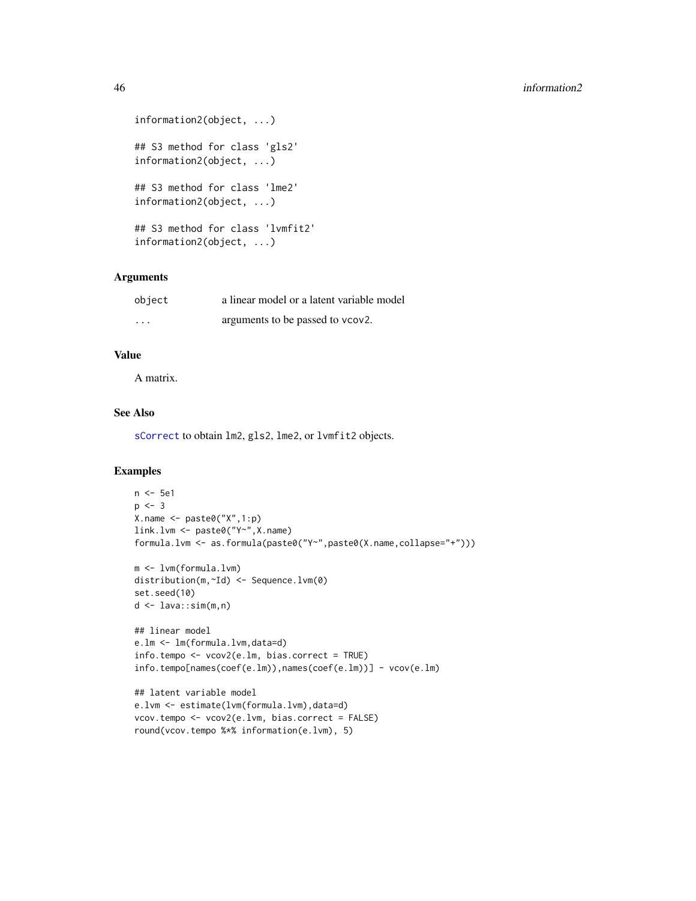```
information2(object, ...)

## S3 method for class 'gls2'
information2(object, ...)

## S3 method for class 'lme2'
information2(object, ...)

## S3 method for class 'lvmfit2'
information2(object, ...)
```

## Arguments

| | |
|---|---|
| object | a linear model or a latent variable model |
| ... | arguments to be passed to vcov2. |

## Value

A matrix.

## See Also

sCorrect to obtain lm2, gls2, lme2, or lvmfit2 objects.

## Examples

```
n <- 5e1
p <- 3
X.name <- paste0("X",1:p)
link.lvm <- paste0("Y~",X.name)
formula.lvm <- as.formula(paste0("Y~",paste0(X.name,collapse="+")))

m <- lvm(formula.lvm)
distribution(m,~Id) <- Sequence.lvm(0)
set.seed(10)
d <- lava::sim(m,n)

## linear model
e.lm <- lm(formula.lvm,data=d)
info.tempo <- vcov2(e.lm, bias.correct = TRUE)
info.tempo[names(coef(e.lm)),names(coef(e.lm))] - vcov(e.lm)

## latent variable model
e.lvm <- estimate(lvm(formula.lvm),data=d)
vcov.tempo <- vcov2(e.lvm, bias.correct = FALSE)
round(vcov.tempo %*% information(e.lvm), 5)
```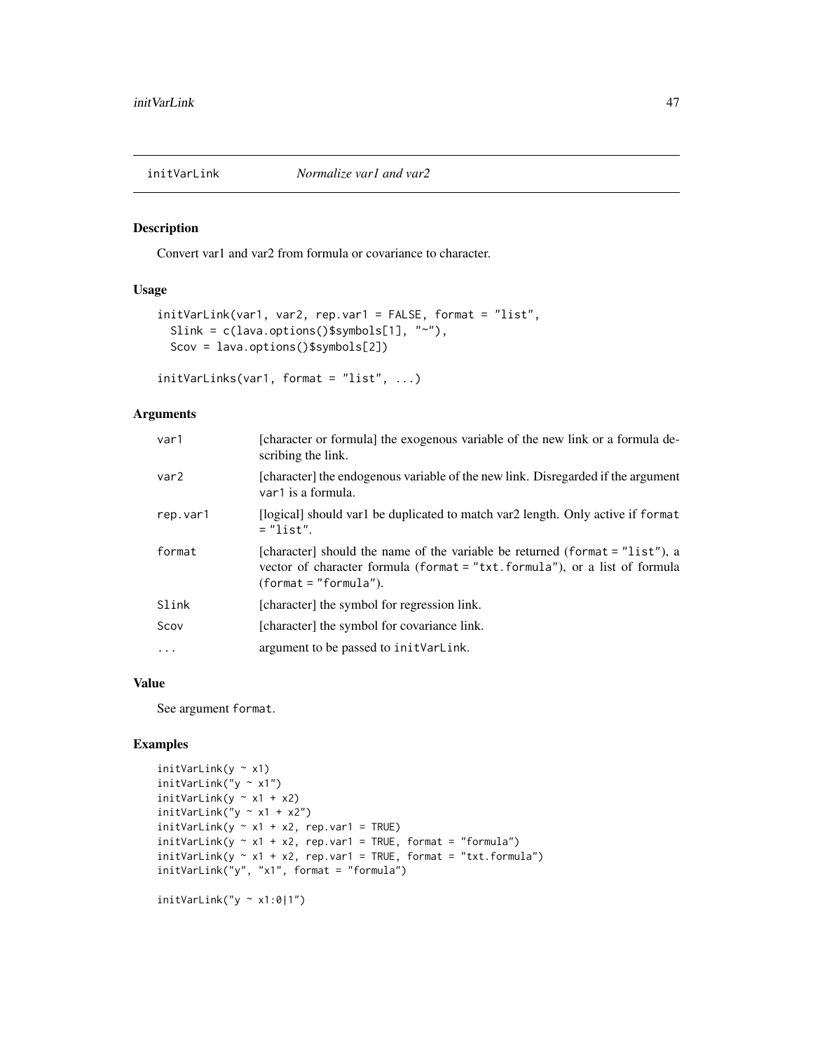# initVarLink — *Normalize var1 and var2*

## Description

Convert var1 and var2 from formula or covariance to character.

## Usage

```
initVarLink(var1, var2, rep.var1 = FALSE, format = "list",
  Slink = c(lava.options()$symbols[1], "~"),
  Scov = lava.options()$symbols[2])

initVarLinks(var1, format = "list", ...)
```

## Arguments

| | |
|---|---|
| `var1` | [character or formula] the exogenous variable of the new link or a formula describing the link. |
| `var2` | [character] the endogenous variable of the new link. Disregarded if the argument `var1` is a formula. |
| `rep.var1` | [logical] should var1 be duplicated to match var2 length. Only active if `format = "list"`. |
| `format` | [character] should the name of the variable be returned (`format = "list"`), a vector of character formula (`format = "txt.formula"`), or a list of formula (`format = "formula"`). |
| `Slink` | [character] the symbol for regression link. |
| `Scov` | [character] the symbol for covariance link. |
| `...` | argument to be passed to `initVarLink`. |

## Value

See argument `format`.

## Examples

```
initVarLink(y ~ x1)
initVarLink("y ~ x1")
initVarLink(y ~ x1 + x2)
initVarLink("y ~ x1 + x2")
initVarLink(y ~ x1 + x2, rep.var1 = TRUE)
initVarLink(y ~ x1 + x2, rep.var1 = TRUE, format = "formula")
initVarLink(y ~ x1 + x2, rep.var1 = TRUE, format = "txt.formula")
initVarLink("y", "x1", format = "formula")

initVarLink("y ~ x1:0|1")
```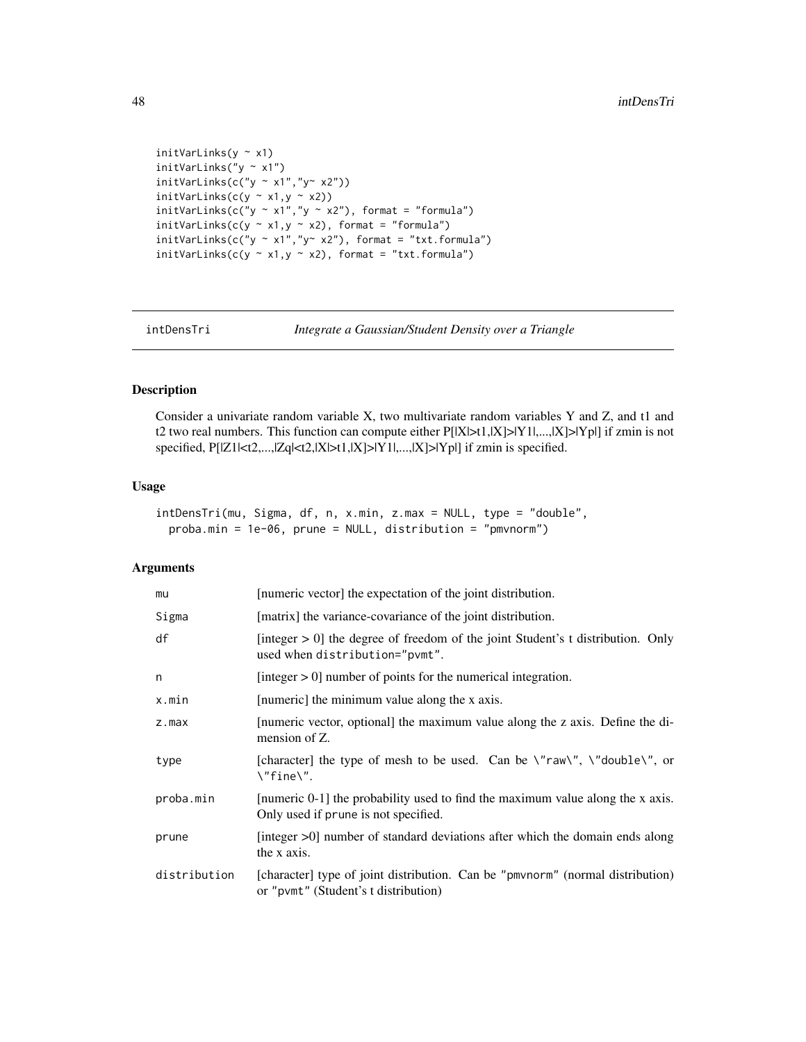```
initVarLinks(y ~ x1)
initVarLinks("y ~ x1")
initVarLinks(c("y ~ x1","y~ x2"))
initVarLinks(c(y ~ x1,y ~ x2))
initVarLinks(c("y ~ x1","y ~ x2"), format = "formula")
initVarLinks(c(y ~ x1,y ~ x2), format = "formula")
initVarLinks(c("y ~ x1","y~ x2"), format = "txt.formula")
initVarLinks(c(y ~ x1,y ~ x2), format = "txt.formula")
```

---

## intDensTri — *Integrate a Gaussian/Student Density over a Triangle*

### Description

Consider a univariate random variable X, two multivariate random variables Y and Z, and t1 and t2 two real numbers. This function can compute either P[|X|>t1,|X]>|Y1|,...,|X]>|Yp|] if zmin is not specified, P[|Z1|<t2,...,|Zq|<t2,|X|>t1,|X]>|Y1|,...,|X]>|Yp|] if zmin is specified.

### Usage

```
intDensTri(mu, Sigma, df, n, x.min, z.max = NULL, type = "double",
  proba.min = 1e-06, prune = NULL, distribution = "pmvnorm")
```

### Arguments

| | |
|---|---|
| mu | [numeric vector] the expectation of the joint distribution. |
| Sigma | [matrix] the variance-covariance of the joint distribution. |
| df | [integer > 0] the degree of freedom of the joint Student's t distribution. Only used when distribution="pvmt". |
| n | [integer > 0] number of points for the numerical integration. |
| x.min | [numeric] the minimum value along the x axis. |
| z.max | [numeric vector, optional] the maximum value along the z axis. Define the dimension of Z. |
| type | [character] the type of mesh to be used. Can be \"raw\", \"double\", or \"fine\". |
| proba.min | [numeric 0-1] the probability used to find the maximum value along the x axis. Only used if prune is not specified. |
| prune | [integer >0] number of standard deviations after which the domain ends along the x axis. |
| distribution | [character] type of joint distribution. Can be "pmvnorm" (normal distribution) or "pvmt" (Student's t distribution) |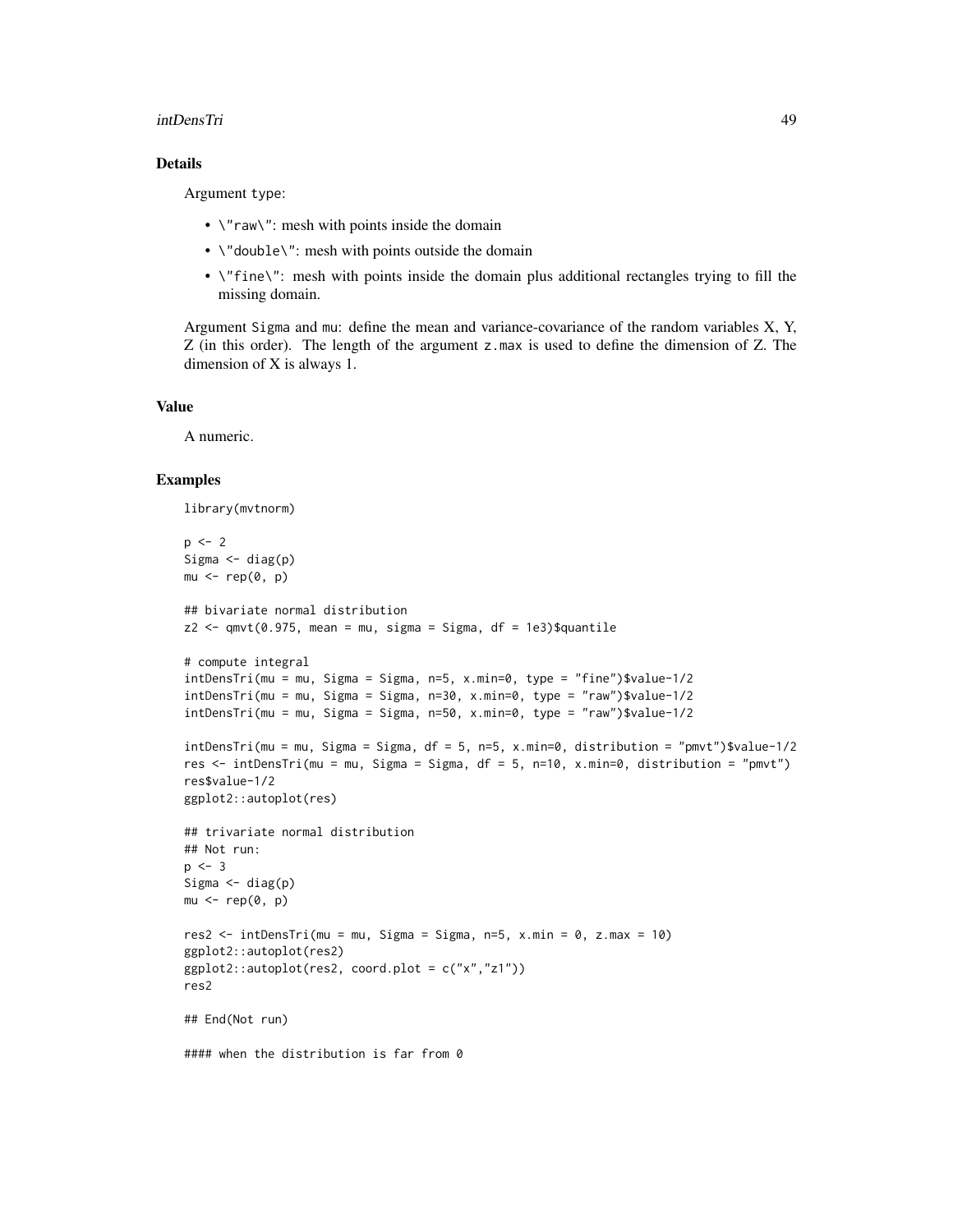### Details

Argument type:

- \"raw\": mesh with points inside the domain
- \"double\": mesh with points outside the domain
- \"fine\": mesh with points inside the domain plus additional rectangles trying to fill the missing domain.

Argument Sigma and mu: define the mean and variance-covariance of the random variables X, Y, Z (in this order). The length of the argument z.max is used to define the dimension of Z. The dimension of X is always 1.

### Value

A numeric.

### Examples

```
library(mvtnorm)

p <- 2
Sigma <- diag(p)
mu <- rep(0, p)

## bivariate normal distribution
z2 <- qmvt(0.975, mean = mu, sigma = Sigma, df = 1e3)$quantile

# compute integral
intDensTri(mu = mu, Sigma = Sigma, n=5, x.min=0, type = "fine")$value-1/2
intDensTri(mu = mu, Sigma = Sigma, n=30, x.min=0, type = "raw")$value-1/2
intDensTri(mu = mu, Sigma = Sigma, n=50, x.min=0, type = "raw")$value-1/2

intDensTri(mu = mu, Sigma = Sigma, df = 5, n=5, x.min=0, distribution = "pmvt")$value-1/2
res <- intDensTri(mu = mu, Sigma = Sigma, df = 5, n=10, x.min=0, distribution = "pmvt")
res$value-1/2
ggplot2::autoplot(res)

## trivariate normal distribution
## Not run:
p <- 3
Sigma <- diag(p)
mu <- rep(0, p)

res2 <- intDensTri(mu = mu, Sigma = Sigma, n=5, x.min = 0, z.max = 10)
ggplot2::autoplot(res2)
ggplot2::autoplot(res2, coord.plot = c("x","z1"))
res2

## End(Not run)

#### when the distribution is far from 0
```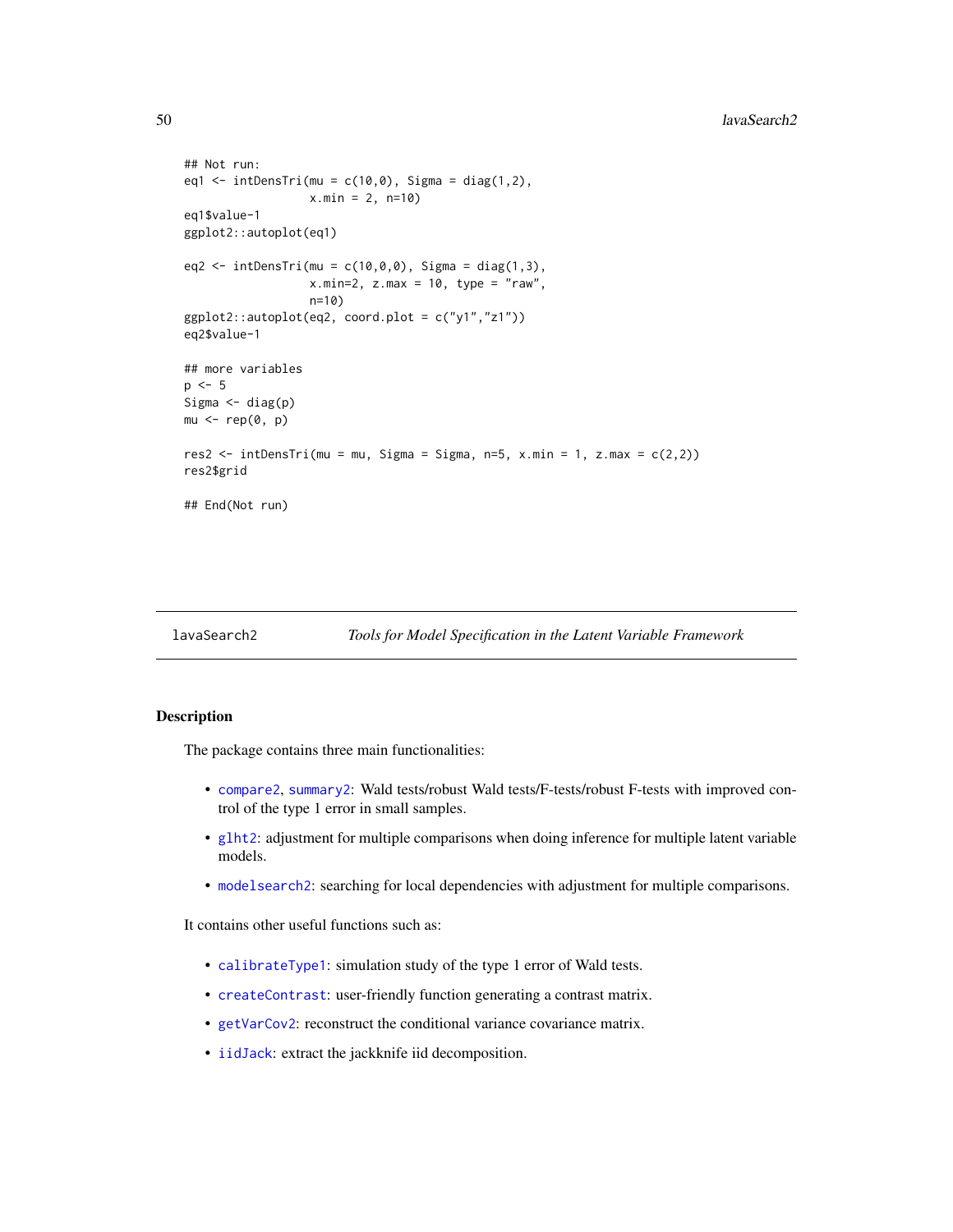```
## Not run:
eq1 <- intDensTri(mu = c(10,0), Sigma = diag(1,2),
                  x.min = 2, n=10)
eq1$value-1
ggplot2::autoplot(eq1)

eq2 <- intDensTri(mu = c(10,0,0), Sigma = diag(1,3),
                  x.min=2, z.max = 10, type = "raw",
                  n=10)
ggplot2::autoplot(eq2, coord.plot = c("y1","z1"))
eq2$value-1

## more variables
p <- 5
Sigma <- diag(p)
mu <- rep(0, p)

res2 <- intDensTri(mu = mu, Sigma = Sigma, n=5, x.min = 1, z.max = c(2,2))
res2$grid

## End(Not run)
```

---

`lavaSearch2` *Tools for Model Specification in the Latent Variable Framework*

---

### Description

The package contains three main functionalities:

- `compare2`, `summary2`: Wald tests/robust Wald tests/F-tests/robust F-tests with improved control of the type 1 error in small samples.
- `glht2`: adjustment for multiple comparisons when doing inference for multiple latent variable models.
- `modelsearch2`: searching for local dependencies with adjustment for multiple comparisons.

It contains other useful functions such as:

- `calibrateType1`: simulation study of the type 1 error of Wald tests.
- `createContrast`: user-friendly function generating a contrast matrix.
- `getVarCov2`: reconstruct the conditional variance covariance matrix.
- `iidJack`: extract the jackknife iid decomposition.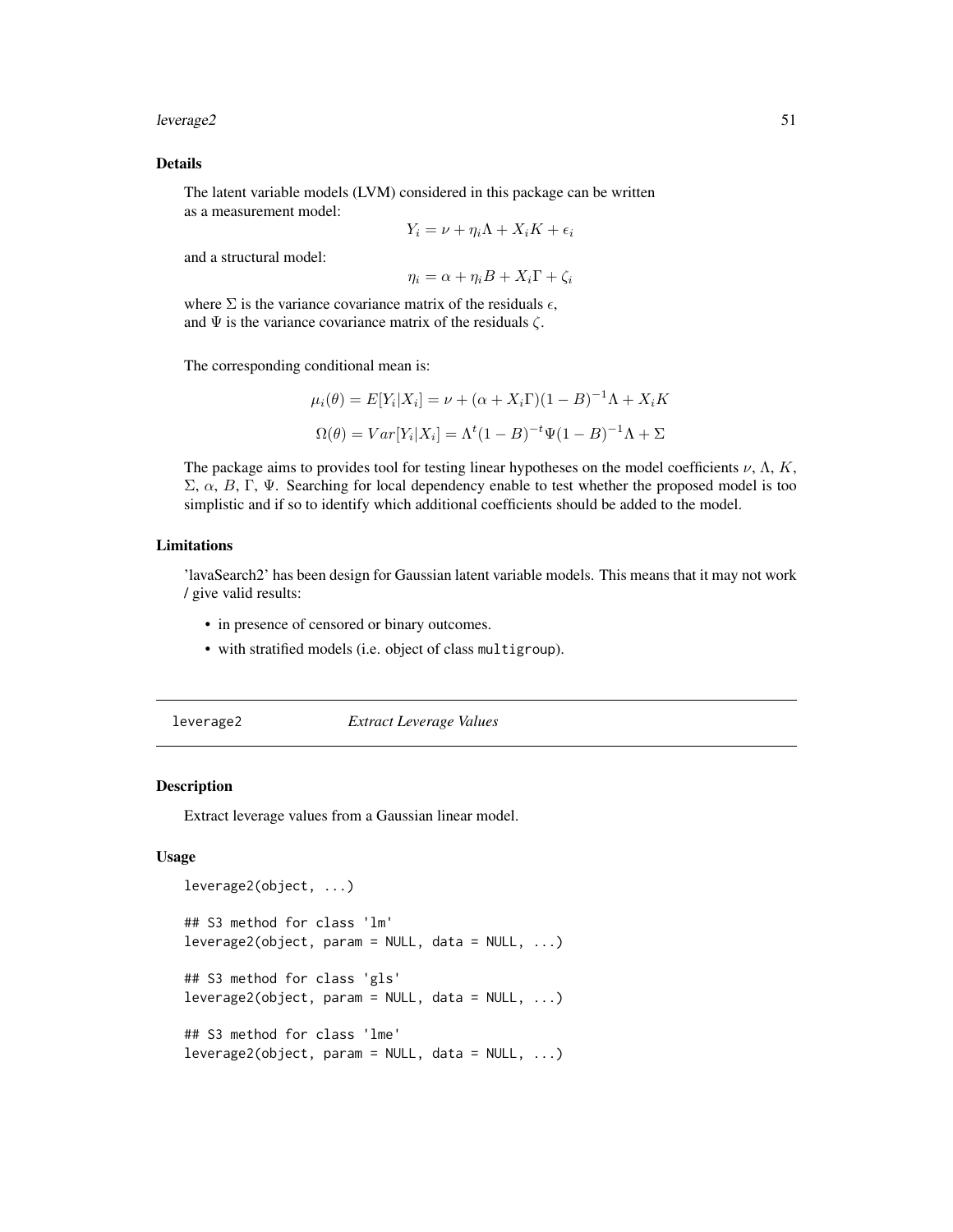## Details

The latent variable models (LVM) considered in this package can be written as a measurement model:

$$Y_i = \nu + \eta_i \Lambda + X_i K + \epsilon_i$$

and a structural model:

$$\eta_i = \alpha + \eta_i B + X_i \Gamma + \zeta_i$$

where $\Sigma$ is the variance covariance matrix of the residuals $\epsilon$,
and $\Psi$ is the variance covariance matrix of the residuals $\zeta$.

The corresponding conditional mean is:

$$\mu_i(\theta) = E[Y_i|X_i] = \nu + (\alpha + X_i\Gamma)(1 - B)^{-1}\Lambda + X_i K$$

$$\Omega(\theta) = Var[Y_i|X_i] = \Lambda^t(1 - B)^{-t}\Psi(1 - B)^{-1}\Lambda + \Sigma$$

The package aims to provides tool for testing linear hypotheses on the model coefficients $\nu$, $\Lambda$, $K$, $\Sigma$, $\alpha$, $B$, $\Gamma$, $\Psi$. Searching for local dependency enable to test whether the proposed model is too simplistic and if so to identify which additional coefficients should be added to the model.

## Limitations

'lavaSearch2' has been design for Gaussian latent variable models. This means that it may not work / give valid results:

- in presence of censored or binary outcomes.
- with stratified models (i.e. object of class `multigroup`).

---

# leverage2 — *Extract Leverage Values*

## Description

Extract leverage values from a Gaussian linear model.

## Usage

```
leverage2(object, ...)

## S3 method for class 'lm'
leverage2(object, param = NULL, data = NULL, ...)

## S3 method for class 'gls'
leverage2(object, param = NULL, data = NULL, ...)

## S3 method for class 'lme'
leverage2(object, param = NULL, data = NULL, ...)
```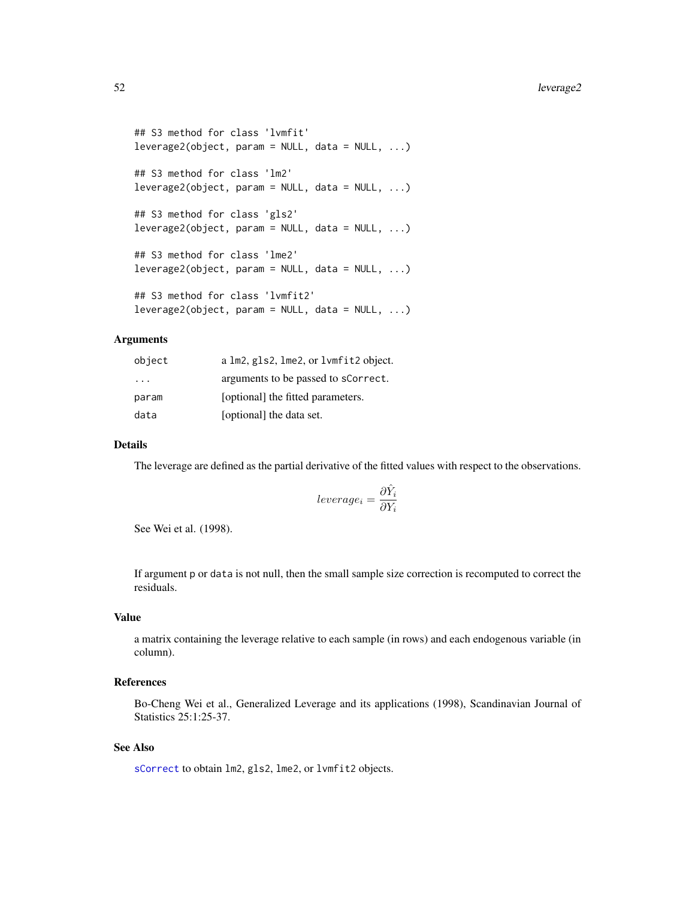```
## S3 method for class 'lvmfit'
leverage2(object, param = NULL, data = NULL, ...)

## S3 method for class 'lm2'
leverage2(object, param = NULL, data = NULL, ...)

## S3 method for class 'gls2'
leverage2(object, param = NULL, data = NULL, ...)

## S3 method for class 'lme2'
leverage2(object, param = NULL, data = NULL, ...)

## S3 method for class 'lvmfit2'
leverage2(object, param = NULL, data = NULL, ...)
```

### Arguments

| | |
|---|---|
| object | a lm2, gls2, lme2, or lvmfit2 object. |
| ... | arguments to be passed to sCorrect. |
| param | [optional] the fitted parameters. |
| data | [optional] the data set. |

### Details

The leverage are defined as the partial derivative of the fitted values with respect to the observations.

$$leverage_i = \frac{\partial \hat{Y}_i}{\partial Y_i}$$

See Wei et al. (1998).

If argument p or data is not null, then the small sample size correction is recomputed to correct the residuals.

### Value

a matrix containing the leverage relative to each sample (in rows) and each endogenous variable (in column).

### References

Bo-Cheng Wei et al., Generalized Leverage and its applications (1998), Scandinavian Journal of Statistics 25:1:25-37.

### See Also

sCorrect to obtain lm2, gls2, lme2, or lvmfit2 objects.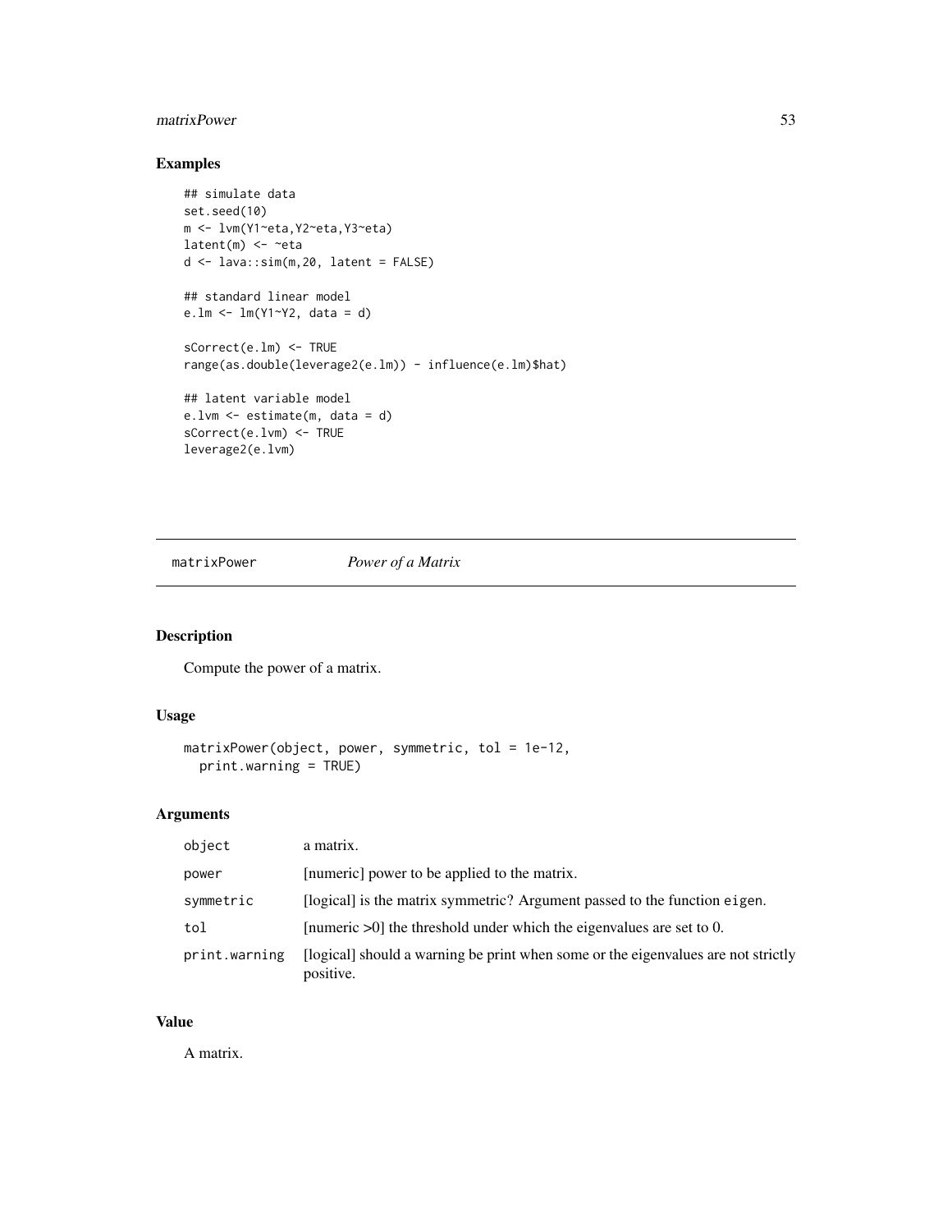### Examples

```
## simulate data
set.seed(10)
m <- lvm(Y1~eta,Y2~eta,Y3~eta)
latent(m) <- ~eta
d <- lava::sim(m,20, latent = FALSE)

## standard linear model
e.lm <- lm(Y1~Y2, data = d)

sCorrect(e.lm) <- TRUE
range(as.double(leverage2(e.lm)) - influence(e.lm)$hat)

## latent variable model
e.lvm <- estimate(m, data = d)
sCorrect(e.lvm) <- TRUE
leverage2(e.lvm)
```

---

## matrixPower *Power of a Matrix*

---

### Description

Compute the power of a matrix.

### Usage

```
matrixPower(object, power, symmetric, tol = 1e-12,
  print.warning = TRUE)
```

### Arguments

| | |
|---|---|
| object | a matrix. |
| power | [numeric] power to be applied to the matrix. |
| symmetric | [logical] is the matrix symmetric? Argument passed to the function eigen. |
| tol | [numeric >0] the threshold under which the eigenvalues are set to 0. |
| print.warning | [logical] should a warning be print when some or the eigenvalues are not strictly positive. |

### Value

A matrix.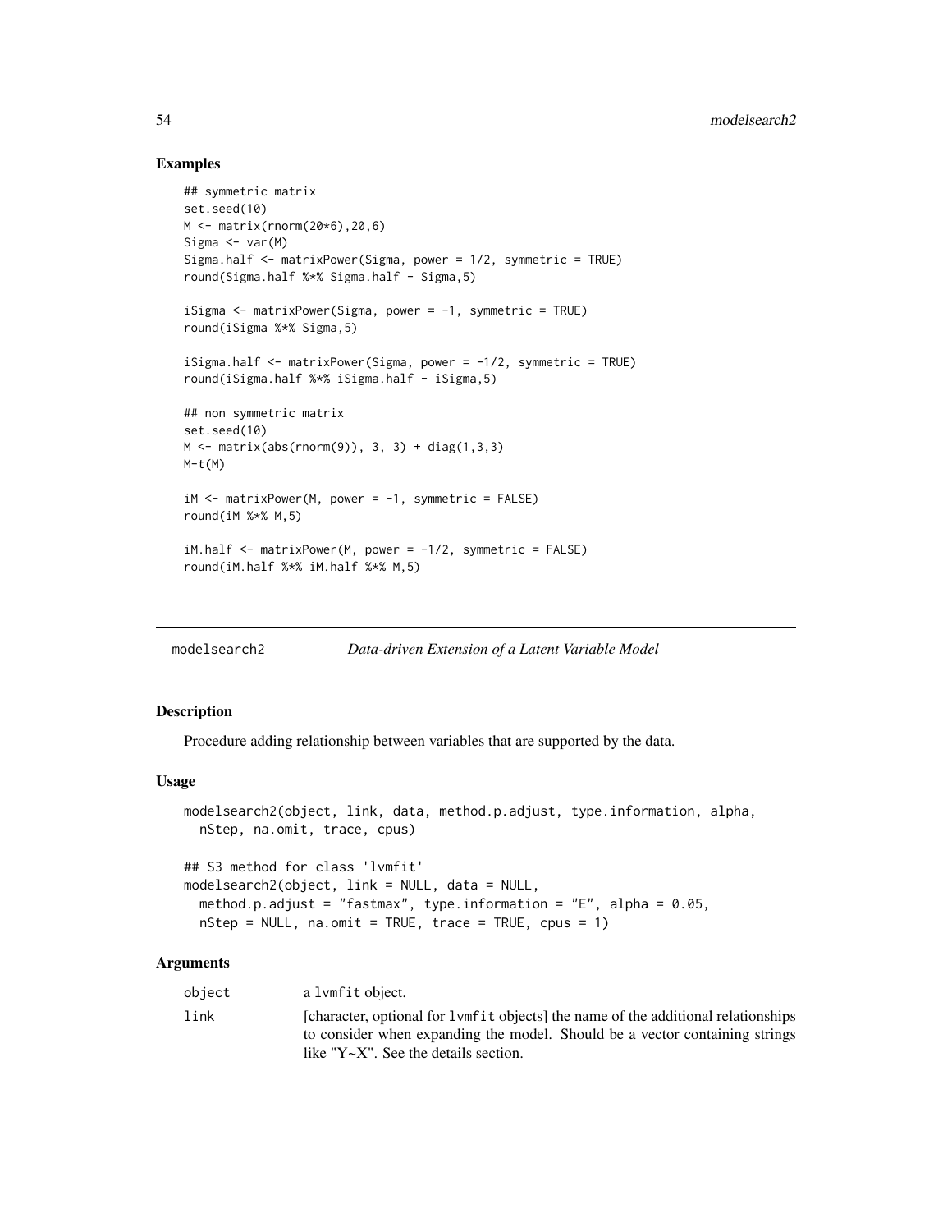## Examples

```
## symmetric matrix
set.seed(10)
M <- matrix(rnorm(20*6),20,6)
Sigma <- var(M)
Sigma.half <- matrixPower(Sigma, power = 1/2, symmetric = TRUE)
round(Sigma.half %*% Sigma.half - Sigma,5)

iSigma <- matrixPower(Sigma, power = -1, symmetric = TRUE)
round(iSigma %*% Sigma,5)

iSigma.half <- matrixPower(Sigma, power = -1/2, symmetric = TRUE)
round(iSigma.half %*% iSigma.half - iSigma,5)

## non symmetric matrix
set.seed(10)
M <- matrix(abs(rnorm(9)), 3, 3) + diag(1,3,3)
M-t(M)

iM <- matrixPower(M, power = -1, symmetric = FALSE)
round(iM %*% M,5)

iM.half <- matrixPower(M, power = -1/2, symmetric = FALSE)
round(iM.half %*% iM.half %*% M,5)
```

---

# modelsearch2 — *Data-driven Extension of a Latent Variable Model*

---

## Description

Procedure adding relationship between variables that are supported by the data.

## Usage

```
modelsearch2(object, link, data, method.p.adjust, type.information, alpha,
  nStep, na.omit, trace, cpus)

## S3 method for class 'lvmfit'
modelsearch2(object, link = NULL, data = NULL,
  method.p.adjust = "fastmax", type.information = "E", alpha = 0.05,
  nStep = NULL, na.omit = TRUE, trace = TRUE, cpus = 1)
```

## Arguments

| | |
|---|---|
| object | a lvmfit object. |
| link | [character, optional for lvmfit objects] the name of the additional relationships to consider when expanding the model. Should be a vector containing strings like "Y~X". See the details section. |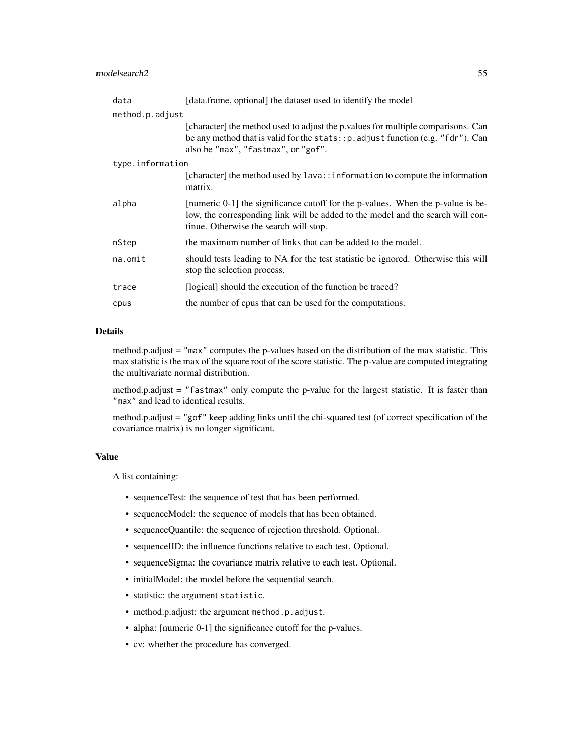| | |
|---|---|
| `data` | [data.frame, optional] the dataset used to identify the model |
| `method.p.adjust` | [character] the method used to adjust the p.values for multiple comparisons. Can be any method that is valid for the `stats::p.adjust` function (e.g. `"fdr"`). Can also be `"max"`, `"fastmax"`, or `"gof"`. |
| `type.information` | [character] the method used by `lava::information` to compute the information matrix. |
| `alpha` | [numeric 0-1] the significance cutoff for the p-values. When the p-value is below, the corresponding link will be added to the model and the search will continue. Otherwise the search will stop. |
| `nStep` | the maximum number of links that can be added to the model. |
| `na.omit` | should tests leading to NA for the test statistic be ignored. Otherwise this will stop the selection process. |
| `trace` | [logical] should the execution of the function be traced? |
| `cpus` | the number of cpus that can be used for the computations. |

## Details

method.p.adjust = `"max"` computes the p-values based on the distribution of the max statistic. This max statistic is the max of the square root of the score statistic. The p-value are computed integrating the multivariate normal distribution.

method.p.adjust = `"fastmax"` only compute the p-value for the largest statistic. It is faster than `"max"` and lead to identical results.

method.p.adjust = `"gof"` keep adding links until the chi-squared test (of correct specification of the covariance matrix) is no longer significant.

## Value

A list containing:

- sequenceTest: the sequence of test that has been performed.
- sequenceModel: the sequence of models that has been obtained.
- sequenceQuantile: the sequence of rejection threshold. Optional.
- sequenceIID: the influence functions relative to each test. Optional.
- sequenceSigma: the covariance matrix relative to each test. Optional.
- initialModel: the model before the sequential search.
- statistic: the argument `statistic`.
- method.p.adjust: the argument `method.p.adjust`.
- alpha: [numeric 0-1] the significance cutoff for the p-values.
- cv: whether the procedure has converged.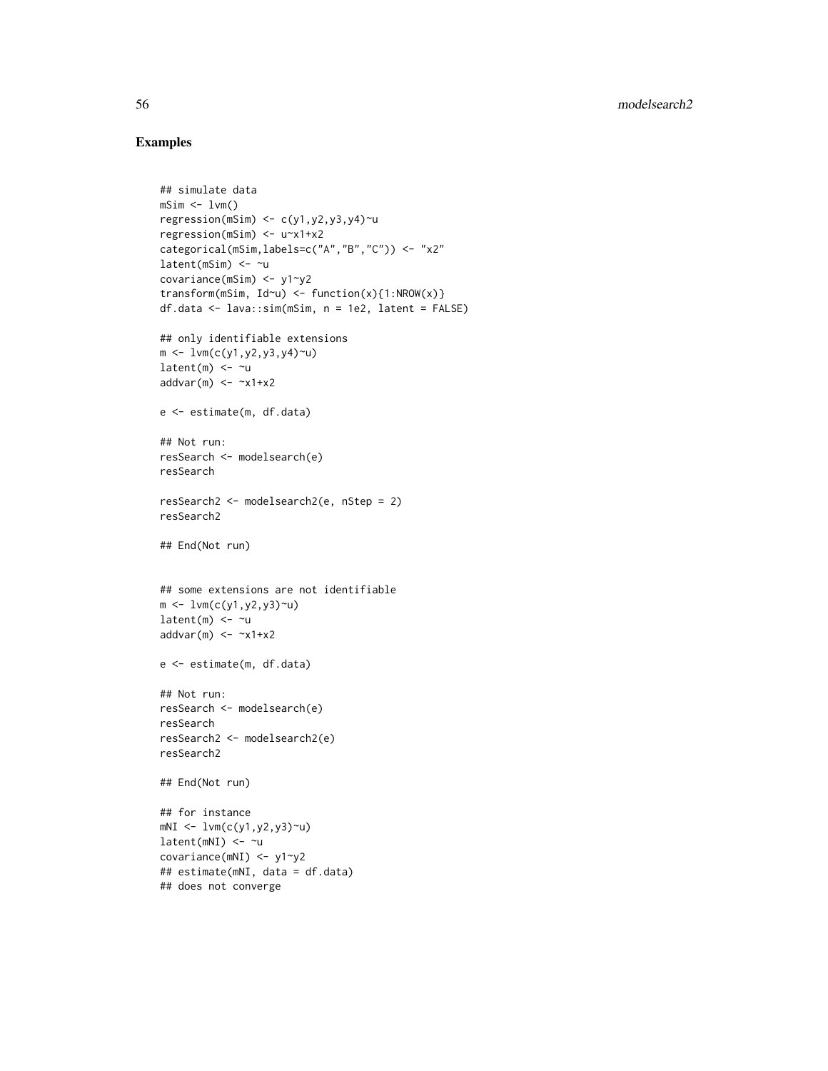## Examples

```
## simulate data
mSim <- lvm()
regression(mSim) <- c(y1,y2,y3,y4)~u
regression(mSim) <- u~x1+x2
categorical(mSim,labels=c("A","B","C")) <- "x2"
latent(mSim) <- ~u
covariance(mSim) <- y1~y2
transform(mSim, Id~u) <- function(x){1:NROW(x)}
df.data <- lava::sim(mSim, n = 1e2, latent = FALSE)

## only identifiable extensions
m <- lvm(c(y1,y2,y3,y4)~u)
latent(m) <- ~u
addvar(m) <- ~x1+x2

e <- estimate(m, df.data)

## Not run:
resSearch <- modelsearch(e)
resSearch

resSearch2 <- modelsearch2(e, nStep = 2)
resSearch2

## End(Not run)


## some extensions are not identifiable
m <- lvm(c(y1,y2,y3)~u)
latent(m) <- ~u
addvar(m) <- ~x1+x2

e <- estimate(m, df.data)

## Not run:
resSearch <- modelsearch(e)
resSearch
resSearch2 <- modelsearch2(e)
resSearch2

## End(Not run)

## for instance
mNI <- lvm(c(y1,y2,y3)~u)
latent(mNI) <- ~u
covariance(mNI) <- y1~y2
## estimate(mNI, data = df.data)
## does not converge
```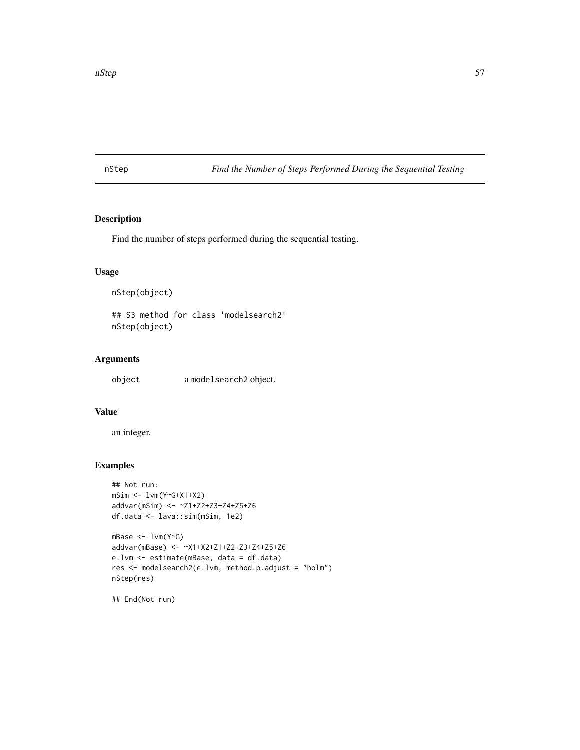# nStep — *Find the Number of Steps Performed During the Sequential Testing*

## Description

Find the number of steps performed during the sequential testing.

## Usage

```
nStep(object)

## S3 method for class 'modelsearch2'
nStep(object)
```

## Arguments

| | |
|---|---|
| object | a modelsearch2 object. |

## Value

an integer.

## Examples

```
## Not run:
mSim <- lvm(Y~G+X1+X2)
addvar(mSim) <- ~Z1+Z2+Z3+Z4+Z5+Z6
df.data <- lava::sim(mSim, 1e2)

mBase <- lvm(Y~G)
addvar(mBase) <- ~X1+X2+Z1+Z2+Z3+Z4+Z5+Z6
e.lvm <- estimate(mBase, data = df.data)
res <- modelsearch2(e.lvm, method.p.adjust = "holm")
nStep(res)

## End(Not run)
```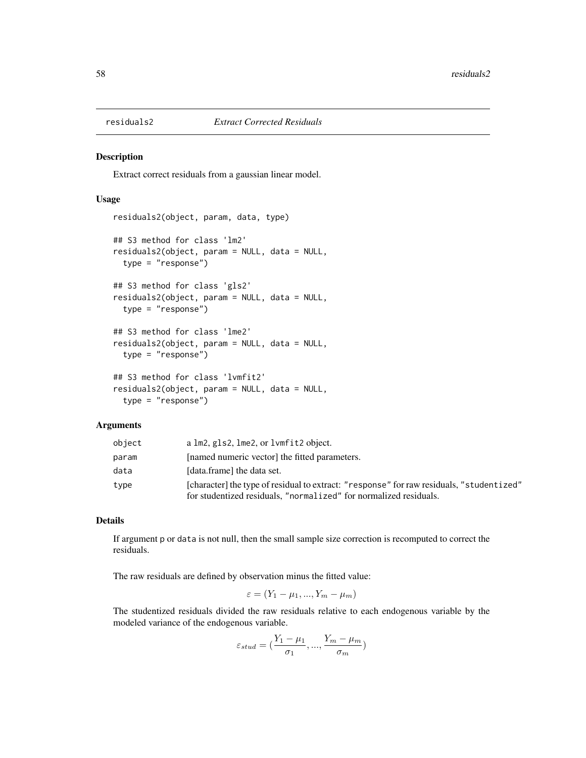# residuals2 — *Extract Corrected Residuals*

## Description

Extract correct residuals from a gaussian linear model.

## Usage

```
residuals2(object, param, data, type)

## S3 method for class 'lm2'
residuals2(object, param = NULL, data = NULL,
  type = "response")

## S3 method for class 'gls2'
residuals2(object, param = NULL, data = NULL,
  type = "response")

## S3 method for class 'lme2'
residuals2(object, param = NULL, data = NULL,
  type = "response")

## S3 method for class 'lvmfit2'
residuals2(object, param = NULL, data = NULL,
  type = "response")
```

## Arguments

| | |
|---|---|
| `object` | a `lm2`, `gls2`, `lme2`, or `lvmfit2` object. |
| `param` | [named numeric vector] the fitted parameters. |
| `data` | [data.frame] the data set. |
| `type` | [character] the type of residual to extract: `"response"` for raw residuals, `"studentized"` for studentized residuals, `"normalized"` for normalized residuals. |

## Details

If argument `p` or `data` is not null, then the small sample size correction is recomputed to correct the residuals.

The raw residuals are defined by observation minus the fitted value:

$$\varepsilon = (Y_1 - \mu_1, ..., Y_m - \mu_m)$$

The studentized residuals divided the raw residuals relative to each endogenous variable by the modeled variance of the endogenous variable.

$$\varepsilon_{stud} = (\frac{Y_1 - \mu_1}{\sigma_1}, ..., \frac{Y_m - \mu_m}{\sigma_m})$$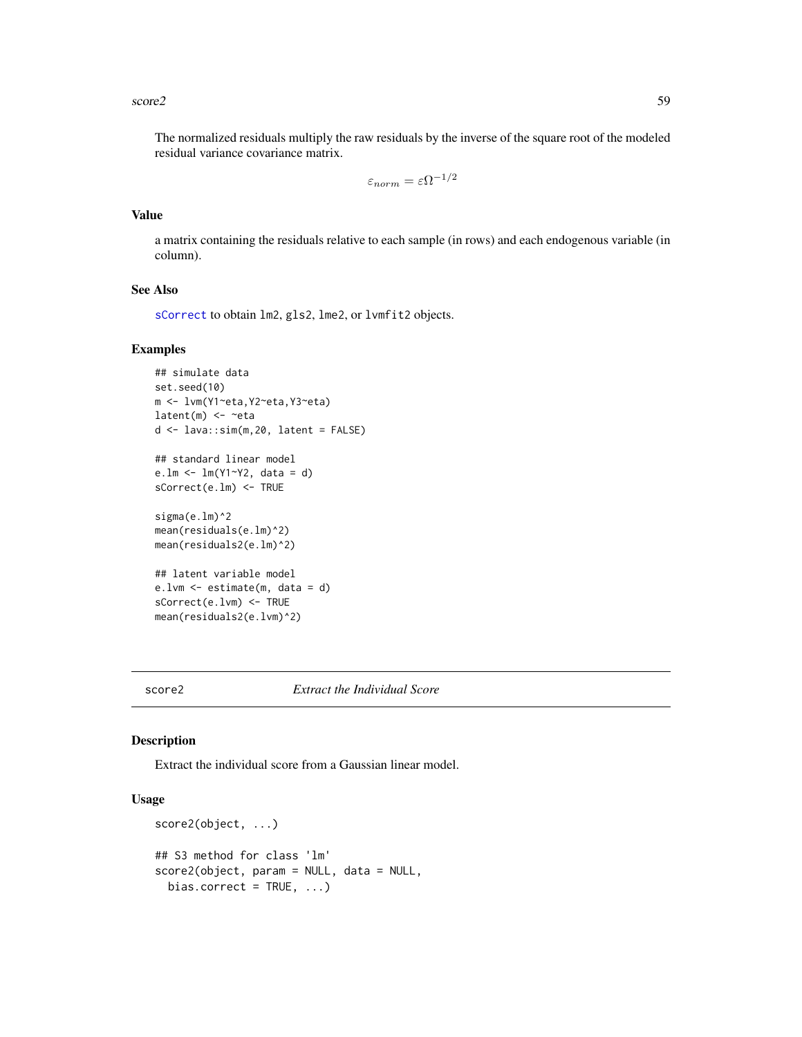The normalized residuals multiply the raw residuals by the inverse of the square root of the modeled residual variance covariance matrix.

$$\varepsilon_{norm} = \varepsilon \Omega^{-1/2}$$

## Value

a matrix containing the residuals relative to each sample (in rows) and each endogenous variable (in column).

## See Also

sCorrect to obtain `lm2`, `gls2`, `lme2`, or `lvmfit2` objects.

## Examples

```
## simulate data
set.seed(10)
m <- lvm(Y1~eta,Y2~eta,Y3~eta)
latent(m) <- ~eta
d <- lava::sim(m,20, latent = FALSE)

## standard linear model
e.lm <- lm(Y1~Y2, data = d)
sCorrect(e.lm) <- TRUE

sigma(e.lm)^2
mean(residuals(e.lm)^2)
mean(residuals2(e.lm)^2)

## latent variable model
e.lvm <- estimate(m, data = d)
sCorrect(e.lvm) <- TRUE
mean(residuals2(e.lvm)^2)
```

---

# score2 — *Extract the Individual Score*

## Description

Extract the individual score from a Gaussian linear model.

## Usage

```
score2(object, ...)

## S3 method for class 'lm'
score2(object, param = NULL, data = NULL,
  bias.correct = TRUE, ...)
```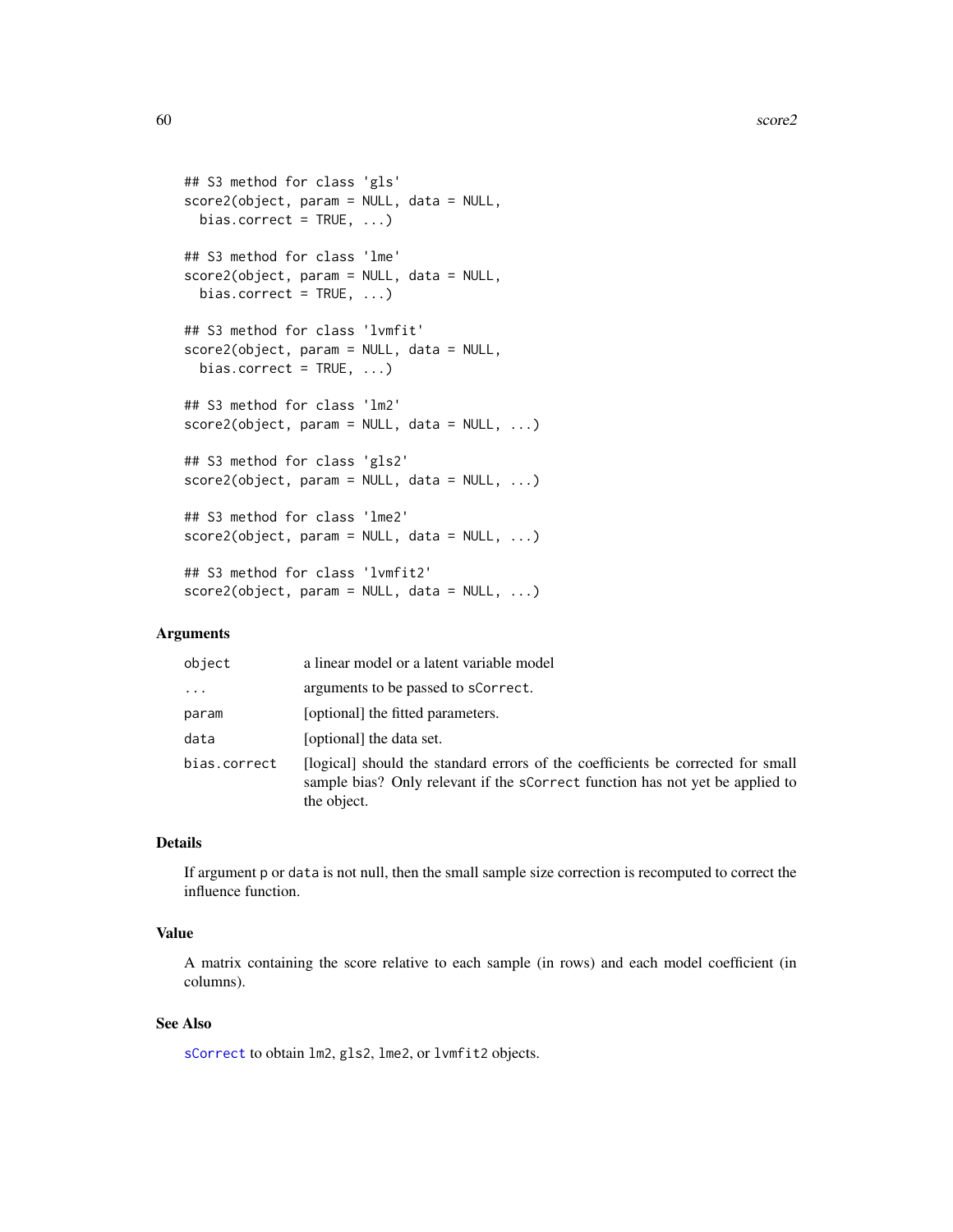```
## S3 method for class 'gls'
score2(object, param = NULL, data = NULL,
  bias.correct = TRUE, ...)

## S3 method for class 'lme'
score2(object, param = NULL, data = NULL,
  bias.correct = TRUE, ...)

## S3 method for class 'lvmfit'
score2(object, param = NULL, data = NULL,
  bias.correct = TRUE, ...)

## S3 method for class 'lm2'
score2(object, param = NULL, data = NULL, ...)

## S3 method for class 'gls2'
score2(object, param = NULL, data = NULL, ...)

## S3 method for class 'lme2'
score2(object, param = NULL, data = NULL, ...)

## S3 method for class 'lvmfit2'
score2(object, param = NULL, data = NULL, ...)
```

### Arguments

| | |
|---|---|
| `object` | a linear model or a latent variable model |
| `...` | arguments to be passed to `sCorrect`. |
| `param` | [optional] the fitted parameters. |
| `data` | [optional] the data set. |
| `bias.correct` | [logical] should the standard errors of the coefficients be corrected for small sample bias? Only relevant if the `sCorrect` function has not yet be applied to the object. |

### Details

If argument `p` or `data` is not null, then the small sample size correction is recomputed to correct the influence function.

### Value

A matrix containing the score relative to each sample (in rows) and each model coefficient (in columns).

### See Also

`sCorrect` to obtain `lm2`, `gls2`, `lme2`, or `lvmfit2` objects.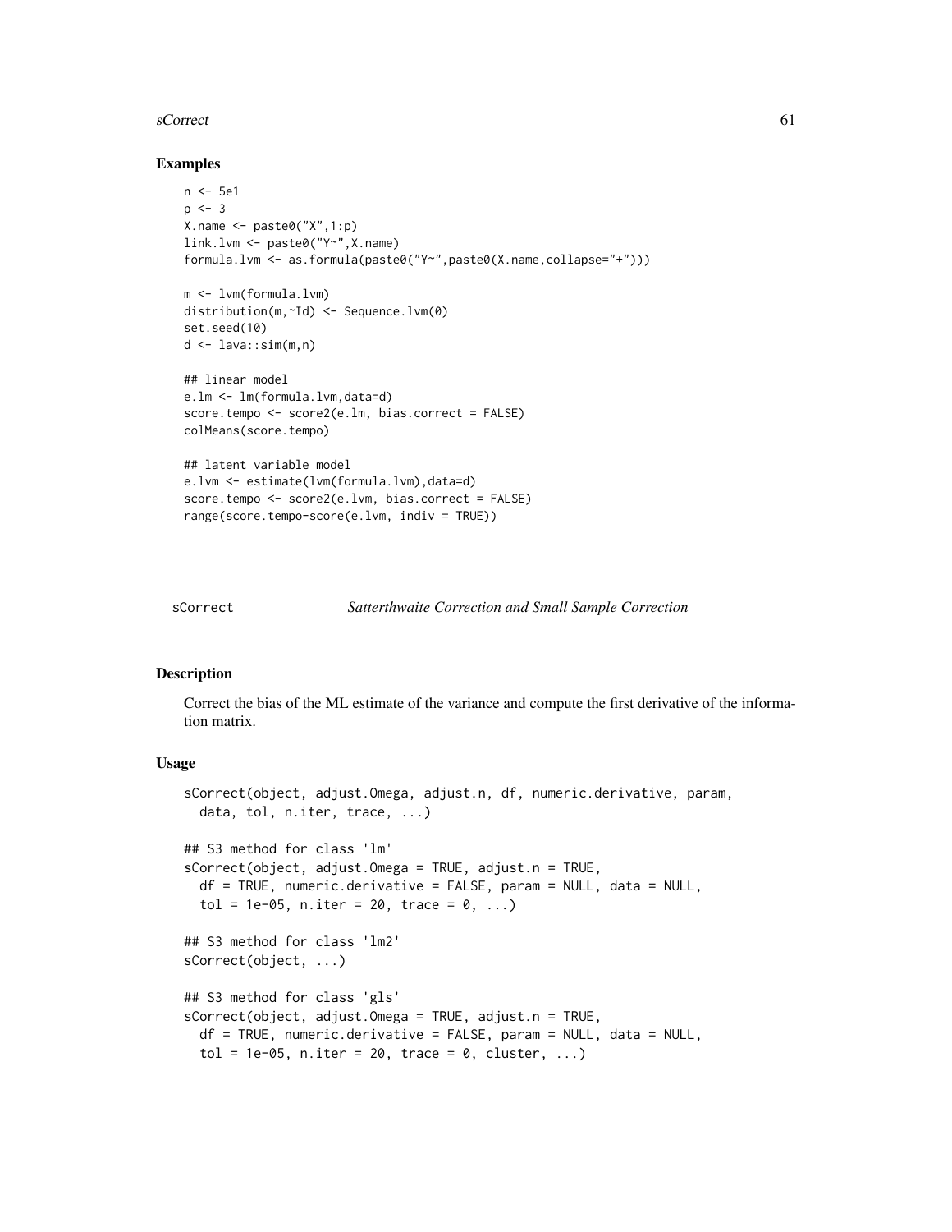## Examples

```
n <- 5e1
p <- 3
X.name <- paste0("X",1:p)
link.lvm <- paste0("Y~",X.name)
formula.lvm <- as.formula(paste0("Y~",paste0(X.name,collapse="+")))

m <- lvm(formula.lvm)
distribution(m,~Id) <- Sequence.lvm(0)
set.seed(10)
d <- lava::sim(m,n)

## linear model
e.lm <- lm(formula.lvm,data=d)
score.tempo <- score2(e.lm, bias.correct = FALSE)
colMeans(score.tempo)

## latent variable model
e.lvm <- estimate(lvm(formula.lvm),data=d)
score.tempo <- score2(e.lvm, bias.correct = FALSE)
range(score.tempo-score(e.lvm, indiv = TRUE))
```

---

# sCorrect — *Satterthwaite Correction and Small Sample Correction*

---

## Description

Correct the bias of the ML estimate of the variance and compute the first derivative of the information matrix.

## Usage

```
sCorrect(object, adjust.Omega, adjust.n, df, numeric.derivative, param,
  data, tol, n.iter, trace, ...)

## S3 method for class 'lm'
sCorrect(object, adjust.Omega = TRUE, adjust.n = TRUE,
  df = TRUE, numeric.derivative = FALSE, param = NULL, data = NULL,
  tol = 1e-05, n.iter = 20, trace = 0, ...)

## S3 method for class 'lm2'
sCorrect(object, ...)

## S3 method for class 'gls'
sCorrect(object, adjust.Omega = TRUE, adjust.n = TRUE,
  df = TRUE, numeric.derivative = FALSE, param = NULL, data = NULL,
  tol = 1e-05, n.iter = 20, trace = 0, cluster, ...)
```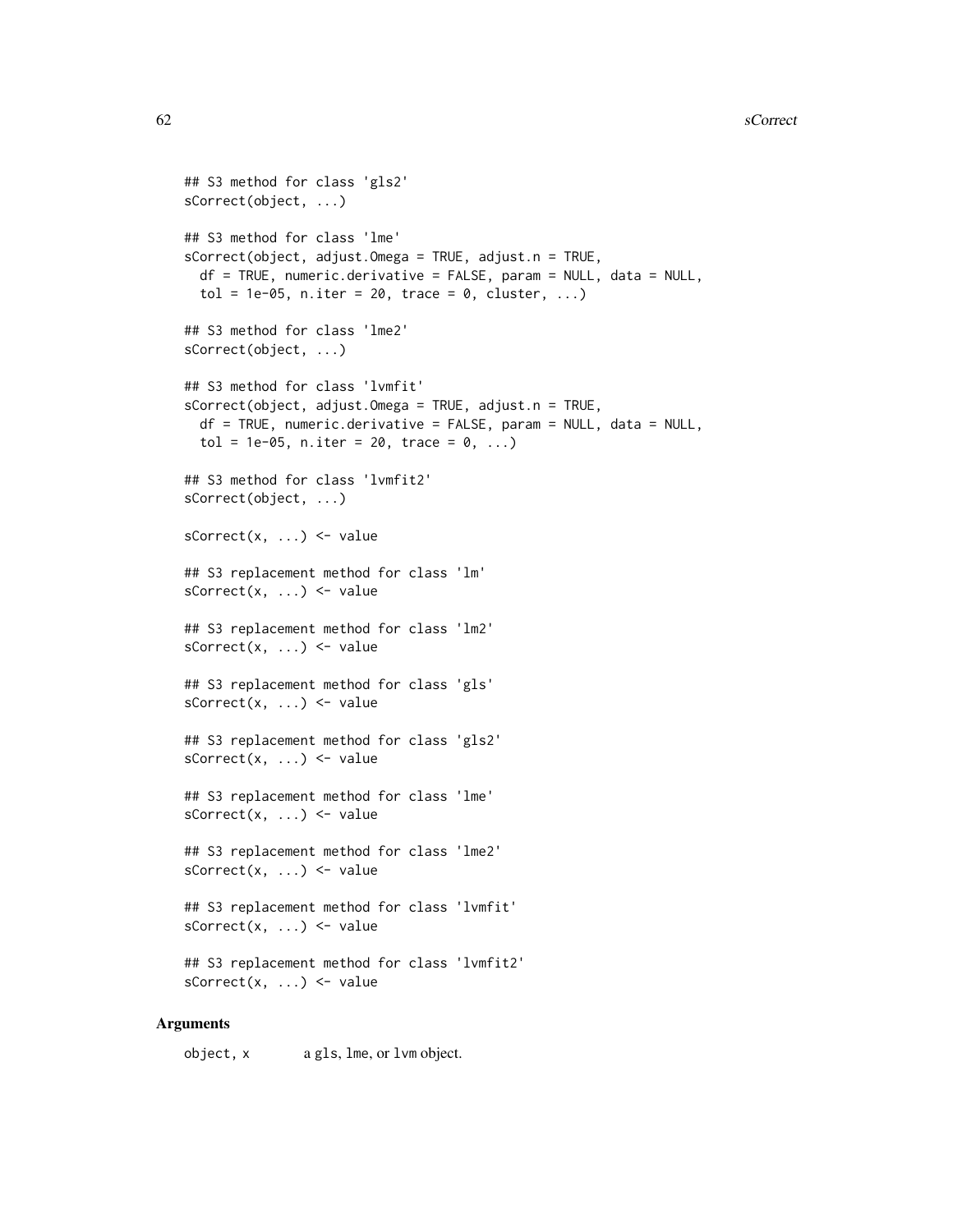```
## S3 method for class 'gls2'
sCorrect(object, ...)

## S3 method for class 'lme'
sCorrect(object, adjust.Omega = TRUE, adjust.n = TRUE,
  df = TRUE, numeric.derivative = FALSE, param = NULL, data = NULL,
  tol = 1e-05, n.iter = 20, trace = 0, cluster, ...)

## S3 method for class 'lme2'
sCorrect(object, ...)

## S3 method for class 'lvmfit'
sCorrect(object, adjust.Omega = TRUE, adjust.n = TRUE,
  df = TRUE, numeric.derivative = FALSE, param = NULL, data = NULL,
  tol = 1e-05, n.iter = 20, trace = 0, ...)

## S3 method for class 'lvmfit2'
sCorrect(object, ...)

sCorrect(x, ...) <- value

## S3 replacement method for class 'lm'
sCorrect(x, ...) <- value

## S3 replacement method for class 'lm2'
sCorrect(x, ...) <- value

## S3 replacement method for class 'gls'
sCorrect(x, ...) <- value

## S3 replacement method for class 'gls2'
sCorrect(x, ...) <- value

## S3 replacement method for class 'lme'
sCorrect(x, ...) <- value

## S3 replacement method for class 'lme2'
sCorrect(x, ...) <- value

## S3 replacement method for class 'lvmfit'
sCorrect(x, ...) <- value

## S3 replacement method for class 'lvmfit2'
sCorrect(x, ...) <- value
```

### Arguments

| | |
|---|---|
| `object, x` | a `gls`, `lme`, or `lvm` object. |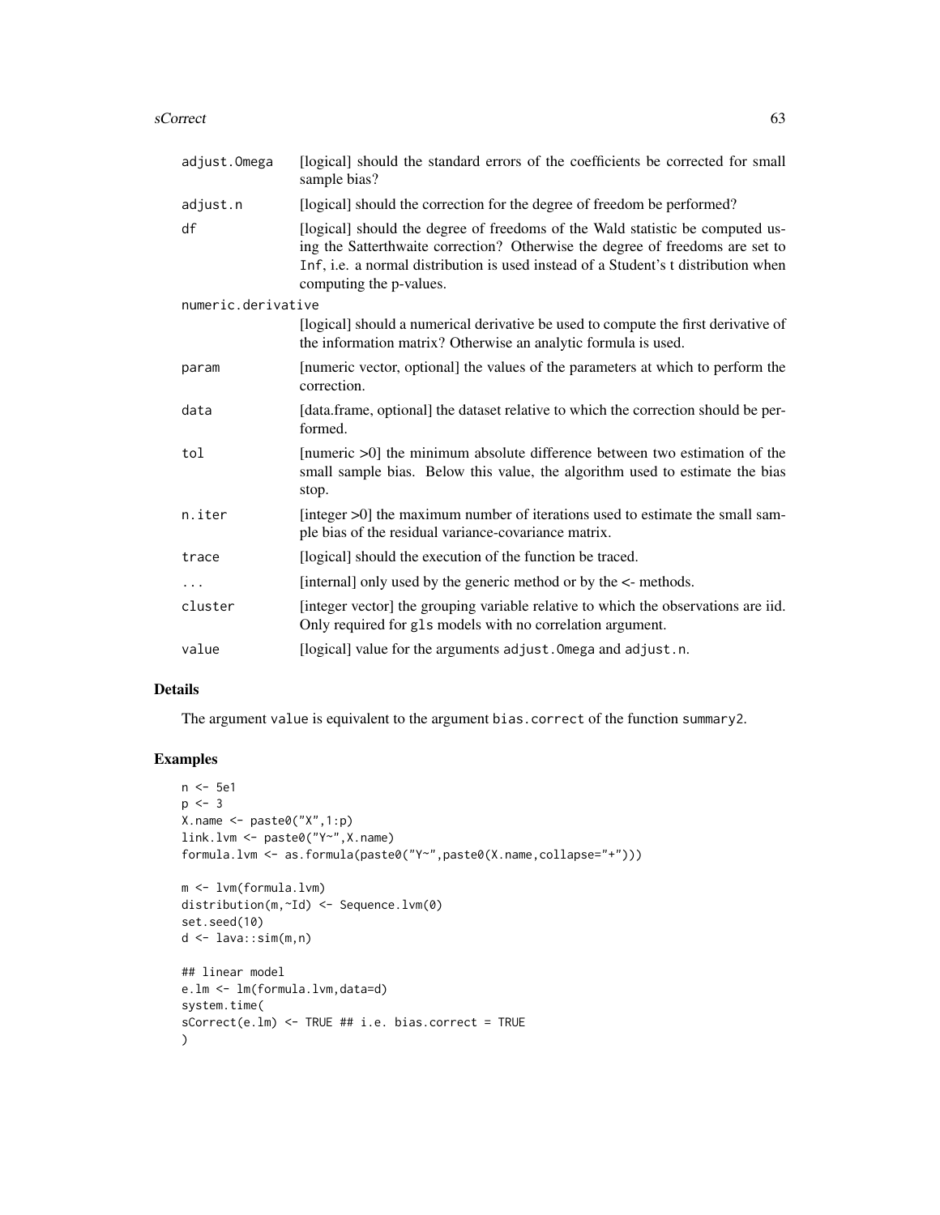| | |
|---|---|
| adjust.Omega | [logical] should the standard errors of the coefficients be corrected for small sample bias? |
| adjust.n | [logical] should the correction for the degree of freedom be performed? |
| df | [logical] should the degree of freedoms of the Wald statistic be computed using the Satterthwaite correction? Otherwise the degree of freedoms are set to Inf, i.e. a normal distribution is used instead of a Student's t distribution when computing the p-values. |
| numeric.derivative | [logical] should a numerical derivative be used to compute the first derivative of the information matrix? Otherwise an analytic formula is used. |
| param | [numeric vector, optional] the values of the parameters at which to perform the correction. |
| data | [data.frame, optional] the dataset relative to which the correction should be performed. |
| tol | [numeric >0] the minimum absolute difference between two estimation of the small sample bias. Below this value, the algorithm used to estimate the bias stop. |
| n.iter | [integer >0] the maximum number of iterations used to estimate the small sample bias of the residual variance-covariance matrix. |
| trace | [logical] should the execution of the function be traced. |
| ... | [internal] only used by the generic method or by the <- methods. |
| cluster | [integer vector] the grouping variable relative to which the observations are iid. Only required for gls models with no correlation argument. |
| value | [logical] value for the arguments adjust.Omega and adjust.n. |

## Details

The argument value is equivalent to the argument bias.correct of the function summary2.

## Examples

```
n <- 5e1
p <- 3
X.name <- paste0("X",1:p)
link.lvm <- paste0("Y~",X.name)
formula.lvm <- as.formula(paste0("Y~",paste0(X.name,collapse="+")))

m <- lvm(formula.lvm)
distribution(m,~Id) <- Sequence.lvm(0)
set.seed(10)
d <- lava::sim(m,n)

## linear model
e.lm <- lm(formula.lvm,data=d)
system.time(
sCorrect(e.lm) <- TRUE ## i.e. bias.correct = TRUE
)
```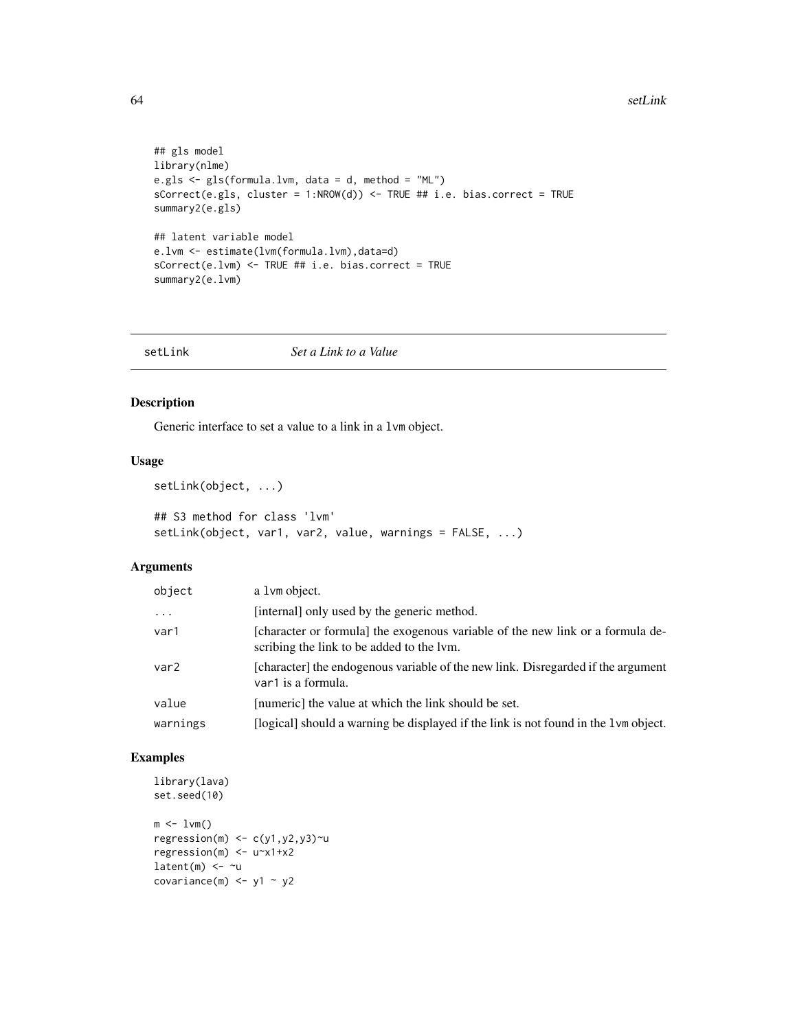```
## gls model
library(nlme)
e.gls <- gls(formula.lvm, data = d, method = "ML")
sCorrect(e.gls, cluster = 1:NROW(d)) <- TRUE ## i.e. bias.correct = TRUE
summary2(e.gls)

## latent variable model
e.lvm <- estimate(lvm(formula.lvm),data=d)
sCorrect(e.lvm) <- TRUE ## i.e. bias.correct = TRUE
summary2(e.lvm)
```

## setLink *Set a Link to a Value*

### Description

Generic interface to set a value to a link in a `lvm` object.

### Usage

```
setLink(object, ...)

## S3 method for class 'lvm'
setLink(object, var1, var2, value, warnings = FALSE, ...)
```

### Arguments

| | |
|---|---|
| object | a `lvm` object. |
| ... | [internal] only used by the generic method. |
| var1 | [character or formula] the exogenous variable of the new link or a formula describing the link to be added to the lvm. |
| var2 | [character] the endogenous variable of the new link. Disregarded if the argument `var1` is a formula. |
| value | [numeric] the value at which the link should be set. |
| warnings | [logical] should a warning be displayed if the link is not found in the `lvm` object. |

### Examples

```
library(lava)
set.seed(10)

m <- lvm()
regression(m) <- c(y1,y2,y3)~u
regression(m) <- u~x1+x2
latent(m) <- ~u
covariance(m) <- y1 ~ y2
```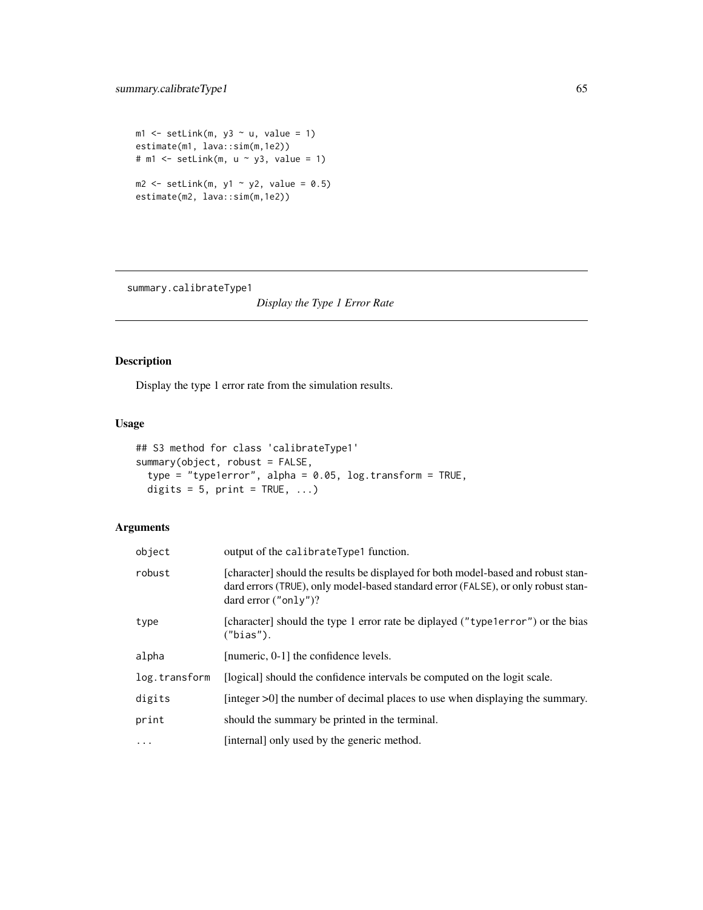```
m1 <- setLink(m, y3 ~ u, value = 1)
estimate(m1, lava::sim(m,1e2))
# m1 <- setLink(m, u ~ y3, value = 1)

m2 <- setLink(m, y1 ~ y2, value = 0.5)
estimate(m2, lava::sim(m,1e2))
```

---

## summary.calibrateType1 — *Display the Type 1 Error Rate*

### Description

Display the type 1 error rate from the simulation results.

### Usage

```
## S3 method for class 'calibrateType1'
summary(object, robust = FALSE,
  type = "type1error", alpha = 0.05, log.transform = TRUE,
  digits = 5, print = TRUE, ...)
```

### Arguments

| | |
|---|---|
| `object` | output of the `calibrateType1` function. |
| `robust` | [character] should the results be displayed for both model-based and robust standard errors (`TRUE`), only model-based standard error (`FALSE`), or only robust standard error (`"only"`)? |
| `type` | [character] should the type 1 error rate be diplayed (`"type1error"`) or the bias (`"bias"`). |
| `alpha` | [numeric, 0-1] the confidence levels. |
| `log.transform` | [logical] should the confidence intervals be computed on the logit scale. |
| `digits` | [integer >0] the number of decimal places to use when displaying the summary. |
| `print` | should the summary be printed in the terminal. |
| `...` | [internal] only used by the generic method. |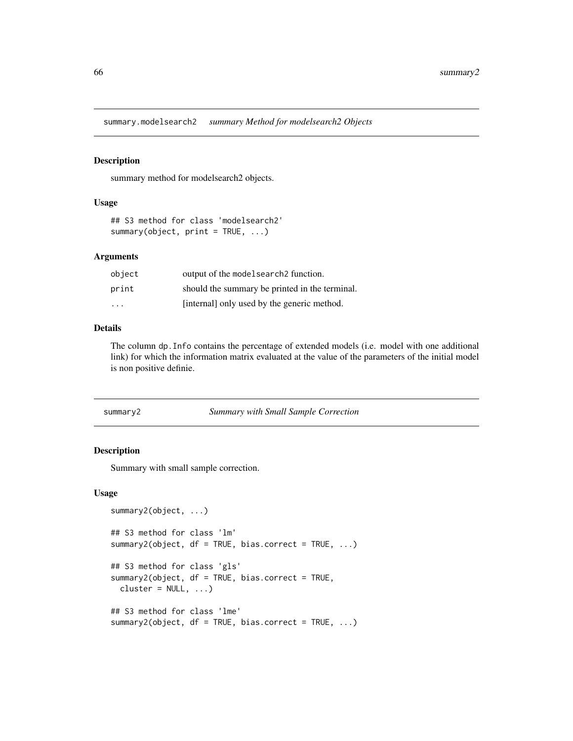## summary.modelsearch2 — *summary Method for modelsearch2 Objects*

### Description

summary method for modelsearch2 objects.

### Usage

```
## S3 method for class 'modelsearch2'
summary(object, print = TRUE, ...)
```

### Arguments

| | |
|---|---|
| object | output of the modelsearch2 function. |
| print | should the summary be printed in the terminal. |
| ... | [internal] only used by the generic method. |

### Details

The column dp.Info contains the percentage of extended models (i.e. model with one additional link) for which the information matrix evaluated at the value of the parameters of the initial model is non positive definie.

## summary2 — *Summary with Small Sample Correction*

### Description

Summary with small sample correction.

### Usage

```
summary2(object, ...)

## S3 method for class 'lm'
summary2(object, df = TRUE, bias.correct = TRUE, ...)

## S3 method for class 'gls'
summary2(object, df = TRUE, bias.correct = TRUE,
  cluster = NULL, ...)

## S3 method for class 'lme'
summary2(object, df = TRUE, bias.correct = TRUE, ...)
```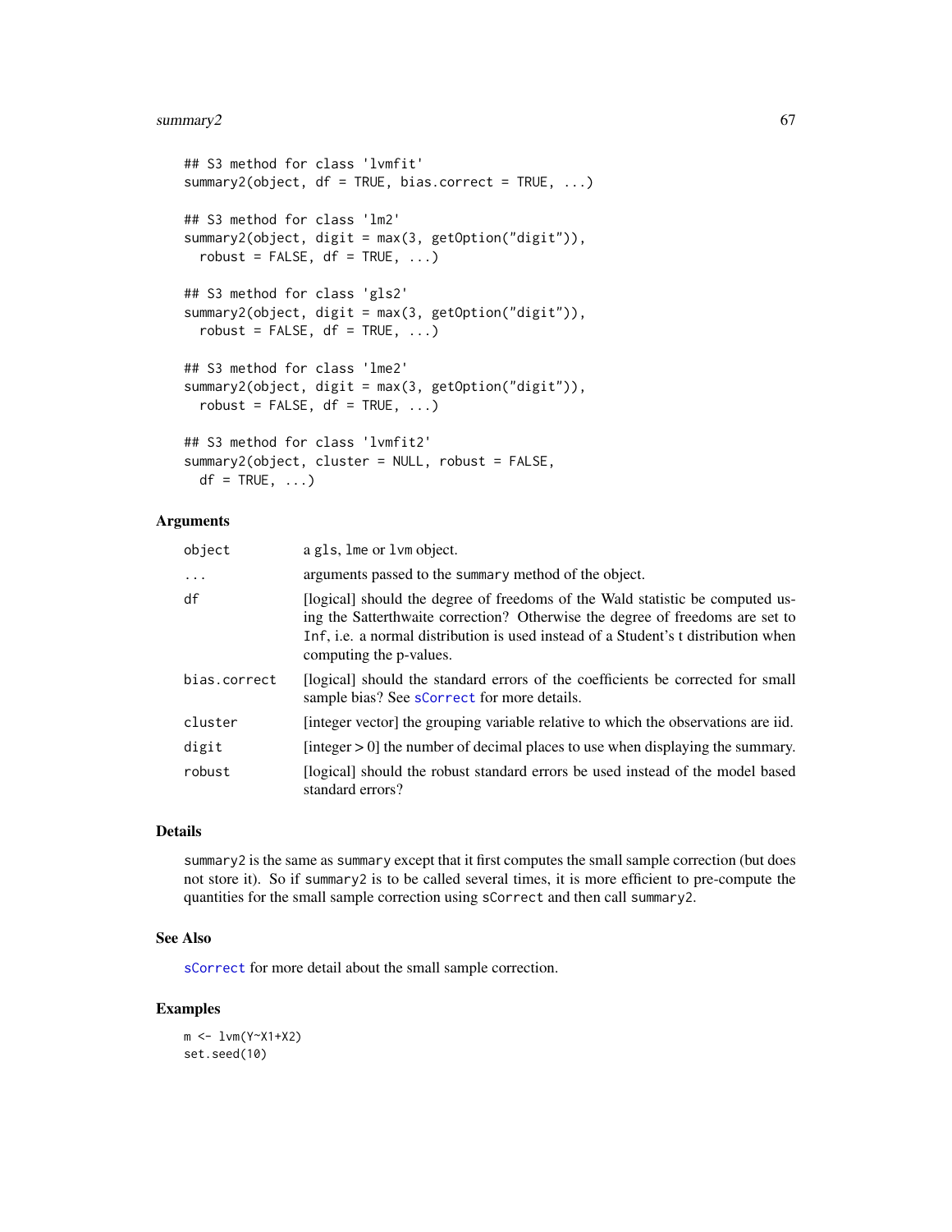```
## S3 method for class 'lvmfit'
summary2(object, df = TRUE, bias.correct = TRUE, ...)

## S3 method for class 'lm2'
summary2(object, digit = max(3, getOption("digit")),
  robust = FALSE, df = TRUE, ...)

## S3 method for class 'gls2'
summary2(object, digit = max(3, getOption("digit")),
  robust = FALSE, df = TRUE, ...)

## S3 method for class 'lme2'
summary2(object, digit = max(3, getOption("digit")),
  robust = FALSE, df = TRUE, ...)

## S3 method for class 'lvmfit2'
summary2(object, cluster = NULL, robust = FALSE,
  df = TRUE, ...)
```

### Arguments

| | |
|---|---|
| `object` | a `gls`, `lme` or `lvm` object. |
| `...` | arguments passed to the `summary` method of the object. |
| `df` | [logical] should the degree of freedoms of the Wald statistic be computed using the Satterthwaite correction? Otherwise the degree of freedoms are set to `Inf`, i.e. a normal distribution is used instead of a Student's t distribution when computing the p-values. |
| `bias.correct` | [logical] should the standard errors of the coefficients be corrected for small sample bias? See `sCorrect` for more details. |
| `cluster` | [integer vector] the grouping variable relative to which the observations are iid. |
| `digit` | [integer > 0] the number of decimal places to use when displaying the summary. |
| `robust` | [logical] should the robust standard errors be used instead of the model based standard errors? |

### Details

`summary2` is the same as `summary` except that it first computes the small sample correction (but does not store it). So if `summary2` is to be called several times, it is more efficient to pre-compute the quantities for the small sample correction using `sCorrect` and then call `summary2`.

### See Also

`sCorrect` for more detail about the small sample correction.

### Examples

```
m <- lvm(Y~X1+X2)
set.seed(10)
```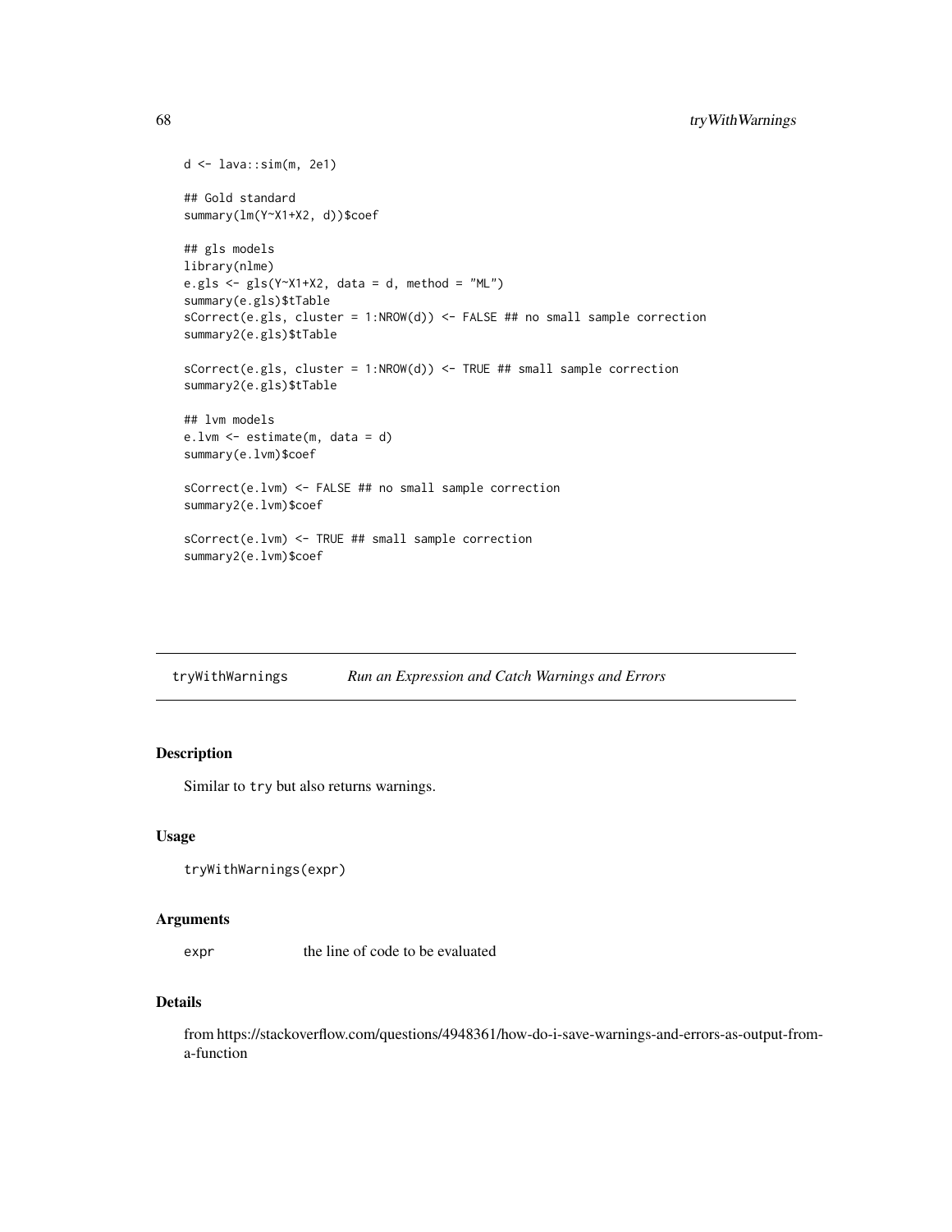```
d <- lava::sim(m, 2e1)

## Gold standard
summary(lm(Y~X1+X2, d))$coef

## gls models
library(nlme)
e.gls <- gls(Y~X1+X2, data = d, method = "ML")
summary(e.gls)$tTable
sCorrect(e.gls, cluster = 1:NROW(d)) <- FALSE ## no small sample correction
summary2(e.gls)$tTable

sCorrect(e.gls, cluster = 1:NROW(d)) <- TRUE ## small sample correction
summary2(e.gls)$tTable

## lvm models
e.lvm <- estimate(m, data = d)
summary(e.lvm)$coef

sCorrect(e.lvm) <- FALSE ## no small sample correction
summary2(e.lvm)$coef

sCorrect(e.lvm) <- TRUE ## small sample correction
summary2(e.lvm)$coef
```

---

## tryWithWarnings — *Run an Expression and Catch Warnings and Errors*

### Description

Similar to `try` but also returns warnings.

### Usage

```
tryWithWarnings(expr)
```

### Arguments

| | |
|---|---|
| `expr` | the line of code to be evaluated |

### Details

from https://stackoverflow.com/questions/4948361/how-do-i-save-warnings-and-errors-as-output-from-a-function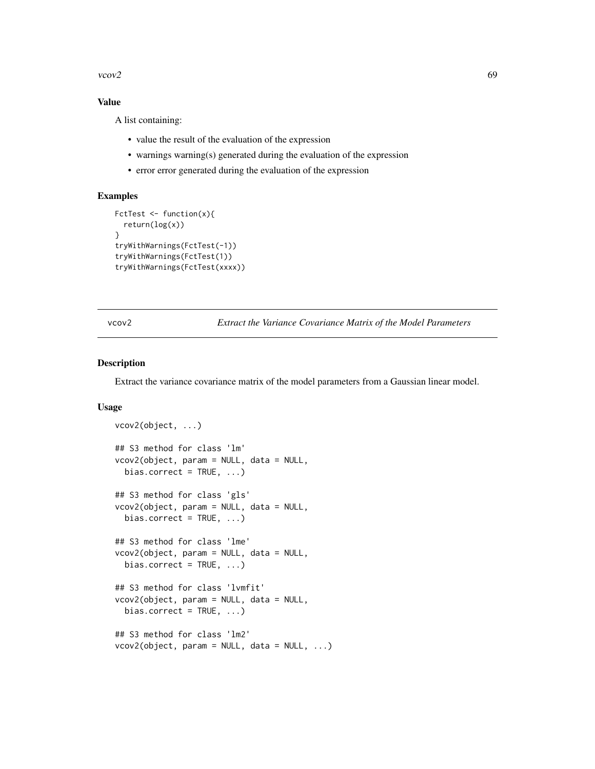### Value

A list containing:

- value the result of the evaluation of the expression
- warnings warning(s) generated during the evaluation of the expression
- error error generated during the evaluation of the expression

### Examples

```
FctTest <- function(x){
  return(log(x))
}
tryWithWarnings(FctTest(-1))
tryWithWarnings(FctTest(1))
tryWithWarnings(FctTest(xxxx))
```

---

## vcov2 — *Extract the Variance Covariance Matrix of the Model Parameters*

---

### Description

Extract the variance covariance matrix of the model parameters from a Gaussian linear model.

### Usage

```
vcov2(object, ...)

## S3 method for class 'lm'
vcov2(object, param = NULL, data = NULL,
  bias.correct = TRUE, ...)

## S3 method for class 'gls'
vcov2(object, param = NULL, data = NULL,
  bias.correct = TRUE, ...)

## S3 method for class 'lme'
vcov2(object, param = NULL, data = NULL,
  bias.correct = TRUE, ...)

## S3 method for class 'lvmfit'
vcov2(object, param = NULL, data = NULL,
  bias.correct = TRUE, ...)

## S3 method for class 'lm2'
vcov2(object, param = NULL, data = NULL, ...)
```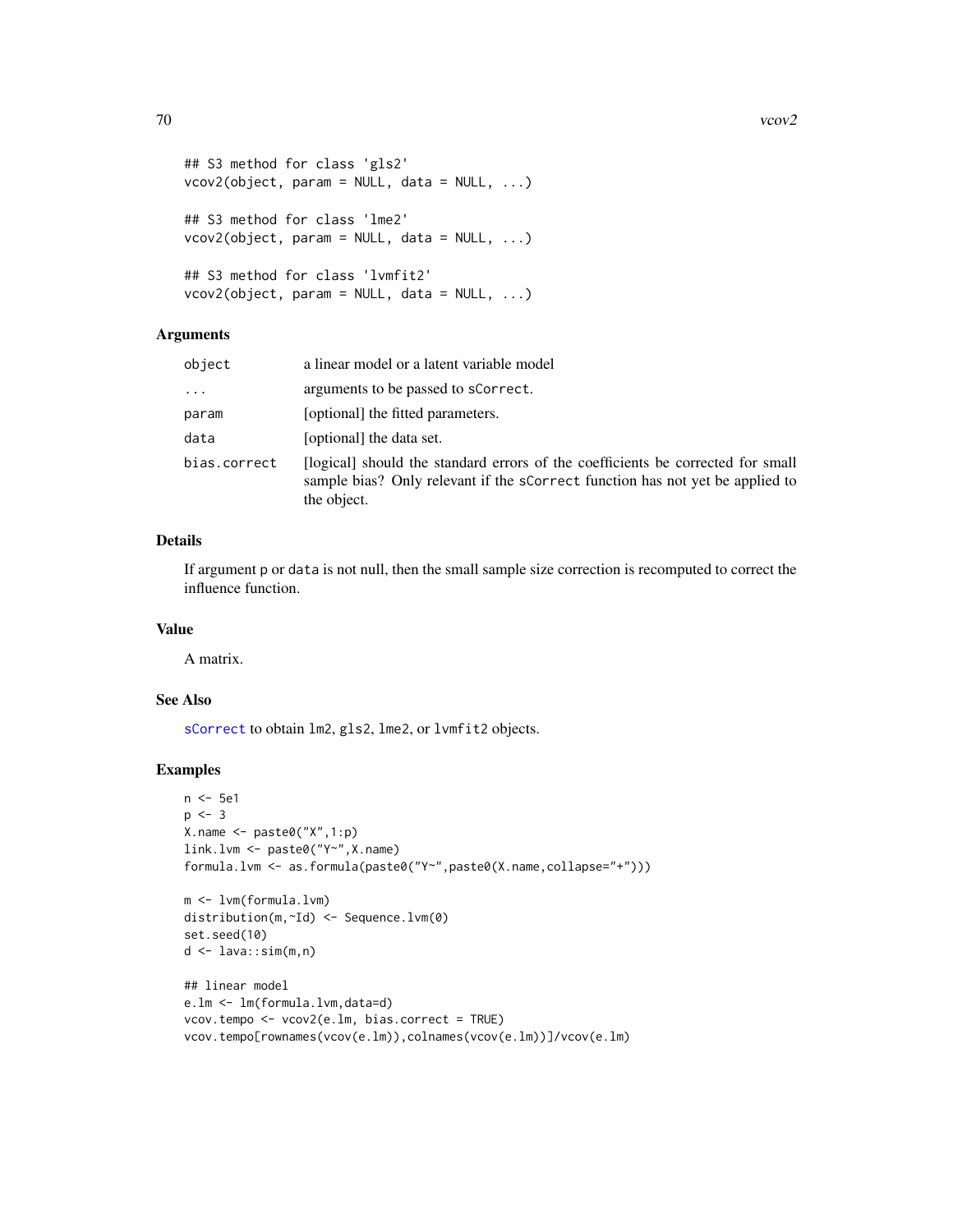```
## S3 method for class 'gls2'
vcov2(object, param = NULL, data = NULL, ...)

## S3 method for class 'lme2'
vcov2(object, param = NULL, data = NULL, ...)

## S3 method for class 'lvmfit2'
vcov2(object, param = NULL, data = NULL, ...)
```

## Arguments

| | |
|---|---|
| `object` | a linear model or a latent variable model |
| `...` | arguments to be passed to `sCorrect`. |
| `param` | [optional] the fitted parameters. |
| `data` | [optional] the data set. |
| `bias.correct` | [logical] should the standard errors of the coefficients be corrected for small sample bias? Only relevant if the `sCorrect` function has not yet be applied to the object. |

## Details

If argument `p` or `data` is not null, then the small sample size correction is recomputed to correct the influence function.

## Value

A matrix.

## See Also

`sCorrect` to obtain `lm2`, `gls2`, `lme2`, or `lvmfit2` objects.

## Examples

```
n <- 5e1
p <- 3
X.name <- paste0("X",1:p)
link.lvm <- paste0("Y~",X.name)
formula.lvm <- as.formula(paste0("Y~",paste0(X.name,collapse="+")))

m <- lvm(formula.lvm)
distribution(m,~Id) <- Sequence.lvm(0)
set.seed(10)
d <- lava::sim(m,n)

## linear model
e.lm <- lm(formula.lvm,data=d)
vcov.tempo <- vcov2(e.lm, bias.correct = TRUE)
vcov.tempo[rownames(vcov(e.lm)),colnames(vcov(e.lm))]/vcov(e.lm)
```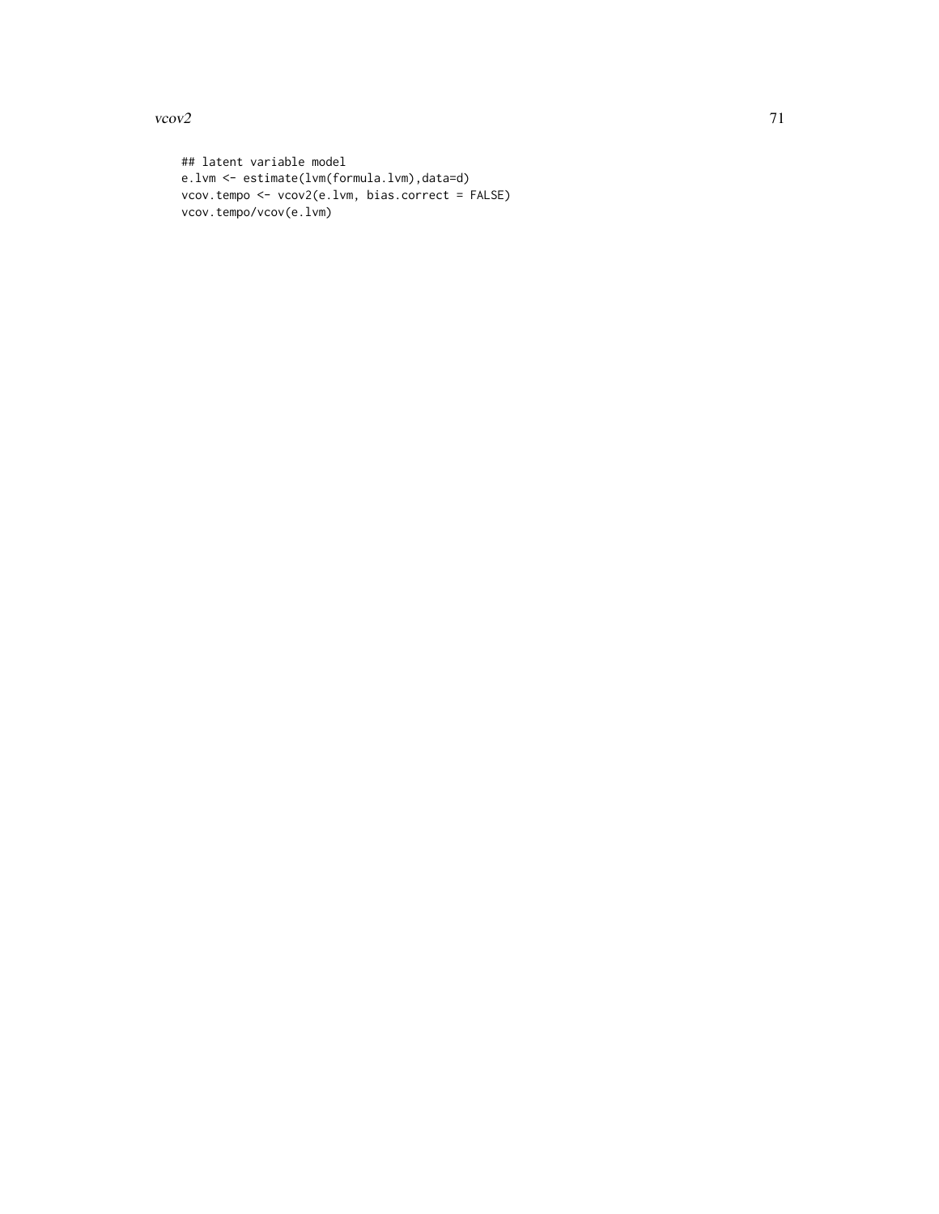```
## latent variable model
e.lvm <- estimate(lvm(formula.lvm),data=d)
vcov.tempo <- vcov2(e.lvm, bias.correct = FALSE)
vcov.tempo/vcov(e.lvm)
```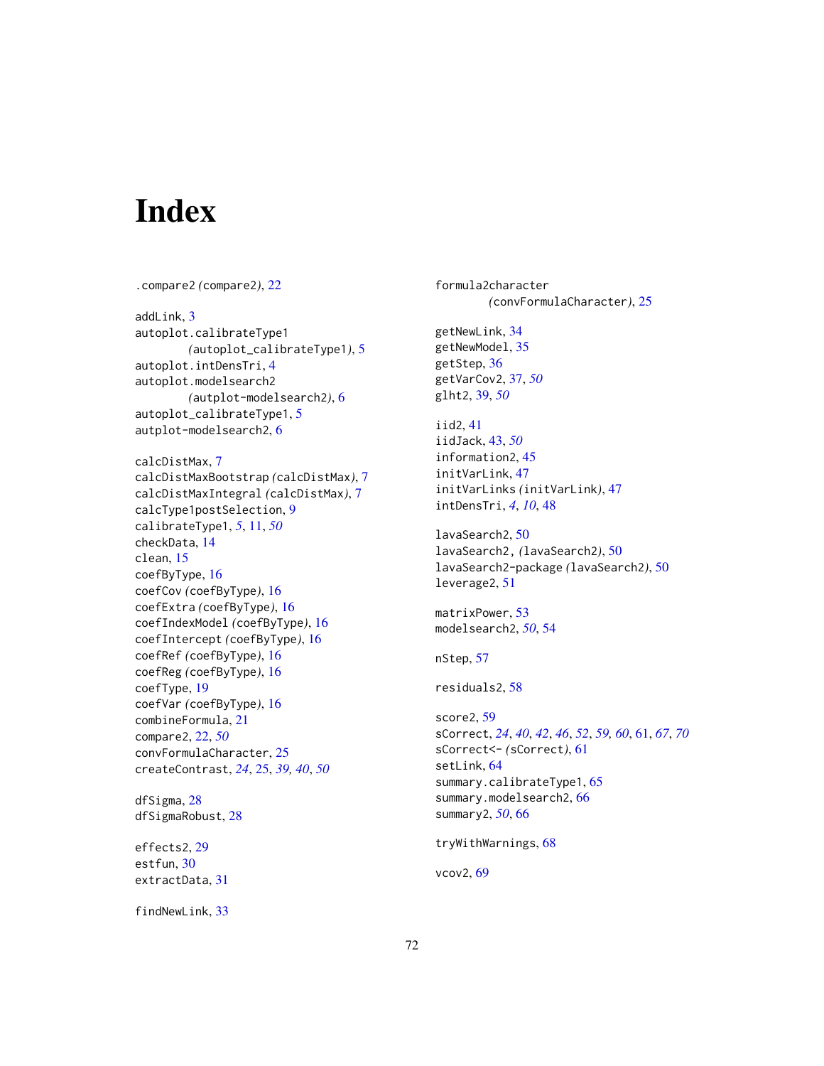# Index

.compare2 (compare2), 22

addLink, 3
autoplot.calibrateType1 (autoplot_calibrateType1), 5
autoplot.intDensTri, 4
autoplot.modelsearch2 (autplot-modelsearch2), 6
autoplot_calibrateType1, 5
autplot-modelsearch2, 6

calcDistMax, 7
calcDistMaxBootstrap (calcDistMax), 7
calcDistMaxIntegral (calcDistMax), 7
calcType1postSelection, 9
calibrateType1, *5*, 11, *50*
checkData, 14
clean, 15
coefByType, 16
coefCov (coefByType), 16
coefExtra (coefByType), 16
coefIndexModel (coefByType), 16
coefIntercept (coefByType), 16
coefRef (coefByType), 16
coefReg (coefByType), 16
coefType, 19
coefVar (coefByType), 16
combineFormula, 21
compare2, 22, *50*
convFormulaCharacter, 25
createContrast, *24*, 25, *39, 40*, *50*

dfSigma, 28
dfSigmaRobust, 28

effects2, 29
estfun, 30
extractData, 31

findNewLink, 33

formula2character (convFormulaCharacter), 25

getNewLink, 34
getNewModel, 35
getStep, 36
getVarCov2, 37, *50*
glht2, 39, *50*

iid2, 41
iidJack, 43, *50*
information2, 45
initVarLink, 47
initVarLinks (initVarLink), 47
intDensTri, *4*, *10*, 48

lavaSearch2, 50
lavaSearch2, (lavaSearch2), 50
lavaSearch2-package (lavaSearch2), 50
leverage2, 51

matrixPower, 53
modelsearch2, *50*, 54

nStep, 57

residuals2, 58

score2, 59
sCorrect, *24*, *40*, *42*, *46*, *52*, *59, 60*, 61, *67*, *70*
sCorrect<- (sCorrect), 61
setLink, 64
summary.calibrateType1, 65
summary.modelsearch2, 66
summary2, *50*, 66

tryWithWarnings, 68

vcov2, 69